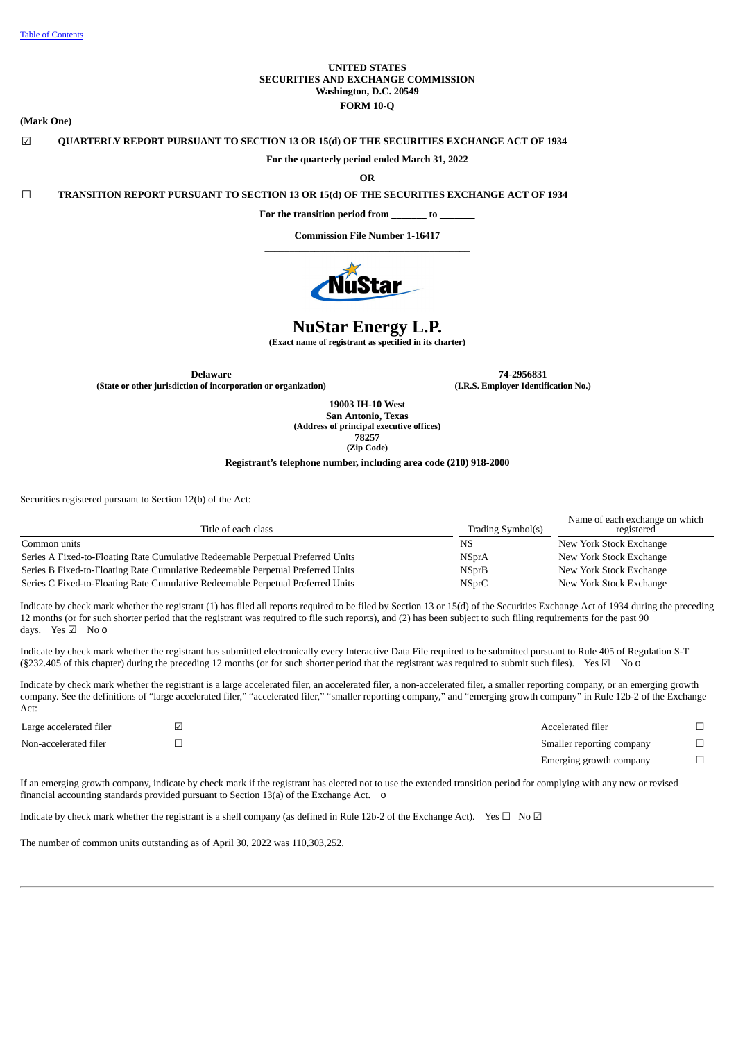Table of Contents

**UNITED STATES**
**SECURITIES AND EXCHANGE COMMISSION**
**Washington, D.C. 20549**
**FORM 10-Q**

**(Mark One)**

☑ **QUARTERLY REPORT PURSUANT TO SECTION 13 OR 15(d) OF THE SECURITIES EXCHANGE ACT OF 1934**

**For the quarterly period ended March 31, 2022**

**OR**

☐ **TRANSITION REPORT PURSUANT TO SECTION 13 OR 15(d) OF THE SECURITIES EXCHANGE ACT OF 1934**

**For the transition period from _______ to _______**

**Commission File Number 1-16417**

# NuStar Energy L.P.

**(Exact name of registrant as specified in its charter)**

| **Delaware** | **74-2956831** |
|---|---|
| **(State or other jurisdiction of incorporation or organization)** | **(I.R.S. Employer Identification No.)** |

**19003 IH-10 West**
**San Antonio, Texas**
**(Address of principal executive offices)**
**78257**
**(Zip Code)**

**Registrant's telephone number, including area code (210) 918-2000**

Securities registered pursuant to Section 12(b) of the Act:

| Title of each class | Trading Symbol(s) | Name of each exchange on which registered |
|---|---|---|
| Common units | NS | New York Stock Exchange |
| Series A Fixed-to-Floating Rate Cumulative Redeemable Perpetual Preferred Units | NSprA | New York Stock Exchange |
| Series B Fixed-to-Floating Rate Cumulative Redeemable Perpetual Preferred Units | NSprB | New York Stock Exchange |
| Series C Fixed-to-Floating Rate Cumulative Redeemable Perpetual Preferred Units | NSprC | New York Stock Exchange |

Indicate by check mark whether the registrant (1) has filed all reports required to be filed by Section 13 or 15(d) of the Securities Exchange Act of 1934 during the preceding 12 months (or for such shorter period that the registrant was required to file such reports), and (2) has been subject to such filing requirements for the past 90 days. Yes ☑ No o

Indicate by check mark whether the registrant has submitted electronically every Interactive Data File required to be submitted pursuant to Rule 405 of Regulation S-T (§232.405 of this chapter) during the preceding 12 months (or for such shorter period that the registrant was required to submit such files). Yes ☑ No o

Indicate by check mark whether the registrant is a large accelerated filer, an accelerated filer, a non-accelerated filer, a smaller reporting company, or an emerging growth company. See the definitions of "large accelerated filer," "accelerated filer," "smaller reporting company," and "emerging growth company" in Rule 12b-2 of the Exchange Act:

| | | | |
|---|---|---|---|
| Large accelerated filer | ☑ | Accelerated filer | ☐ |
| Non-accelerated filer | ☐ | Smaller reporting company | ☐ |
| | | Emerging growth company | ☐ |

If an emerging growth company, indicate by check mark if the registrant has elected not to use the extended transition period for complying with any new or revised financial accounting standards provided pursuant to Section 13(a) of the Exchange Act. o

Indicate by check mark whether the registrant is a shell company (as defined in Rule 12b-2 of the Exchange Act). Yes ☐ No ☑

The number of common units outstanding as of April 30, 2022 was 110,303,252.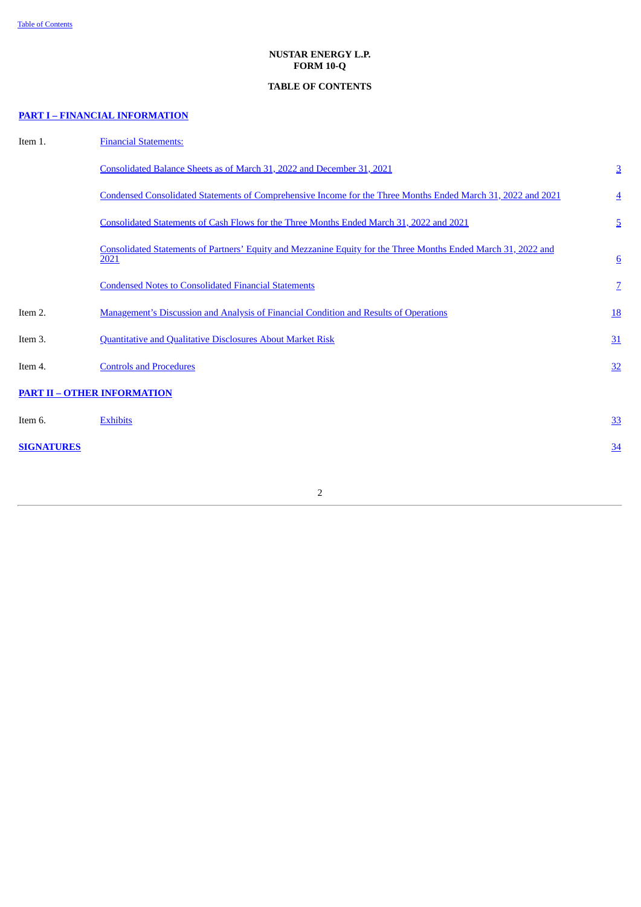**NUSTAR ENERGY L.P.**
**FORM 10-Q**

**TABLE OF CONTENTS**

**PART I – FINANCIAL INFORMATION**

| | | |
|---|---|---|
| Item 1. | Financial Statements: | |
| | Consolidated Balance Sheets as of March 31, 2022 and December 31, 2021 | 3 |
| | Condensed Consolidated Statements of Comprehensive Income for the Three Months Ended March 31, 2022 and 2021 | 4 |
| | Consolidated Statements of Cash Flows for the Three Months Ended March 31, 2022 and 2021 | 5 |
| | Consolidated Statements of Partners' Equity and Mezzanine Equity for the Three Months Ended March 31, 2022 and 2021 | 6 |
| | Condensed Notes to Consolidated Financial Statements | 7 |
| Item 2. | Management's Discussion and Analysis of Financial Condition and Results of Operations | 18 |
| Item 3. | Quantitative and Qualitative Disclosures About Market Risk | 31 |
| Item 4. | Controls and Procedures | 32 |

**PART II – OTHER INFORMATION**

| | | |
|---|---|---|
| Item 6. | Exhibits | 33 |

**SIGNATURES** 34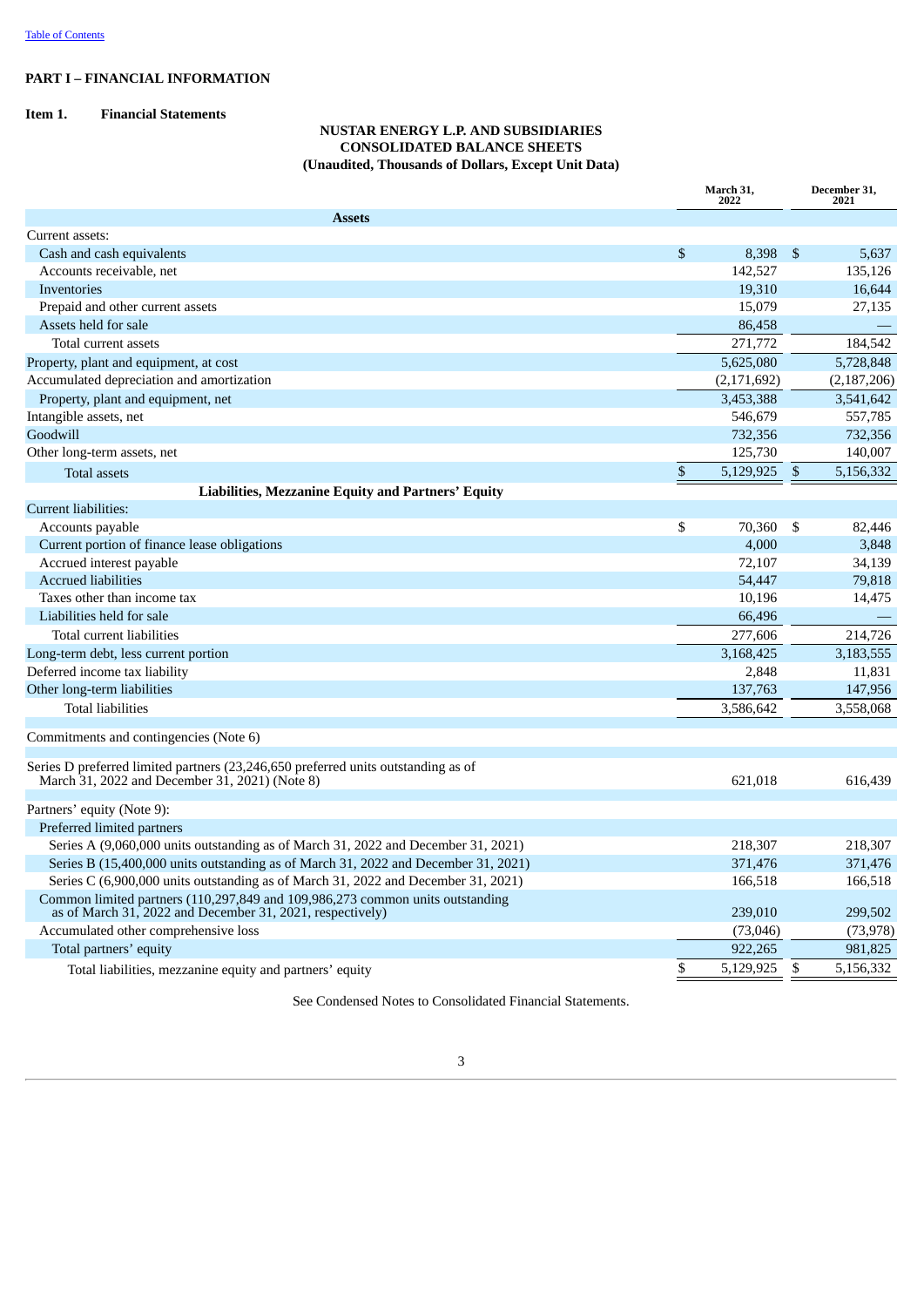# PART I – FINANCIAL INFORMATION

## Item 1. Financial Statements

### NUSTAR ENERGY L.P. AND SUBSIDIARIES
### CONSOLIDATED BALANCE SHEETS
### (Unaudited, Thousands of Dollars, Except Unit Data)

| | March 31, 2022 | December 31, 2021 |
|---|---|---|
| **Assets** | | |
| Current assets: | | |
| Cash and cash equivalents | $ 8,398 | $ 5,637 |
| Accounts receivable, net | 142,527 | 135,126 |
| Inventories | 19,310 | 16,644 |
| Prepaid and other current assets | 15,079 | 27,135 |
| Assets held for sale | 86,458 | — |
| Total current assets | 271,772 | 184,542 |
| Property, plant and equipment, at cost | 5,625,080 | 5,728,848 |
| Accumulated depreciation and amortization | (2,171,692) | (2,187,206) |
| Property, plant and equipment, net | 3,453,388 | 3,541,642 |
| Intangible assets, net | 546,679 | 557,785 |
| Goodwill | 732,356 | 732,356 |
| Other long-term assets, net | 125,730 | 140,007 |
| Total assets | $ 5,129,925 | $ 5,156,332 |
| **Liabilities, Mezzanine Equity and Partners' Equity** | | |
| Current liabilities: | | |
| Accounts payable | $ 70,360 | $ 82,446 |
| Current portion of finance lease obligations | 4,000 | 3,848 |
| Accrued interest payable | 72,107 | 34,139 |
| Accrued liabilities | 54,447 | 79,818 |
| Taxes other than income tax | 10,196 | 14,475 |
| Liabilities held for sale | 66,496 | — |
| Total current liabilities | 277,606 | 214,726 |
| Long-term debt, less current portion | 3,168,425 | 3,183,555 |
| Deferred income tax liability | 2,848 | 11,831 |
| Other long-term liabilities | 137,763 | 147,956 |
| Total liabilities | 3,586,642 | 3,558,068 |
| Commitments and contingencies (Note 6) | | |
| Series D preferred limited partners (23,246,650 preferred units outstanding as of March 31, 2022 and December 31, 2021) (Note 8) | 621,018 | 616,439 |
| Partners' equity (Note 9): | | |
| Preferred limited partners | | |
| Series A (9,060,000 units outstanding as of March 31, 2022 and December 31, 2021) | 218,307 | 218,307 |
| Series B (15,400,000 units outstanding as of March 31, 2022 and December 31, 2021) | 371,476 | 371,476 |
| Series C (6,900,000 units outstanding as of March 31, 2022 and December 31, 2021) | 166,518 | 166,518 |
| Common limited partners (110,297,849 and 109,986,273 common units outstanding as of March 31, 2022 and December 31, 2021, respectively) | 239,010 | 299,502 |
| Accumulated other comprehensive loss | (73,046) | (73,978) |
| Total partners' equity | 922,265 | 981,825 |
| Total liabilities, mezzanine equity and partners' equity | $ 5,129,925 | $ 5,156,332 |

See Condensed Notes to Consolidated Financial Statements.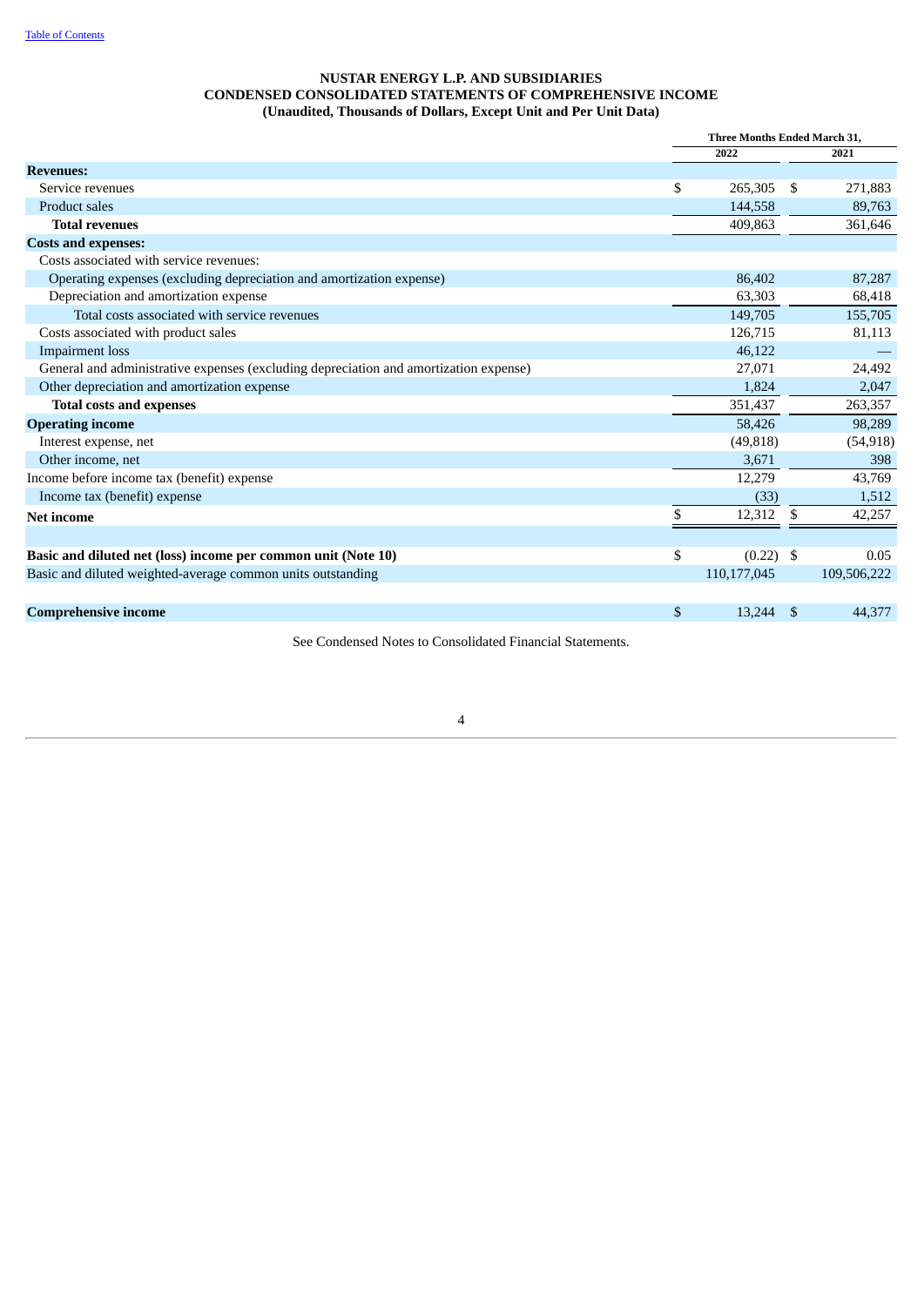[Table of Contents](#)

# NUSTAR ENERGY L.P. AND SUBSIDIARIES
## CONDENSED CONSOLIDATED STATEMENTS OF COMPREHENSIVE INCOME
### (Unaudited, Thousands of Dollars, Except Unit and Per Unit Data)

| | Three Months Ended March 31, | |
|---|---|---|
| | 2022 | 2021 |
| **Revenues:** | | |
| Service revenues | $ 265,305 | $ 271,883 |
| Product sales | 144,558 | 89,763 |
| **Total revenues** | 409,863 | 361,646 |
| **Costs and expenses:** | | |
| Costs associated with service revenues: | | |
| Operating expenses (excluding depreciation and amortization expense) | 86,402 | 87,287 |
| Depreciation and amortization expense | 63,303 | 68,418 |
| Total costs associated with service revenues | 149,705 | 155,705 |
| Costs associated with product sales | 126,715 | 81,113 |
| Impairment loss | 46,122 | — |
| General and administrative expenses (excluding depreciation and amortization expense) | 27,071 | 24,492 |
| Other depreciation and amortization expense | 1,824 | 2,047 |
| **Total costs and expenses** | 351,437 | 263,357 |
| **Operating income** | 58,426 | 98,289 |
| Interest expense, net | (49,818) | (54,918) |
| Other income, net | 3,671 | 398 |
| Income before income tax (benefit) expense | 12,279 | 43,769 |
| Income tax (benefit) expense | (33) | 1,512 |
| **Net income** | $ 12,312 | $ 42,257 |
| | | |
| **Basic and diluted net (loss) income per common unit (Note 10)** | $ (0.22) | $ 0.05 |
| Basic and diluted weighted-average common units outstanding | 110,177,045 | 109,506,222 |
| | | |
| **Comprehensive income** | $ 13,244 | $ 44,377 |

See Condensed Notes to Consolidated Financial Statements.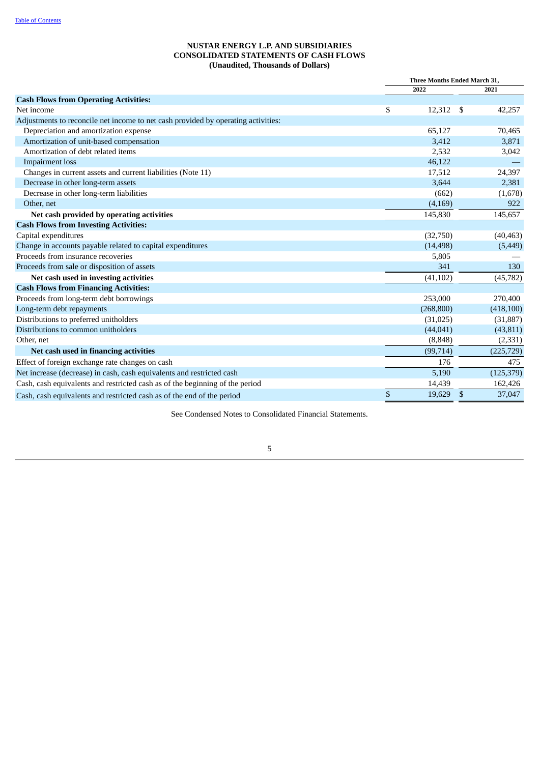**NUSTAR ENERGY L.P. AND SUBSIDIARIES**
**CONSOLIDATED STATEMENTS OF CASH FLOWS**
**(Unaudited, Thousands of Dollars)**

| | Three Months Ended March 31, | |
|---|---|---|
| | 2022 | 2021 |
| **Cash Flows from Operating Activities:** | | |
| Net income | $ 12,312 | $ 42,257 |
| Adjustments to reconcile net income to net cash provided by operating activities: | | |
| Depreciation and amortization expense | 65,127 | 70,465 |
| Amortization of unit-based compensation | 3,412 | 3,871 |
| Amortization of debt related items | 2,532 | 3,042 |
| Impairment loss | 46,122 | — |
| Changes in current assets and current liabilities (Note 11) | 17,512 | 24,397 |
| Decrease in other long-term assets | 3,644 | 2,381 |
| Decrease in other long-term liabilities | (662) | (1,678) |
| Other, net | (4,169) | 922 |
| **Net cash provided by operating activities** | 145,830 | 145,657 |
| **Cash Flows from Investing Activities:** | | |
| Capital expenditures | (32,750) | (40,463) |
| Change in accounts payable related to capital expenditures | (14,498) | (5,449) |
| Proceeds from insurance recoveries | 5,805 | — |
| Proceeds from sale or disposition of assets | 341 | 130 |
| **Net cash used in investing activities** | (41,102) | (45,782) |
| **Cash Flows from Financing Activities:** | | |
| Proceeds from long-term debt borrowings | 253,000 | 270,400 |
| Long-term debt repayments | (268,800) | (418,100) |
| Distributions to preferred unitholders | (31,025) | (31,887) |
| Distributions to common unitholders | (44,041) | (43,811) |
| Other, net | (8,848) | (2,331) |
| **Net cash used in financing activities** | (99,714) | (225,729) |
| Effect of foreign exchange rate changes on cash | 176 | 475 |
| Net increase (decrease) in cash, cash equivalents and restricted cash | 5,190 | (125,379) |
| Cash, cash equivalents and restricted cash as of the beginning of the period | 14,439 | 162,426 |
| Cash, cash equivalents and restricted cash as of the end of the period | $ 19,629 | $ 37,047 |

See Condensed Notes to Consolidated Financial Statements.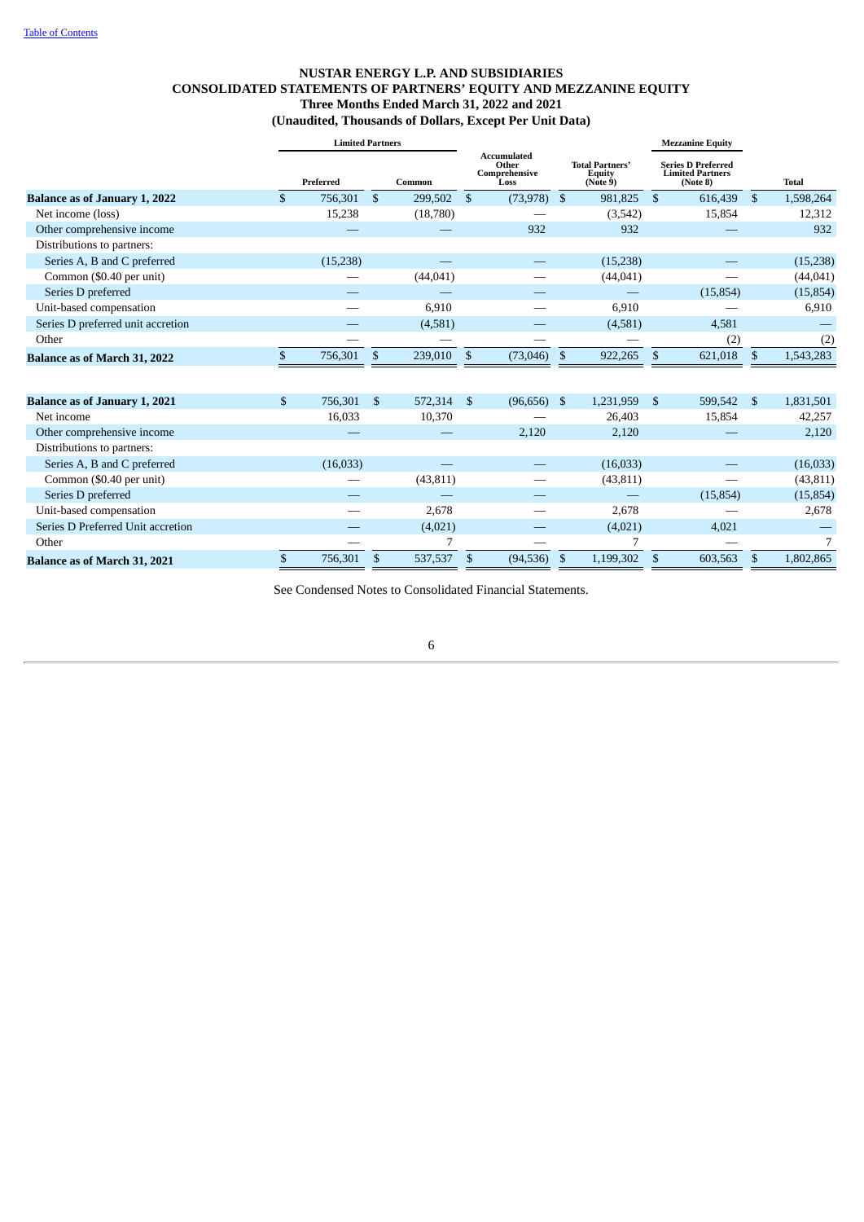[Table of Contents](#)

**NUSTAR ENERGY L.P. AND SUBSIDIARIES**
**CONSOLIDATED STATEMENTS OF PARTNERS' EQUITY AND MEZZANINE EQUITY**
**Three Months Ended March 31, 2022 and 2021**
**(Unaudited, Thousands of Dollars, Except Per Unit Data)**

| | Limited Partners | | Accumulated Other Comprehensive Loss | Total Partners' Equity (Note 9) | Mezzanine Equity | Total |
|---|---|---|---|---|---|---|
| | Preferred | Common | | | Series D Preferred Limited Partners (Note 8) | |
| **Balance as of January 1, 2022** | $ 756,301 | $ 299,502 | $ (73,978) | $ 981,825 | $ 616,439 | $ 1,598,264 |
| Net income (loss) | 15,238 | (18,780) | — | (3,542) | 15,854 | 12,312 |
| Other comprehensive income | — | — | 932 | 932 | — | 932 |
| Distributions to partners: | | | | | | |
| Series A, B and C preferred | (15,238) | — | — | (15,238) | — | (15,238) |
| Common ($0.40 per unit) | — | (44,041) | — | (44,041) | — | (44,041) |
| Series D preferred | — | — | — | — | (15,854) | (15,854) |
| Unit-based compensation | — | 6,910 | — | 6,910 | — | 6,910 |
| Series D preferred unit accretion | — | (4,581) | — | (4,581) | 4,581 | — |
| Other | — | — | — | — | (2) | (2) |
| **Balance as of March 31, 2022** | $ 756,301 | $ 239,010 | $ (73,046) | $ 922,265 | $ 621,018 | $ 1,543,283 |
| | | | | | | |
| **Balance as of January 1, 2021** | $ 756,301 | $ 572,314 | $ (96,656) | $ 1,231,959 | $ 599,542 | $ 1,831,501 |
| Net income | 16,033 | 10,370 | — | 26,403 | 15,854 | 42,257 |
| Other comprehensive income | — | — | 2,120 | 2,120 | — | 2,120 |
| Distributions to partners: | | | | | | |
| Series A, B and C preferred | (16,033) | — | — | (16,033) | — | (16,033) |
| Common ($0.40 per unit) | — | (43,811) | — | (43,811) | — | (43,811) |
| Series D preferred | — | — | — | — | (15,854) | (15,854) |
| Unit-based compensation | — | 2,678 | — | 2,678 | — | 2,678 |
| Series D Preferred Unit accretion | — | (4,021) | — | (4,021) | 4,021 | — |
| Other | — | 7 | — | 7 | — | 7 |
| **Balance as of March 31, 2021** | $ 756,301 | $ 537,537 | $ (94,536) | $ 1,199,302 | $ 603,563 | $ 1,802,865 |

See Condensed Notes to Consolidated Financial Statements.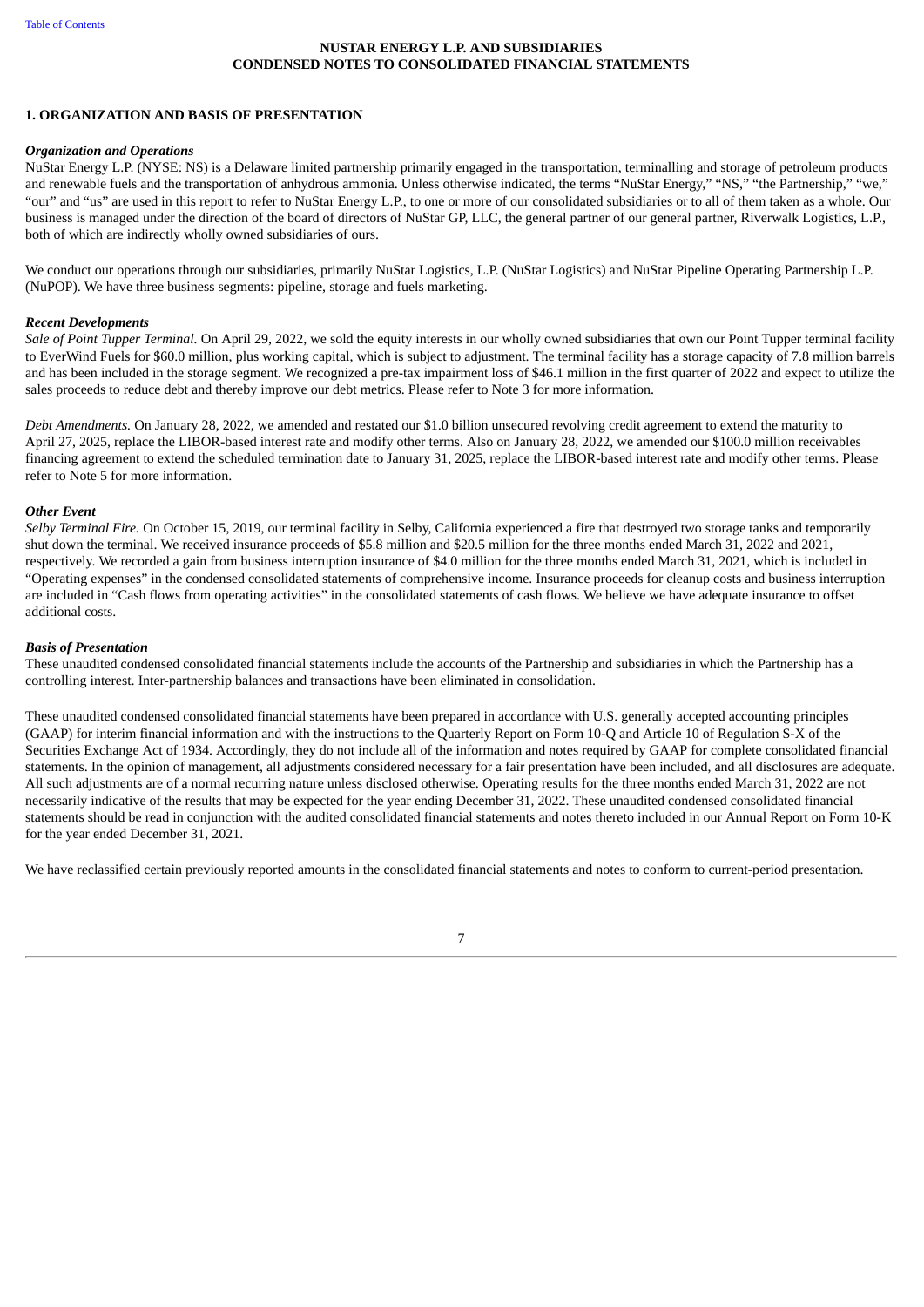# NUSTAR ENERGY L.P. AND SUBSIDIARIES
## CONDENSED NOTES TO CONSOLIDATED FINANCIAL STATEMENTS

### 1. ORGANIZATION AND BASIS OF PRESENTATION

***Organization and Operations***

NuStar Energy L.P. (NYSE: NS) is a Delaware limited partnership primarily engaged in the transportation, terminalling and storage of petroleum products and renewable fuels and the transportation of anhydrous ammonia. Unless otherwise indicated, the terms "NuStar Energy," "NS," "the Partnership," "we," "our" and "us" are used in this report to refer to NuStar Energy L.P., to one or more of our consolidated subsidiaries or to all of them taken as a whole. Our business is managed under the direction of the board of directors of NuStar GP, LLC, the general partner of our general partner, Riverwalk Logistics, L.P., both of which are indirectly wholly owned subsidiaries of ours.

We conduct our operations through our subsidiaries, primarily NuStar Logistics, L.P. (NuStar Logistics) and NuStar Pipeline Operating Partnership L.P. (NuPOP). We have three business segments: pipeline, storage and fuels marketing.

***Recent Developments***

*Sale of Point Tupper Terminal.* On April 29, 2022, we sold the equity interests in our wholly owned subsidiaries that own our Point Tupper terminal facility to EverWind Fuels for $60.0 million, plus working capital, which is subject to adjustment. The terminal facility has a storage capacity of 7.8 million barrels and has been included in the storage segment. We recognized a pre-tax impairment loss of $46.1 million in the first quarter of 2022 and expect to utilize the sales proceeds to reduce debt and thereby improve our debt metrics. Please refer to Note 3 for more information.

*Debt Amendments.* On January 28, 2022, we amended and restated our $1.0 billion unsecured revolving credit agreement to extend the maturity to April 27, 2025, replace the LIBOR-based interest rate and modify other terms. Also on January 28, 2022, we amended our $100.0 million receivables financing agreement to extend the scheduled termination date to January 31, 2025, replace the LIBOR-based interest rate and modify other terms. Please refer to Note 5 for more information.

***Other Event***

*Selby Terminal Fire.* On October 15, 2019, our terminal facility in Selby, California experienced a fire that destroyed two storage tanks and temporarily shut down the terminal. We received insurance proceeds of $5.8 million and $20.5 million for the three months ended March 31, 2022 and 2021, respectively. We recorded a gain from business interruption insurance of $4.0 million for the three months ended March 31, 2021, which is included in "Operating expenses" in the condensed consolidated statements of comprehensive income. Insurance proceeds for cleanup costs and business interruption are included in "Cash flows from operating activities" in the consolidated statements of cash flows. We believe we have adequate insurance to offset additional costs.

***Basis of Presentation***

These unaudited condensed consolidated financial statements include the accounts of the Partnership and subsidiaries in which the Partnership has a controlling interest. Inter-partnership balances and transactions have been eliminated in consolidation.

These unaudited condensed consolidated financial statements have been prepared in accordance with U.S. generally accepted accounting principles (GAAP) for interim financial information and with the instructions to the Quarterly Report on Form 10-Q and Article 10 of Regulation S-X of the Securities Exchange Act of 1934. Accordingly, they do not include all of the information and notes required by GAAP for complete consolidated financial statements. In the opinion of management, all adjustments considered necessary for a fair presentation have been included, and all disclosures are adequate. All such adjustments are of a normal recurring nature unless disclosed otherwise. Operating results for the three months ended March 31, 2022 are not necessarily indicative of the results that may be expected for the year ending December 31, 2022. These unaudited condensed consolidated financial statements should be read in conjunction with the audited consolidated financial statements and notes thereto included in our Annual Report on Form 10-K for the year ended December 31, 2021.

We have reclassified certain previously reported amounts in the consolidated financial statements and notes to conform to current-period presentation.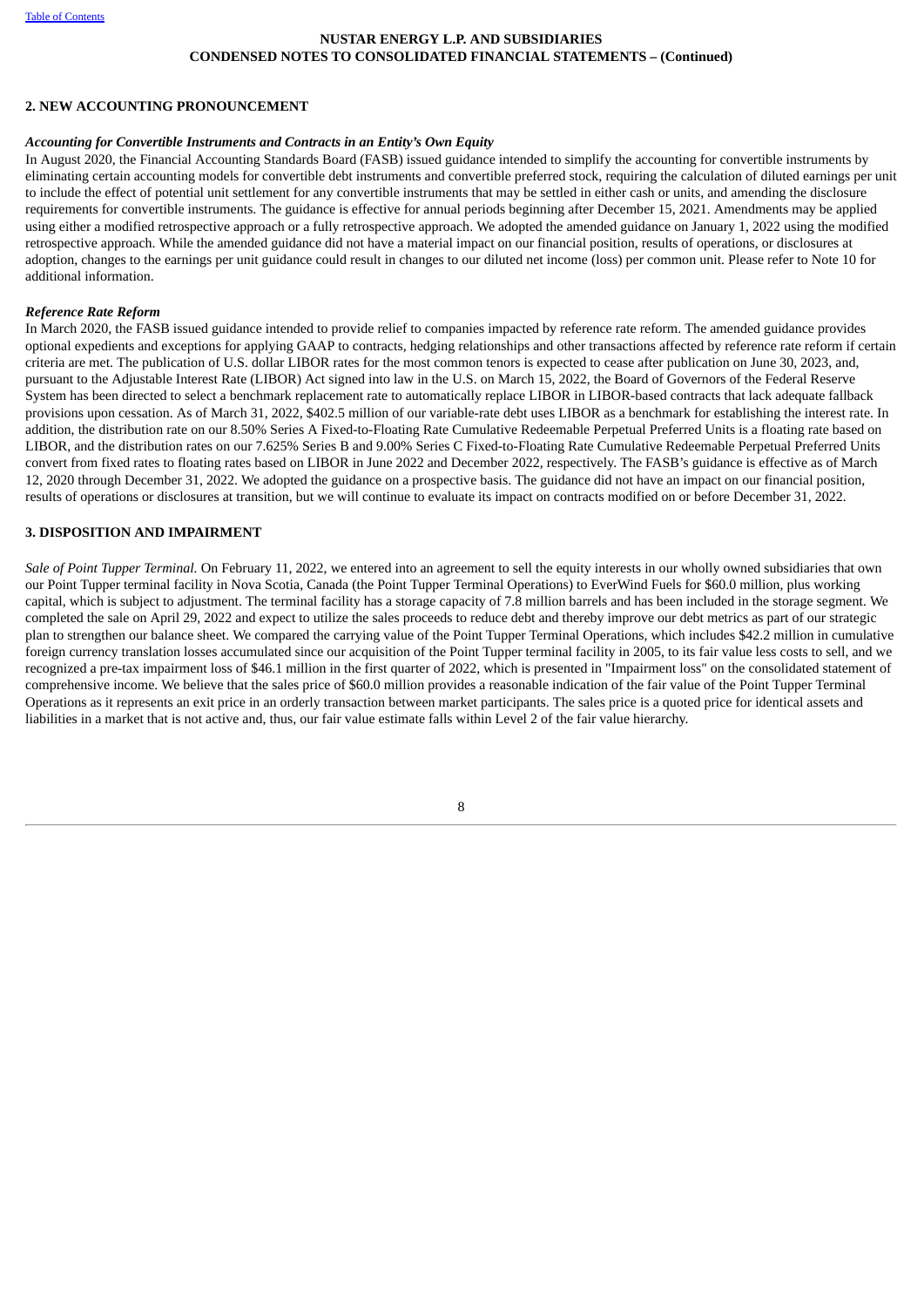## 2. NEW ACCOUNTING PRONOUNCEMENT

### *Accounting for Convertible Instruments and Contracts in an Entity's Own Equity*

In August 2020, the Financial Accounting Standards Board (FASB) issued guidance intended to simplify the accounting for convertible instruments by eliminating certain accounting models for convertible debt instruments and convertible preferred stock, requiring the calculation of diluted earnings per unit to include the effect of potential unit settlement for any convertible instruments that may be settled in either cash or units, and amending the disclosure requirements for convertible instruments. The guidance is effective for annual periods beginning after December 15, 2021. Amendments may be applied using either a modified retrospective approach or a fully retrospective approach. We adopted the amended guidance on January 1, 2022 using the modified retrospective approach. While the amended guidance did not have a material impact on our financial position, results of operations, or disclosures at adoption, changes to the earnings per unit guidance could result in changes to our diluted net income (loss) per common unit. Please refer to Note 10 for additional information.

### *Reference Rate Reform*

In March 2020, the FASB issued guidance intended to provide relief to companies impacted by reference rate reform. The amended guidance provides optional expedients and exceptions for applying GAAP to contracts, hedging relationships and other transactions affected by reference rate reform if certain criteria are met. The publication of U.S. dollar LIBOR rates for the most common tenors is expected to cease after publication on June 30, 2023, and, pursuant to the Adjustable Interest Rate (LIBOR) Act signed into law in the U.S. on March 15, 2022, the Board of Governors of the Federal Reserve System has been directed to select a benchmark replacement rate to automatically replace LIBOR in LIBOR-based contracts that lack adequate fallback provisions upon cessation. As of March 31, 2022, $402.5 million of our variable-rate debt uses LIBOR as a benchmark for establishing the interest rate. In addition, the distribution rate on our 8.50% Series A Fixed-to-Floating Rate Cumulative Redeemable Perpetual Preferred Units is a floating rate based on LIBOR, and the distribution rates on our 7.625% Series B and 9.00% Series C Fixed-to-Floating Rate Cumulative Redeemable Perpetual Preferred Units convert from fixed rates to floating rates based on LIBOR in June 2022 and December 2022, respectively. The FASB's guidance is effective as of March 12, 2020 through December 31, 2022. We adopted the guidance on a prospective basis. The guidance did not have an impact on our financial position, results of operations or disclosures at transition, but we will continue to evaluate its impact on contracts modified on or before December 31, 2022.

## 3. DISPOSITION AND IMPAIRMENT

*Sale of Point Tupper Terminal.* On February 11, 2022, we entered into an agreement to sell the equity interests in our wholly owned subsidiaries that own our Point Tupper terminal facility in Nova Scotia, Canada (the Point Tupper Terminal Operations) to EverWind Fuels for $60.0 million, plus working capital, which is subject to adjustment. The terminal facility has a storage capacity of 7.8 million barrels and has been included in the storage segment. We completed the sale on April 29, 2022 and expect to utilize the sales proceeds to reduce debt and thereby improve our debt metrics as part of our strategic plan to strengthen our balance sheet. We compared the carrying value of the Point Tupper Terminal Operations, which includes $42.2 million in cumulative foreign currency translation losses accumulated since our acquisition of the Point Tupper terminal facility in 2005, to its fair value less costs to sell, and we recognized a pre-tax impairment loss of $46.1 million in the first quarter of 2022, which is presented in "Impairment loss" on the consolidated statement of comprehensive income. We believe that the sales price of $60.0 million provides a reasonable indication of the fair value of the Point Tupper Terminal Operations as it represents an exit price in an orderly transaction between market participants. The sales price is a quoted price for identical assets and liabilities in a market that is not active and, thus, our fair value estimate falls within Level 2 of the fair value hierarchy.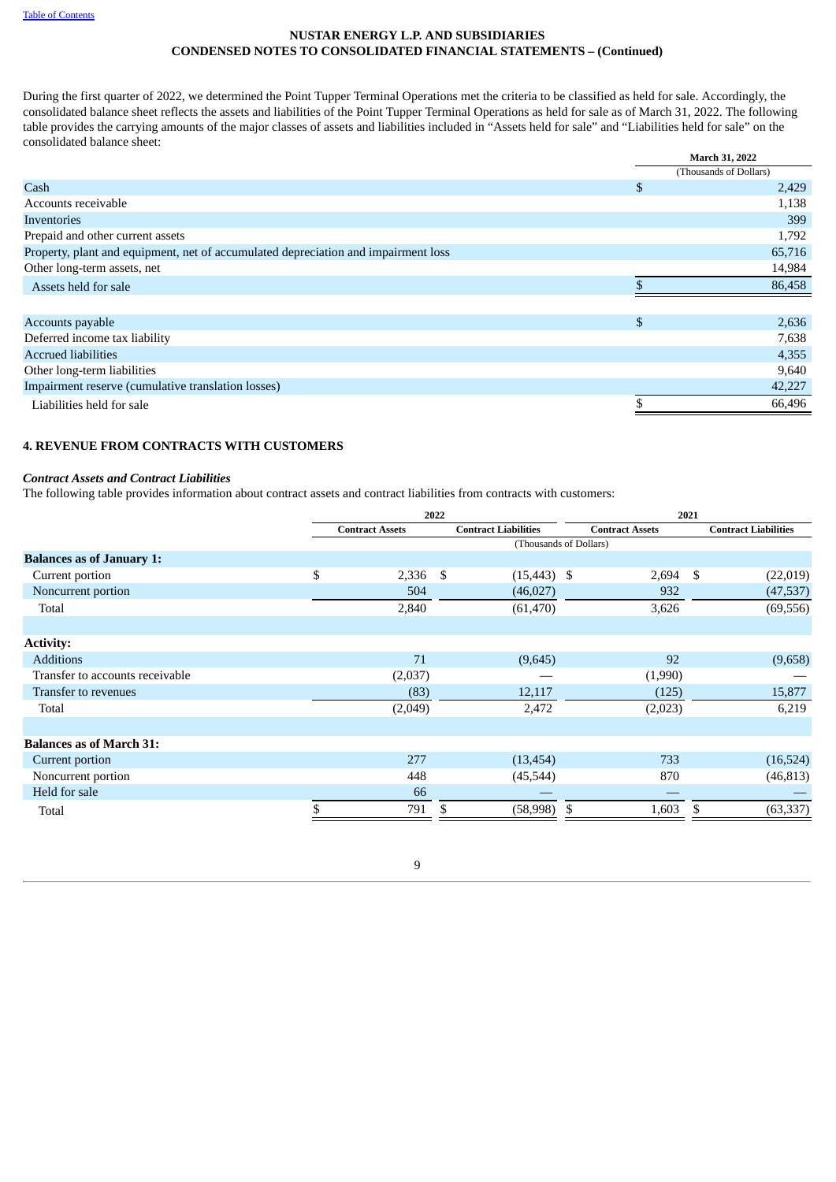## NUSTAR ENERGY L.P. AND SUBSIDIARIES
## CONDENSED NOTES TO CONSOLIDATED FINANCIAL STATEMENTS – (Continued)

During the first quarter of 2022, we determined the Point Tupper Terminal Operations met the criteria to be classified as held for sale. Accordingly, the consolidated balance sheet reflects the assets and liabilities of the Point Tupper Terminal Operations as held for sale as of March 31, 2022. The following table provides the carrying amounts of the major classes of assets and liabilities included in "Assets held for sale" and "Liabilities held for sale" on the consolidated balance sheet:

| | March 31, 2022 |
|---|---|
| | (Thousands of Dollars) |
| Cash | $ 2,429 |
| Accounts receivable | 1,138 |
| Inventories | 399 |
| Prepaid and other current assets | 1,792 |
| Property, plant and equipment, net of accumulated depreciation and impairment loss | 65,716 |
| Other long-term assets, net | 14,984 |
| Assets held for sale | $ 86,458 |
| | |
| Accounts payable | $ 2,636 |
| Deferred income tax liability | 7,638 |
| Accrued liabilities | 4,355 |
| Other long-term liabilities | 9,640 |
| Impairment reserve (cumulative translation losses) | 42,227 |
| Liabilities held for sale | $ 66,496 |

### 4. REVENUE FROM CONTRACTS WITH CUSTOMERS

***Contract Assets and Contract Liabilities***

The following table provides information about contract assets and contract liabilities from contracts with customers:

| | 2022 | | 2021 | |
|---|---|---|---|---|
| | Contract Assets | Contract Liabilities | Contract Assets | Contract Liabilities |
| | (Thousands of Dollars) | | | |
| **Balances as of January 1:** | | | | |
| Current portion | $ 2,336 | $ (15,443) | $ 2,694 | $ (22,019) |
| Noncurrent portion | 504 | (46,027) | 932 | (47,537) |
| Total | 2,840 | (61,470) | 3,626 | (69,556) |
| | | | | |
| **Activity:** | | | | |
| Additions | 71 | (9,645) | 92 | (9,658) |
| Transfer to accounts receivable | (2,037) | — | (1,990) | — |
| Transfer to revenues | (83) | 12,117 | (125) | 15,877 |
| Total | (2,049) | 2,472 | (2,023) | 6,219 |
| | | | | |
| **Balances as of March 31:** | | | | |
| Current portion | 277 | (13,454) | 733 | (16,524) |
| Noncurrent portion | 448 | (45,544) | 870 | (46,813) |
| Held for sale | 66 | — | — | — |
| Total | $ 791 | $ (58,998) | $ 1,603 | $ (63,337) |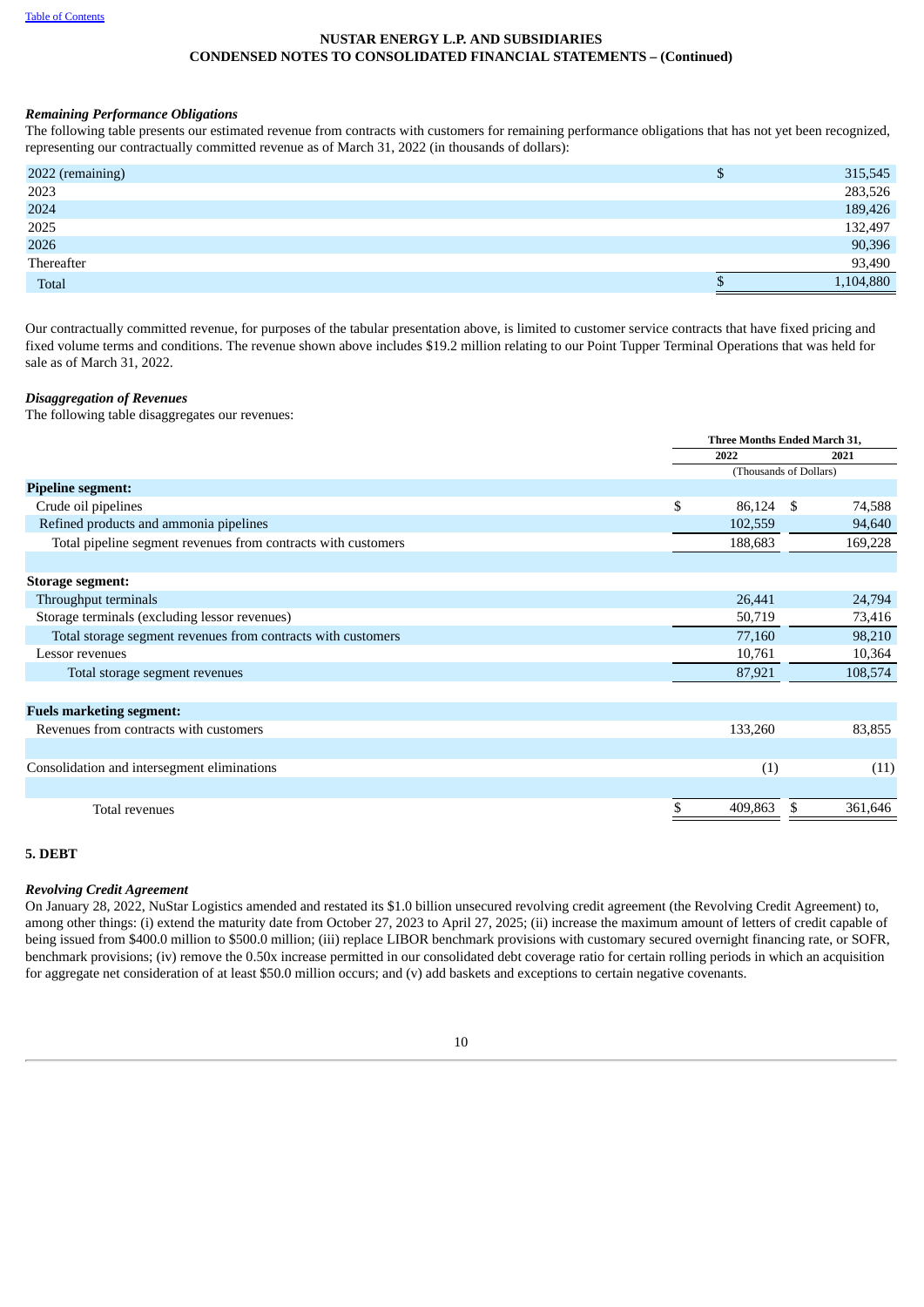**NUSTAR ENERGY L.P. AND SUBSIDIARIES**
**CONDENSED NOTES TO CONSOLIDATED FINANCIAL STATEMENTS – (Continued)**

***Remaining Performance Obligations***

The following table presents our estimated revenue from contracts with customers for remaining performance obligations that has not yet been recognized, representing our contractually committed revenue as of March 31, 2022 (in thousands of dollars):

| | |
|---|---|
| 2022 (remaining) | $ 315,545 |
| 2023 | 283,526 |
| 2024 | 189,426 |
| 2025 | 132,497 |
| 2026 | 90,396 |
| Thereafter | 93,490 |
| Total | $ 1,104,880 |

Our contractually committed revenue, for purposes of the tabular presentation above, is limited to customer service contracts that have fixed pricing and fixed volume terms and conditions. The revenue shown above includes $19.2 million relating to our Point Tupper Terminal Operations that was held for sale as of March 31, 2022.

***Disaggregation of Revenues***

The following table disaggregates our revenues:

| | Three Months Ended March 31, | |
|---|---|---|
| | 2022 | 2021 |
| | (Thousands of Dollars) | |
| **Pipeline segment:** | | |
| Crude oil pipelines | $ 86,124 | $ 74,588 |
| Refined products and ammonia pipelines | 102,559 | 94,640 |
| Total pipeline segment revenues from contracts with customers | 188,683 | 169,228 |
| | | |
| **Storage segment:** | | |
| Throughput terminals | 26,441 | 24,794 |
| Storage terminals (excluding lessor revenues) | 50,719 | 73,416 |
| Total storage segment revenues from contracts with customers | 77,160 | 98,210 |
| Lessor revenues | 10,761 | 10,364 |
| Total storage segment revenues | 87,921 | 108,574 |
| | | |
| **Fuels marketing segment:** | | |
| Revenues from contracts with customers | 133,260 | 83,855 |
| | | |
| Consolidation and intersegment eliminations | (1) | (11) |
| | | |
| Total revenues | $ 409,863 | $ 361,646 |

## 5. DEBT

***Revolving Credit Agreement***

On January 28, 2022, NuStar Logistics amended and restated its $1.0 billion unsecured revolving credit agreement (the Revolving Credit Agreement) to, among other things: (i) extend the maturity date from October 27, 2023 to April 27, 2025; (ii) increase the maximum amount of letters of credit capable of being issued from $400.0 million to $500.0 million; (iii) replace LIBOR benchmark provisions with customary secured overnight financing rate, or SOFR, benchmark provisions; (iv) remove the 0.50x increase permitted in our consolidated debt coverage ratio for certain rolling periods in which an acquisition for aggregate net consideration of at least $50.0 million occurs; and (v) add baskets and exceptions to certain negative covenants.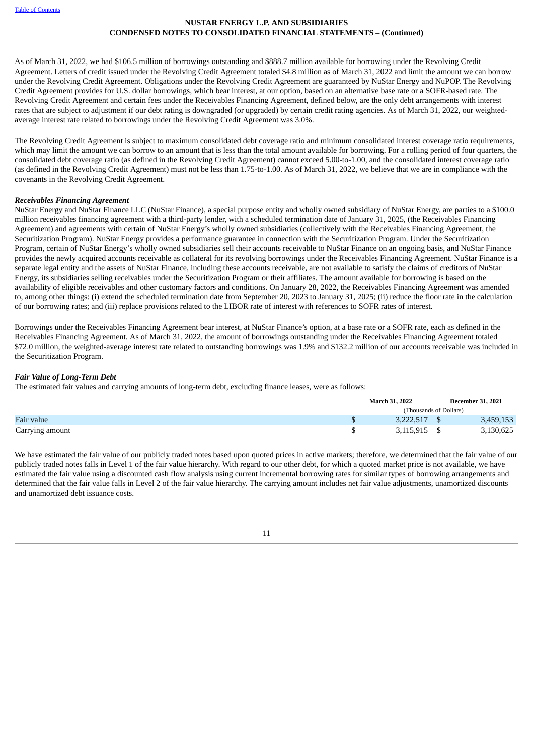As of March 31, 2022, we had $106.5 million of borrowings outstanding and $888.7 million available for borrowing under the Revolving Credit Agreement. Letters of credit issued under the Revolving Credit Agreement totaled $4.8 million as of March 31, 2022 and limit the amount we can borrow under the Revolving Credit Agreement. Obligations under the Revolving Credit Agreement are guaranteed by NuStar Energy and NuPOP. The Revolving Credit Agreement provides for U.S. dollar borrowings, which bear interest, at our option, based on an alternative base rate or a SOFR-based rate. The Revolving Credit Agreement and certain fees under the Receivables Financing Agreement, defined below, are the only debt arrangements with interest rates that are subject to adjustment if our debt rating is downgraded (or upgraded) by certain credit rating agencies. As of March 31, 2022, our weighted-average interest rate related to borrowings under the Revolving Credit Agreement was 3.0%.

The Revolving Credit Agreement is subject to maximum consolidated debt coverage ratio and minimum consolidated interest coverage ratio requirements, which may limit the amount we can borrow to an amount that is less than the total amount available for borrowing. For a rolling period of four quarters, the consolidated debt coverage ratio (as defined in the Revolving Credit Agreement) cannot exceed 5.00-to-1.00, and the consolidated interest coverage ratio (as defined in the Revolving Credit Agreement) must not be less than 1.75-to-1.00. As of March 31, 2022, we believe that we are in compliance with the covenants in the Revolving Credit Agreement.

***Receivables Financing Agreement***

NuStar Energy and NuStar Finance LLC (NuStar Finance), a special purpose entity and wholly owned subsidiary of NuStar Energy, are parties to a $100.0 million receivables financing agreement with a third-party lender, with a scheduled termination date of January 31, 2025, (the Receivables Financing Agreement) and agreements with certain of NuStar Energy's wholly owned subsidiaries (collectively with the Receivables Financing Agreement, the Securitization Program). NuStar Energy provides a performance guarantee in connection with the Securitization Program. Under the Securitization Program, certain of NuStar Energy's wholly owned subsidiaries sell their accounts receivable to NuStar Finance on an ongoing basis, and NuStar Finance provides the newly acquired accounts receivable as collateral for its revolving borrowings under the Receivables Financing Agreement. NuStar Finance is a separate legal entity and the assets of NuStar Finance, including these accounts receivable, are not available to satisfy the claims of creditors of NuStar Energy, its subsidiaries selling receivables under the Securitization Program or their affiliates. The amount available for borrowing is based on the availability of eligible receivables and other customary factors and conditions. On January 28, 2022, the Receivables Financing Agreement was amended to, among other things: (i) extend the scheduled termination date from September 20, 2023 to January 31, 2025; (ii) reduce the floor rate in the calculation of our borrowing rates; and (iii) replace provisions related to the LIBOR rate of interest with references to SOFR rates of interest.

Borrowings under the Receivables Financing Agreement bear interest, at NuStar Finance's option, at a base rate or a SOFR rate, each as defined in the Receivables Financing Agreement. As of March 31, 2022, the amount of borrowings outstanding under the Receivables Financing Agreement totaled $72.0 million, the weighted-average interest rate related to outstanding borrowings was 1.9% and $132.2 million of our accounts receivable was included in the Securitization Program.

***Fair Value of Long-Term Debt***

The estimated fair values and carrying amounts of long-term debt, excluding finance leases, were as follows:

| | March 31, 2022 | December 31, 2021 |
|---|---|---|
| | (Thousands of Dollars) | |
| Fair value | $ 3,222,517 | $ 3,459,153 |
| Carrying amount | $ 3,115,915 | $ 3,130,625 |

We have estimated the fair value of our publicly traded notes based upon quoted prices in active markets; therefore, we determined that the fair value of our publicly traded notes falls in Level 1 of the fair value hierarchy. With regard to our other debt, for which a quoted market price is not available, we have estimated the fair value using a discounted cash flow analysis using current incremental borrowing rates for similar types of borrowing arrangements and determined that the fair value falls in Level 2 of the fair value hierarchy. The carrying amount includes net fair value adjustments, unamortized discounts and unamortized debt issuance costs.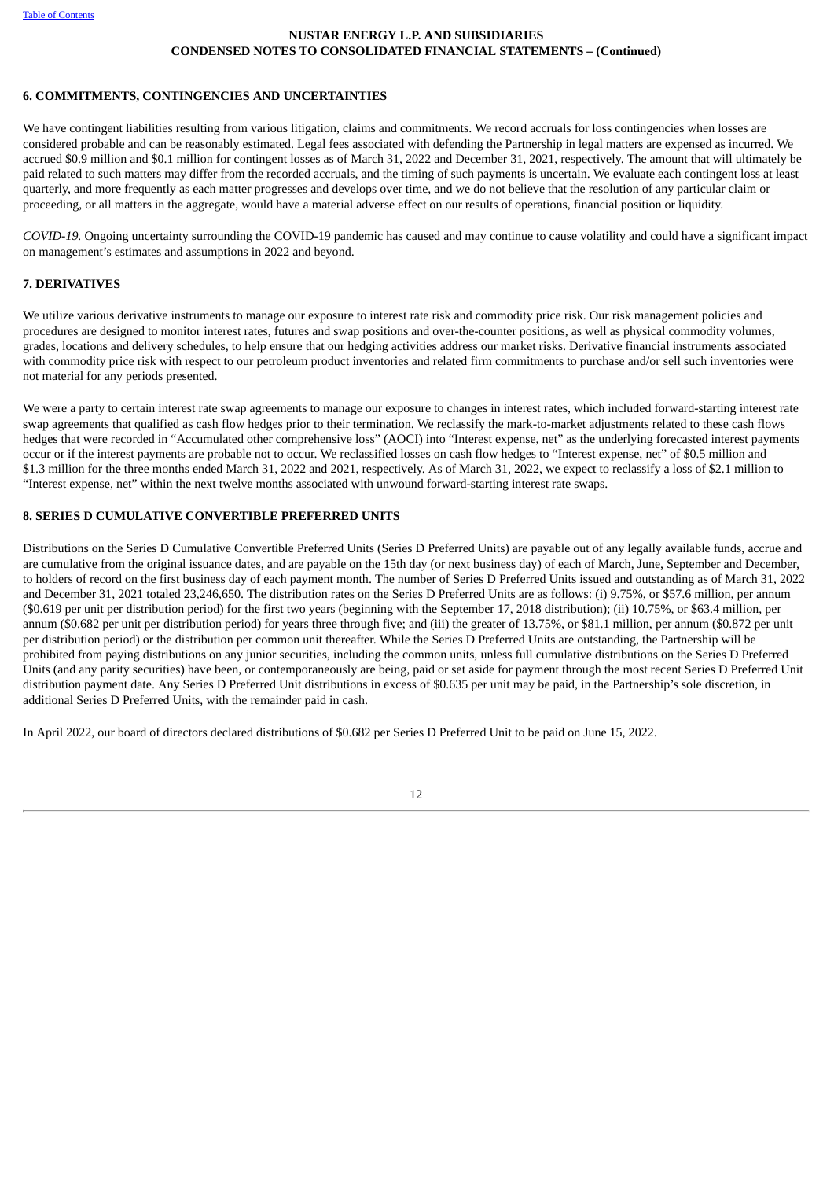### 6. COMMITMENTS, CONTINGENCIES AND UNCERTAINTIES

We have contingent liabilities resulting from various litigation, claims and commitments. We record accruals for loss contingencies when losses are considered probable and can be reasonably estimated. Legal fees associated with defending the Partnership in legal matters are expensed as incurred. We accrued $0.9 million and $0.1 million for contingent losses as of March 31, 2022 and December 31, 2021, respectively. The amount that will ultimately be paid related to such matters may differ from the recorded accruals, and the timing of such payments is uncertain. We evaluate each contingent loss at least quarterly, and more frequently as each matter progresses and develops over time, and we do not believe that the resolution of any particular claim or proceeding, or all matters in the aggregate, would have a material adverse effect on our results of operations, financial position or liquidity.

*COVID-19.* Ongoing uncertainty surrounding the COVID-19 pandemic has caused and may continue to cause volatility and could have a significant impact on management's estimates and assumptions in 2022 and beyond.

### 7. DERIVATIVES

We utilize various derivative instruments to manage our exposure to interest rate risk and commodity price risk. Our risk management policies and procedures are designed to monitor interest rates, futures and swap positions and over-the-counter positions, as well as physical commodity volumes, grades, locations and delivery schedules, to help ensure that our hedging activities address our market risks. Derivative financial instruments associated with commodity price risk with respect to our petroleum product inventories and related firm commitments to purchase and/or sell such inventories were not material for any periods presented.

We were a party to certain interest rate swap agreements to manage our exposure to changes in interest rates, which included forward-starting interest rate swap agreements that qualified as cash flow hedges prior to their termination. We reclassify the mark-to-market adjustments related to these cash flows hedges that were recorded in "Accumulated other comprehensive loss" (AOCI) into "Interest expense, net" as the underlying forecasted interest payments occur or if the interest payments are probable not to occur. We reclassified losses on cash flow hedges to "Interest expense, net" of $0.5 million and $1.3 million for the three months ended March 31, 2022 and 2021, respectively. As of March 31, 2022, we expect to reclassify a loss of $2.1 million to "Interest expense, net" within the next twelve months associated with unwound forward-starting interest rate swaps.

### 8. SERIES D CUMULATIVE CONVERTIBLE PREFERRED UNITS

Distributions on the Series D Cumulative Convertible Preferred Units (Series D Preferred Units) are payable out of any legally available funds, accrue and are cumulative from the original issuance dates, and are payable on the 15th day (or next business day) of each of March, June, September and December, to holders of record on the first business day of each payment month. The number of Series D Preferred Units issued and outstanding as of March 31, 2022 and December 31, 2021 totaled 23,246,650. The distribution rates on the Series D Preferred Units are as follows: (i) 9.75%, or $57.6 million, per annum ($0.619 per unit per distribution period) for the first two years (beginning with the September 17, 2018 distribution); (ii) 10.75%, or $63.4 million, per annum ($0.682 per unit per distribution period) for years three through five; and (iii) the greater of 13.75%, or $81.1 million, per annum ($0.872 per unit per distribution period) or the distribution per common unit thereafter. While the Series D Preferred Units are outstanding, the Partnership will be prohibited from paying distributions on any junior securities, including the common units, unless full cumulative distributions on the Series D Preferred Units (and any parity securities) have been, or contemporaneously are being, paid or set aside for payment through the most recent Series D Preferred Unit distribution payment date. Any Series D Preferred Unit distributions in excess of $0.635 per unit may be paid, in the Partnership's sole discretion, in additional Series D Preferred Units, with the remainder paid in cash.

In April 2022, our board of directors declared distributions of $0.682 per Series D Preferred Unit to be paid on June 15, 2022.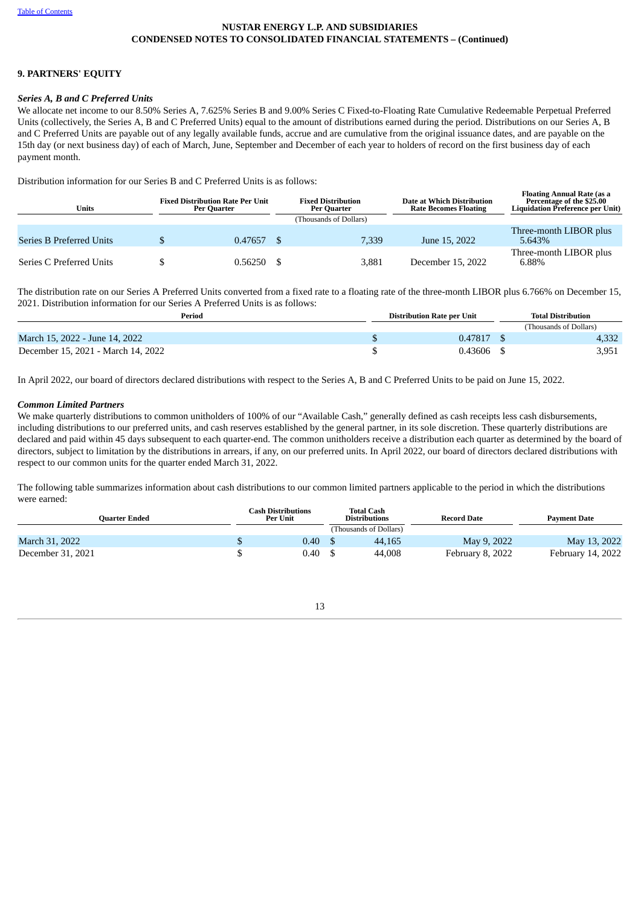## NUSTAR ENERGY L.P. AND SUBSIDIARIES
## CONDENSED NOTES TO CONSOLIDATED FINANCIAL STATEMENTS – (Continued)

### 9. PARTNERS' EQUITY

#### *Series A, B and C Preferred Units*

We allocate net income to our 8.50% Series A, 7.625% Series B and 9.00% Series C Fixed-to-Floating Rate Cumulative Redeemable Perpetual Preferred Units (collectively, the Series A, B and C Preferred Units) equal to the amount of distributions earned during the period. Distributions on our Series A, B and C Preferred Units are payable out of any legally available funds, accrue and are cumulative from the original issuance dates, and are payable on the 15th day (or next business day) of each of March, June, September and December of each year to holders of record on the first business day of each payment month.

Distribution information for our Series B and C Preferred Units is as follows:

| Units | Fixed Distribution Rate Per Unit Per Quarter | Fixed Distribution Per Quarter | Date at Which Distribution Rate Becomes Floating | Floating Annual Rate (as a Percentage of the $25.00 Liquidation Preference per Unit) |
|---|---|---|---|---|
| | | (Thousands of Dollars) | | |
| Series B Preferred Units | $ 0.47657 | $ 7,339 | June 15, 2022 | Three-month LIBOR plus 5.643% |
| Series C Preferred Units | $ 0.56250 | $ 3,881 | December 15, 2022 | Three-month LIBOR plus 6.88% |

The distribution rate on our Series A Preferred Units converted from a fixed rate to a floating rate of the three-month LIBOR plus 6.766% on December 15, 2021. Distribution information for our Series A Preferred Units is as follows:

| Period | Distribution Rate per Unit | Total Distribution |
|---|---|---|
| | | (Thousands of Dollars) |
| March 15, 2022 - June 14, 2022 | $ 0.47817 | $ 4,332 |
| December 15, 2021 - March 14, 2022 | $ 0.43606 | $ 3,951 |

In April 2022, our board of directors declared distributions with respect to the Series A, B and C Preferred Units to be paid on June 15, 2022.

#### *Common Limited Partners*

We make quarterly distributions to common unitholders of 100% of our "Available Cash," generally defined as cash receipts less cash disbursements, including distributions to our preferred units, and cash reserves established by the general partner, in its sole discretion. These quarterly distributions are declared and paid within 45 days subsequent to each quarter-end. The common unitholders receive a distribution each quarter as determined by the board of directors, subject to limitation by the distributions in arrears, if any, on our preferred units. In April 2022, our board of directors declared distributions with respect to our common units for the quarter ended March 31, 2022.

The following table summarizes information about cash distributions to our common limited partners applicable to the period in which the distributions were earned:

| Quarter Ended | Cash Distributions Per Unit | Total Cash Distributions | Record Date | Payment Date |
|---|---|---|---|---|
| | | (Thousands of Dollars) | | |
| March 31, 2022 | $ 0.40 | $ 44,165 | May 9, 2022 | May 13, 2022 |
| December 31, 2021 | $ 0.40 | $ 44,008 | February 8, 2022 | February 14, 2022 |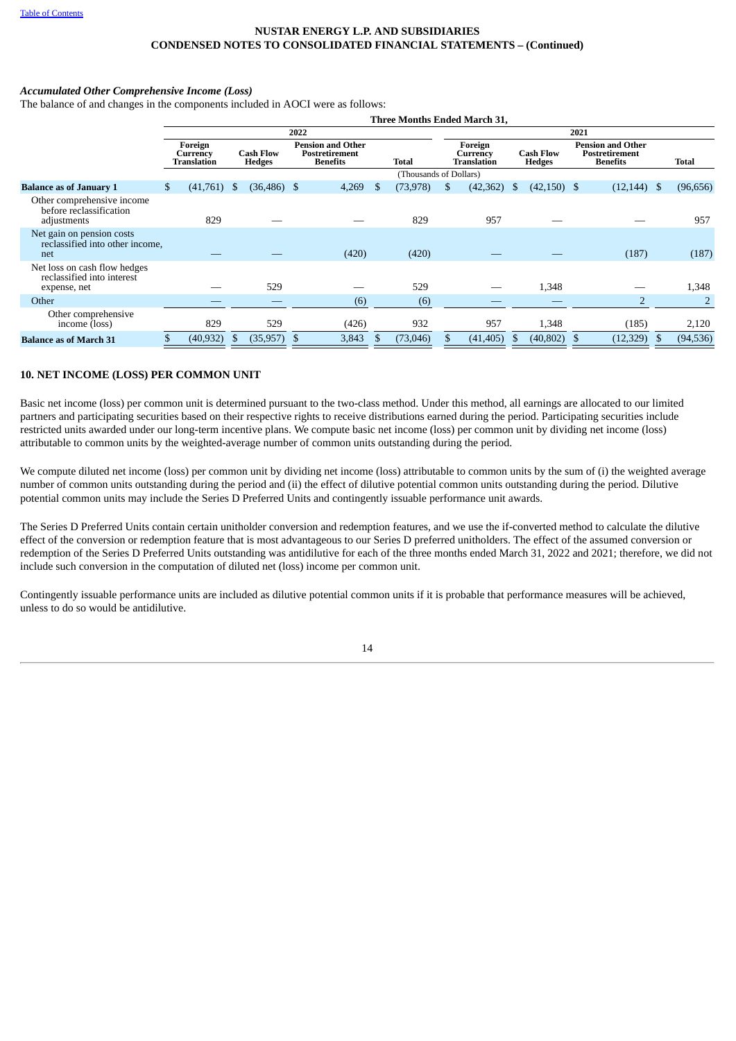NUSTAR ENERGY L.P. AND SUBSIDIARIES
CONDENSED NOTES TO CONSOLIDATED FINANCIAL STATEMENTS – (Continued)

*Accumulated Other Comprehensive Income (Loss)*

The balance of and changes in the components included in AOCI were as follows:

| | Three Months Ended March 31, | | | | | | | |
|---|---|---|---|---|---|---|---|---|
| | 2022 | | | | 2021 | | | |
| | Foreign Currency Translation | Cash Flow Hedges | Pension and Other Postretirement Benefits | Total | Foreign Currency Translation | Cash Flow Hedges | Pension and Other Postretirement Benefits | Total |
| | (Thousands of Dollars) | | | | | | | |
| **Balance as of January 1** | $ (41,761) | $ (36,486) | $ 4,269 | $ (73,978) | $ (42,362) | $ (42,150) | $ (12,144) | $ (96,656) |
| Other comprehensive income before reclassification adjustments | 829 | — | — | 829 | 957 | — | — | 957 |
| Net gain on pension costs reclassified into other income, net | — | — | (420) | (420) | — | — | (187) | (187) |
| Net loss on cash flow hedges reclassified into interest expense, net | — | 529 | — | 529 | — | 1,348 | — | 1,348 |
| Other | — | — | (6) | (6) | — | — | 2 | 2 |
| Other comprehensive income (loss) | 829 | 529 | (426) | 932 | 957 | 1,348 | (185) | 2,120 |
| **Balance as of March 31** | $ (40,932) | $ (35,957) | $ 3,843 | $ (73,046) | $ (41,405) | $ (40,802) | $ (12,329) | $ (94,536) |

## 10. NET INCOME (LOSS) PER COMMON UNIT

Basic net income (loss) per common unit is determined pursuant to the two-class method. Under this method, all earnings are allocated to our limited partners and participating securities based on their respective rights to receive distributions earned during the period. Participating securities include restricted units awarded under our long-term incentive plans. We compute basic net income (loss) per common unit by dividing net income (loss) attributable to common units by the weighted-average number of common units outstanding during the period.

We compute diluted net income (loss) per common unit by dividing net income (loss) attributable to common units by the sum of (i) the weighted average number of common units outstanding during the period and (ii) the effect of dilutive potential common units outstanding during the period. Dilutive potential common units may include the Series D Preferred Units and contingently issuable performance unit awards.

The Series D Preferred Units contain certain unitholder conversion and redemption features, and we use the if-converted method to calculate the dilutive effect of the conversion or redemption feature that is most advantageous to our Series D preferred unitholders. The effect of the assumed conversion or redemption of the Series D Preferred Units outstanding was antidilutive for each of the three months ended March 31, 2022 and 2021; therefore, we did not include such conversion in the computation of diluted net (loss) income per common unit.

Contingently issuable performance units are included as dilutive potential common units if it is probable that performance measures will be achieved, unless to do so would be antidilutive.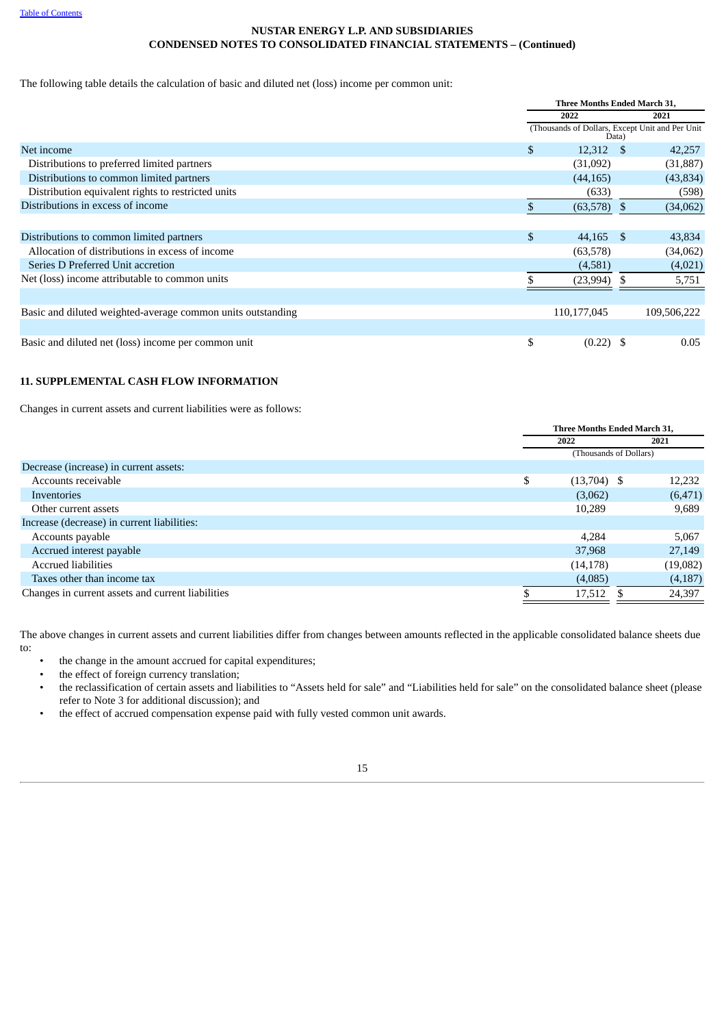The following table details the calculation of basic and diluted net (loss) income per common unit:

| | Three Months Ended March 31, | |
|---|---|---|
| | 2022 | 2021 |
| | (Thousands of Dollars, Except Unit and Per Unit Data) | |
| Net income | $ 12,312 | $ 42,257 |
| Distributions to preferred limited partners | (31,092) | (31,887) |
| Distributions to common limited partners | (44,165) | (43,834) |
| Distribution equivalent rights to restricted units | (633) | (598) |
| Distributions in excess of income | $ (63,578) | $ (34,062) |
| | | |
| Distributions to common limited partners | $ 44,165 | $ 43,834 |
| Allocation of distributions in excess of income | (63,578) | (34,062) |
| Series D Preferred Unit accretion | (4,581) | (4,021) |
| Net (loss) income attributable to common units | $ (23,994) | $ 5,751 |
| | | |
| Basic and diluted weighted-average common units outstanding | 110,177,045 | 109,506,222 |
| | | |
| Basic and diluted net (loss) income per common unit | $ (0.22) | $ 0.05 |

## 11. SUPPLEMENTAL CASH FLOW INFORMATION

Changes in current assets and current liabilities were as follows:

| | Three Months Ended March 31, | |
|---|---|---|
| | 2022 | 2021 |
| | (Thousands of Dollars) | |
| Decrease (increase) in current assets: | | |
| Accounts receivable | $ (13,704) | $ 12,232 |
| Inventories | (3,062) | (6,471) |
| Other current assets | 10,289 | 9,689 |
| Increase (decrease) in current liabilities: | | |
| Accounts payable | 4,284 | 5,067 |
| Accrued interest payable | 37,968 | 27,149 |
| Accrued liabilities | (14,178) | (19,082) |
| Taxes other than income tax | (4,085) | (4,187) |
| Changes in current assets and current liabilities | $ 17,512 | $ 24,397 |

The above changes in current assets and current liabilities differ from changes between amounts reflected in the applicable consolidated balance sheets due to:

- the change in the amount accrued for capital expenditures;
- the effect of foreign currency translation;
- the reclassification of certain assets and liabilities to "Assets held for sale" and "Liabilities held for sale" on the consolidated balance sheet (please refer to Note 3 for additional discussion); and
- the effect of accrued compensation expense paid with fully vested common unit awards.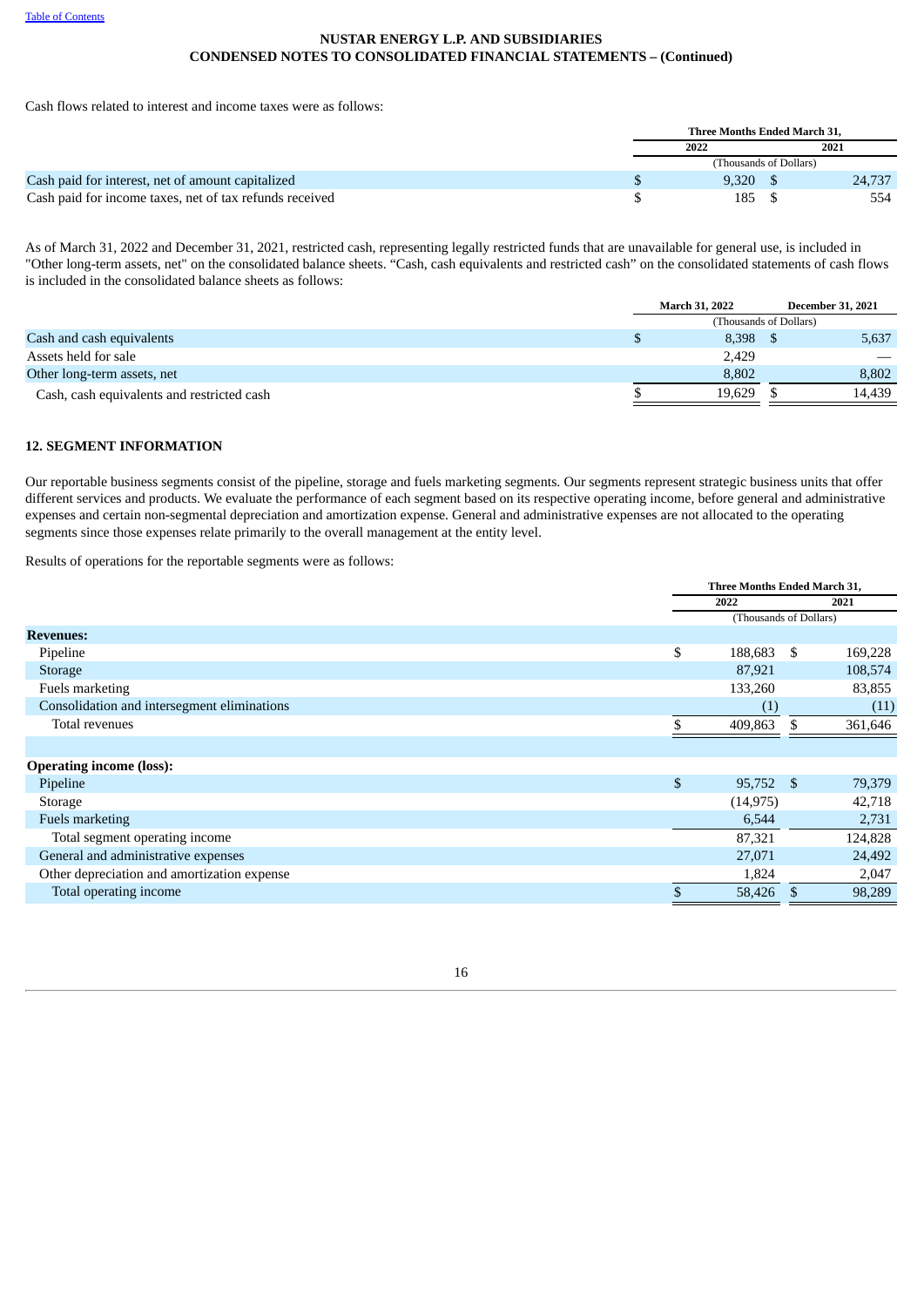Cash flows related to interest and income taxes were as follows:

| | Three Months Ended March 31, | |
|---|---|---|
| | 2022 | 2021 |
| | (Thousands of Dollars) | |
| Cash paid for interest, net of amount capitalized | $ 9,320 | $ 24,737 |
| Cash paid for income taxes, net of tax refunds received | $ 185 | $ 554 |

As of March 31, 2022 and December 31, 2021, restricted cash, representing legally restricted funds that are unavailable for general use, is included in "Other long-term assets, net" on the consolidated balance sheets. "Cash, cash equivalents and restricted cash" on the consolidated statements of cash flows is included in the consolidated balance sheets as follows:

| | March 31, 2022 | December 31, 2021 |
|---|---|---|
| | (Thousands of Dollars) | |
| Cash and cash equivalents | $ 8,398 | $ 5,637 |
| Assets held for sale | 2,429 | — |
| Other long-term assets, net | 8,802 | 8,802 |
| Cash, cash equivalents and restricted cash | $ 19,629 | $ 14,439 |

## 12. SEGMENT INFORMATION

Our reportable business segments consist of the pipeline, storage and fuels marketing segments. Our segments represent strategic business units that offer different services and products. We evaluate the performance of each segment based on its respective operating income, before general and administrative expenses and certain non-segmental depreciation and amortization expense. General and administrative expenses are not allocated to the operating segments since those expenses relate primarily to the overall management at the entity level.

Results of operations for the reportable segments were as follows:

| | Three Months Ended March 31, | |
|---|---|---|
| | 2022 | 2021 |
| | (Thousands of Dollars) | |
| **Revenues:** | | |
| Pipeline | $ 188,683 | $ 169,228 |
| Storage | 87,921 | 108,574 |
| Fuels marketing | 133,260 | 83,855 |
| Consolidation and intersegment eliminations | (1) | (11) |
| Total revenues | $ 409,863 | $ 361,646 |
| | | |
| **Operating income (loss):** | | |
| Pipeline | $ 95,752 | $ 79,379 |
| Storage | (14,975) | 42,718 |
| Fuels marketing | 6,544 | 2,731 |
| Total segment operating income | 87,321 | 124,828 |
| General and administrative expenses | 27,071 | 24,492 |
| Other depreciation and amortization expense | 1,824 | 2,047 |
| Total operating income | $ 58,426 | $ 98,289 |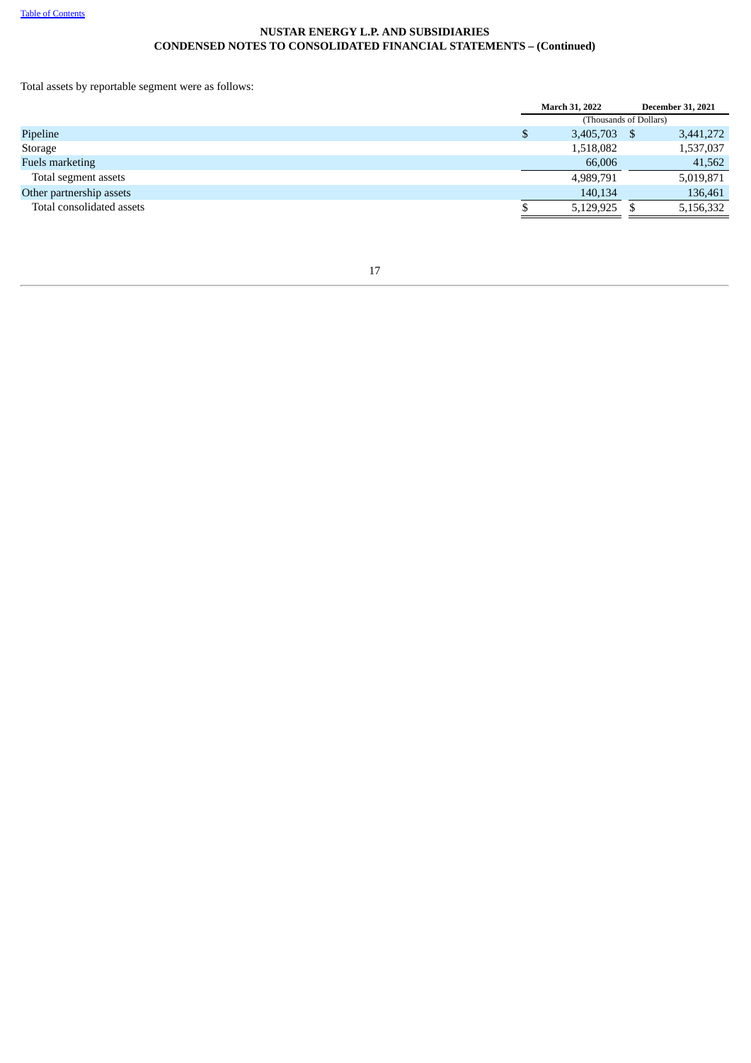Total assets by reportable segment were as follows:

| | March 31, 2022 | December 31, 2021 |
|---|---|---|
| | (Thousands of Dollars) | |
| Pipeline | $ 3,405,703 | $ 3,441,272 |
| Storage | 1,518,082 | 1,537,037 |
| Fuels marketing | 66,006 | 41,562 |
| Total segment assets | 4,989,791 | 5,019,871 |
| Other partnership assets | 140,134 | 136,461 |
| Total consolidated assets | $ 5,129,925 | $ 5,156,332 |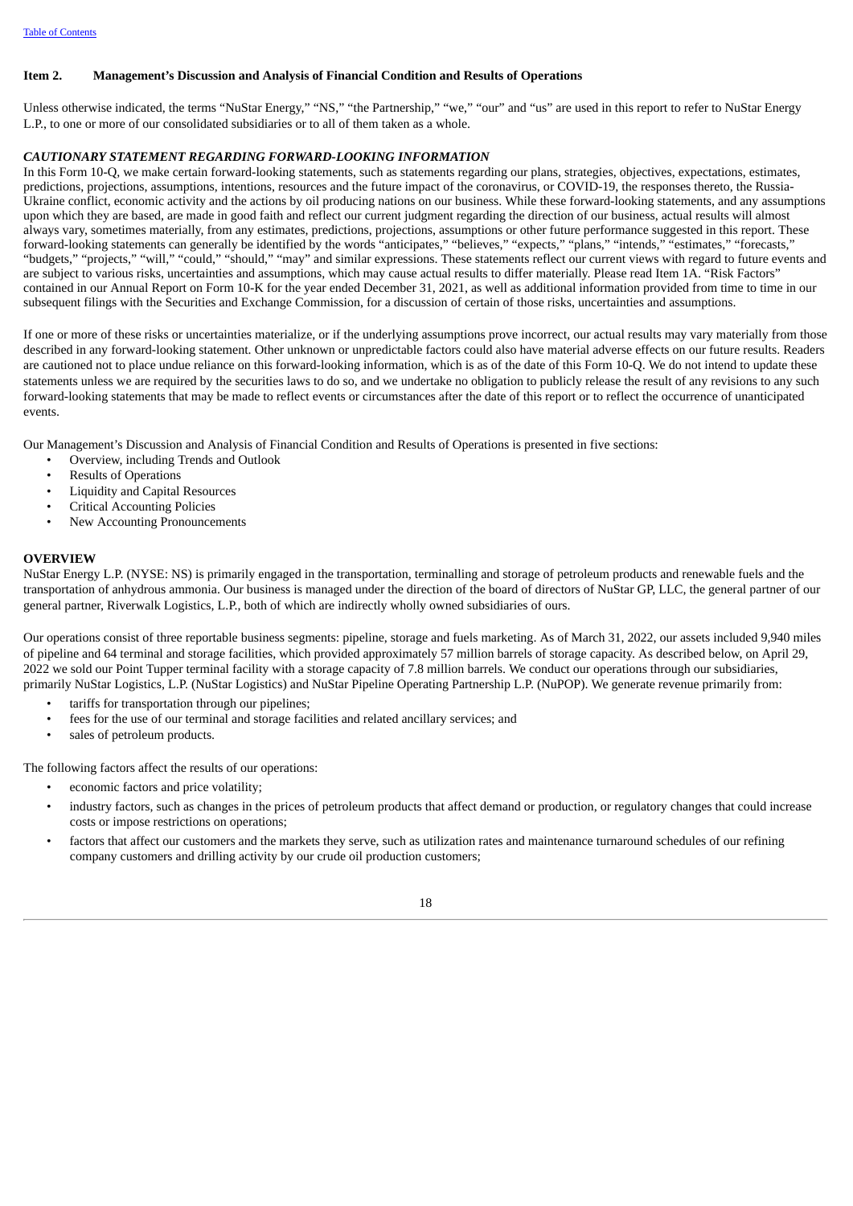## Item 2. Management's Discussion and Analysis of Financial Condition and Results of Operations

Unless otherwise indicated, the terms "NuStar Energy," "NS," "the Partnership," "we," "our" and "us" are used in this report to refer to NuStar Energy L.P., to one or more of our consolidated subsidiaries or to all of them taken as a whole.

### *CAUTIONARY STATEMENT REGARDING FORWARD-LOOKING INFORMATION*

In this Form 10-Q, we make certain forward-looking statements, such as statements regarding our plans, strategies, objectives, expectations, estimates, predictions, projections, assumptions, intentions, resources and the future impact of the coronavirus, or COVID-19, the responses thereto, the Russia-Ukraine conflict, economic activity and the actions by oil producing nations on our business. While these forward-looking statements, and any assumptions upon which they are based, are made in good faith and reflect our current judgment regarding the direction of our business, actual results will almost always vary, sometimes materially, from any estimates, predictions, projections, assumptions or other future performance suggested in this report. These forward-looking statements can generally be identified by the words "anticipates," "believes," "expects," "plans," "intends," "estimates," "forecasts," "budgets," "projects," "will," "could," "should," "may" and similar expressions. These statements reflect our current views with regard to future events and are subject to various risks, uncertainties and assumptions, which may cause actual results to differ materially. Please read Item 1A. "Risk Factors" contained in our Annual Report on Form 10-K for the year ended December 31, 2021, as well as additional information provided from time to time in our subsequent filings with the Securities and Exchange Commission, for a discussion of certain of those risks, uncertainties and assumptions.

If one or more of these risks or uncertainties materialize, or if the underlying assumptions prove incorrect, our actual results may vary materially from those described in any forward-looking statement. Other unknown or unpredictable factors could also have material adverse effects on our future results. Readers are cautioned not to place undue reliance on this forward-looking information, which is as of the date of this Form 10-Q. We do not intend to update these statements unless we are required by the securities laws to do so, and we undertake no obligation to publicly release the result of any revisions to any such forward-looking statements that may be made to reflect events or circumstances after the date of this report or to reflect the occurrence of unanticipated events.

Our Management's Discussion and Analysis of Financial Condition and Results of Operations is presented in five sections:

- Overview, including Trends and Outlook
- Results of Operations
- Liquidity and Capital Resources
- Critical Accounting Policies
- New Accounting Pronouncements

### OVERVIEW

NuStar Energy L.P. (NYSE: NS) is primarily engaged in the transportation, terminalling and storage of petroleum products and renewable fuels and the transportation of anhydrous ammonia. Our business is managed under the direction of the board of directors of NuStar GP, LLC, the general partner of our general partner, Riverwalk Logistics, L.P., both of which are indirectly wholly owned subsidiaries of ours.

Our operations consist of three reportable business segments: pipeline, storage and fuels marketing. As of March 31, 2022, our assets included 9,940 miles of pipeline and 64 terminal and storage facilities, which provided approximately 57 million barrels of storage capacity. As described below, on April 29, 2022 we sold our Point Tupper terminal facility with a storage capacity of 7.8 million barrels. We conduct our operations through our subsidiaries, primarily NuStar Logistics, L.P. (NuStar Logistics) and NuStar Pipeline Operating Partnership L.P. (NuPOP). We generate revenue primarily from:

- tariffs for transportation through our pipelines;
- fees for the use of our terminal and storage facilities and related ancillary services; and
- sales of petroleum products.

The following factors affect the results of our operations:

- economic factors and price volatility;
- industry factors, such as changes in the prices of petroleum products that affect demand or production, or regulatory changes that could increase costs or impose restrictions on operations;
- factors that affect our customers and the markets they serve, such as utilization rates and maintenance turnaround schedules of our refining company customers and drilling activity by our crude oil production customers;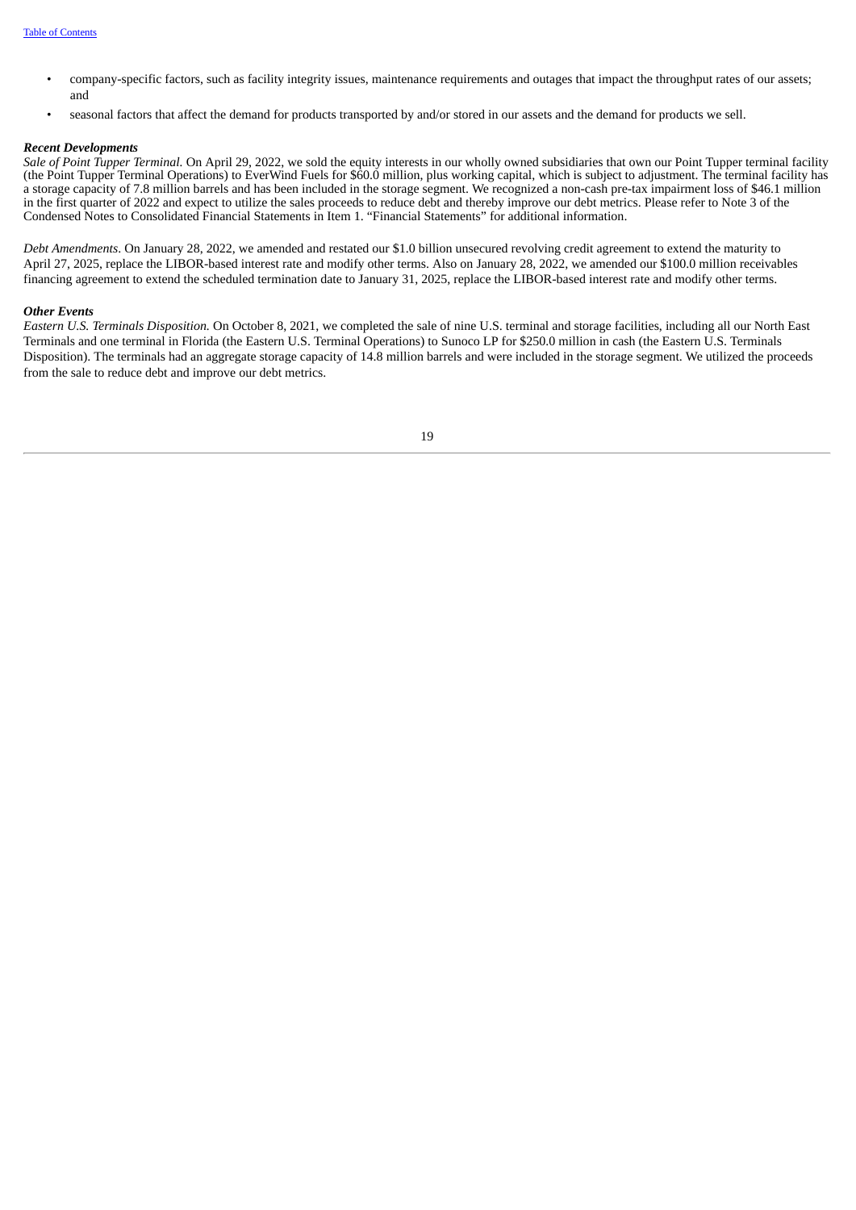- company-specific factors, such as facility integrity issues, maintenance requirements and outages that impact the throughput rates of our assets; and
- seasonal factors that affect the demand for products transported by and/or stored in our assets and the demand for products we sell.

***Recent Developments***

*Sale of Point Tupper Terminal.* On April 29, 2022, we sold the equity interests in our wholly owned subsidiaries that own our Point Tupper terminal facility (the Point Tupper Terminal Operations) to EverWind Fuels for $60.0 million, plus working capital, which is subject to adjustment. The terminal facility has a storage capacity of 7.8 million barrels and has been included in the storage segment. We recognized a non-cash pre-tax impairment loss of $46.1 million in the first quarter of 2022 and expect to utilize the sales proceeds to reduce debt and thereby improve our debt metrics. Please refer to Note 3 of the Condensed Notes to Consolidated Financial Statements in Item 1. "Financial Statements" for additional information.

*Debt Amendments*. On January 28, 2022, we amended and restated our $1.0 billion unsecured revolving credit agreement to extend the maturity to April 27, 2025, replace the LIBOR-based interest rate and modify other terms. Also on January 28, 2022, we amended our $100.0 million receivables financing agreement to extend the scheduled termination date to January 31, 2025, replace the LIBOR-based interest rate and modify other terms.

***Other Events***

*Eastern U.S. Terminals Disposition.* On October 8, 2021, we completed the sale of nine U.S. terminal and storage facilities, including all our North East Terminals and one terminal in Florida (the Eastern U.S. Terminal Operations) to Sunoco LP for $250.0 million in cash (the Eastern U.S. Terminals Disposition). The terminals had an aggregate storage capacity of 14.8 million barrels and were included in the storage segment. We utilized the proceeds from the sale to reduce debt and improve our debt metrics.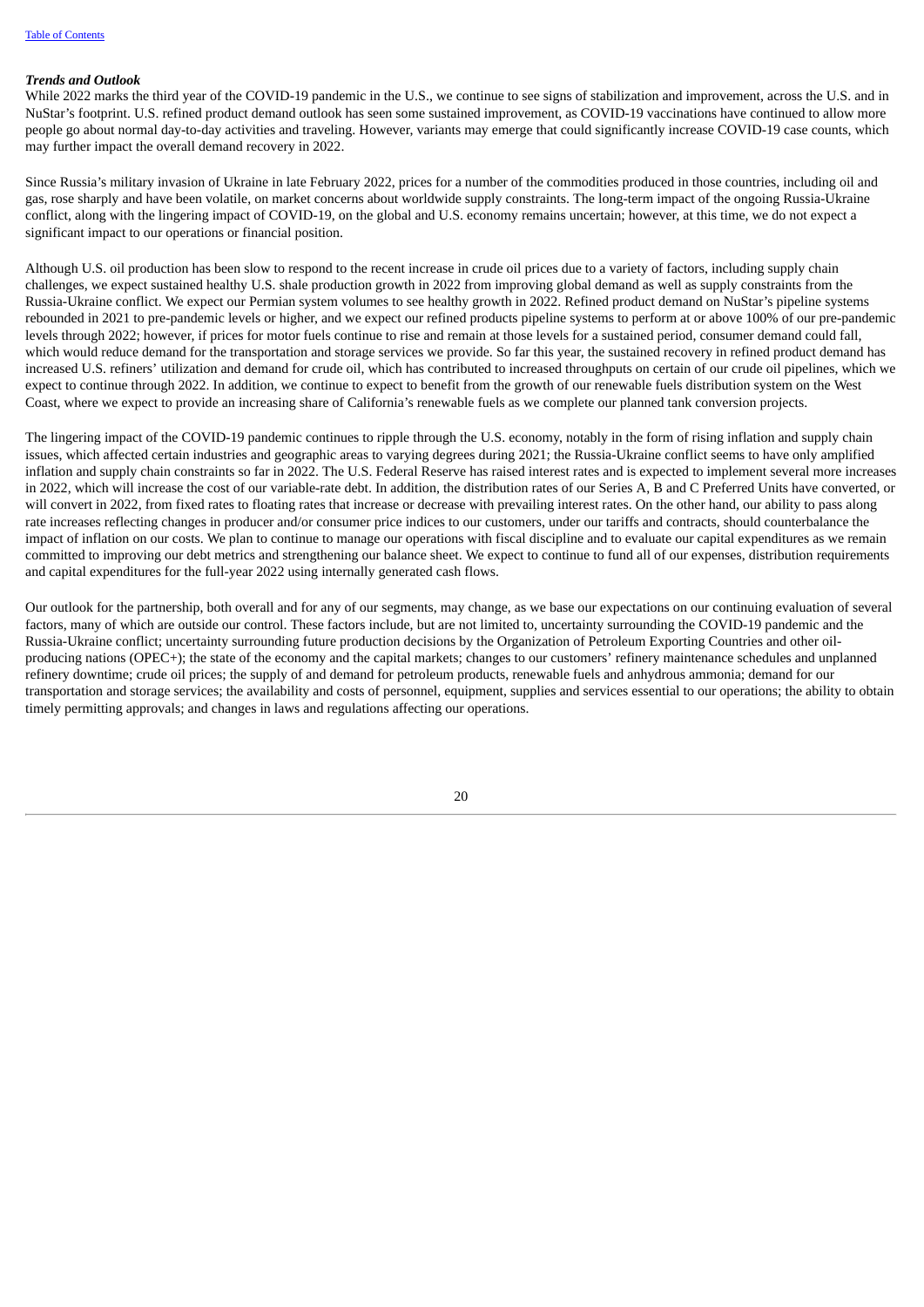***Trends and Outlook***

While 2022 marks the third year of the COVID-19 pandemic in the U.S., we continue to see signs of stabilization and improvement, across the U.S. and in NuStar's footprint. U.S. refined product demand outlook has seen some sustained improvement, as COVID-19 vaccinations have continued to allow more people go about normal day-to-day activities and traveling. However, variants may emerge that could significantly increase COVID-19 case counts, which may further impact the overall demand recovery in 2022.

Since Russia's military invasion of Ukraine in late February 2022, prices for a number of the commodities produced in those countries, including oil and gas, rose sharply and have been volatile, on market concerns about worldwide supply constraints. The long-term impact of the ongoing Russia-Ukraine conflict, along with the lingering impact of COVID-19, on the global and U.S. economy remains uncertain; however, at this time, we do not expect a significant impact to our operations or financial position.

Although U.S. oil production has been slow to respond to the recent increase in crude oil prices due to a variety of factors, including supply chain challenges, we expect sustained healthy U.S. shale production growth in 2022 from improving global demand as well as supply constraints from the Russia-Ukraine conflict. We expect our Permian system volumes to see healthy growth in 2022. Refined product demand on NuStar's pipeline systems rebounded in 2021 to pre-pandemic levels or higher, and we expect our refined products pipeline systems to perform at or above 100% of our pre-pandemic levels through 2022; however, if prices for motor fuels continue to rise and remain at those levels for a sustained period, consumer demand could fall, which would reduce demand for the transportation and storage services we provide. So far this year, the sustained recovery in refined product demand has increased U.S. refiners' utilization and demand for crude oil, which has contributed to increased throughputs on certain of our crude oil pipelines, which we expect to continue through 2022. In addition, we continue to expect to benefit from the growth of our renewable fuels distribution system on the West Coast, where we expect to provide an increasing share of California's renewable fuels as we complete our planned tank conversion projects.

The lingering impact of the COVID-19 pandemic continues to ripple through the U.S. economy, notably in the form of rising inflation and supply chain issues, which affected certain industries and geographic areas to varying degrees during 2021; the Russia-Ukraine conflict seems to have only amplified inflation and supply chain constraints so far in 2022. The U.S. Federal Reserve has raised interest rates and is expected to implement several more increases in 2022, which will increase the cost of our variable-rate debt. In addition, the distribution rates of our Series A, B and C Preferred Units have converted, or will convert in 2022, from fixed rates to floating rates that increase or decrease with prevailing interest rates. On the other hand, our ability to pass along rate increases reflecting changes in producer and/or consumer price indices to our customers, under our tariffs and contracts, should counterbalance the impact of inflation on our costs. We plan to continue to manage our operations with fiscal discipline and to evaluate our capital expenditures as we remain committed to improving our debt metrics and strengthening our balance sheet. We expect to continue to fund all of our expenses, distribution requirements and capital expenditures for the full-year 2022 using internally generated cash flows.

Our outlook for the partnership, both overall and for any of our segments, may change, as we base our expectations on our continuing evaluation of several factors, many of which are outside our control. These factors include, but are not limited to, uncertainty surrounding the COVID-19 pandemic and the Russia-Ukraine conflict; uncertainty surrounding future production decisions by the Organization of Petroleum Exporting Countries and other oil-producing nations (OPEC+); the state of the economy and the capital markets; changes to our customers' refinery maintenance schedules and unplanned refinery downtime; crude oil prices; the supply of and demand for petroleum products, renewable fuels and anhydrous ammonia; demand for our transportation and storage services; the availability and costs of personnel, equipment, supplies and services essential to our operations; the ability to obtain timely permitting approvals; and changes in laws and regulations affecting our operations.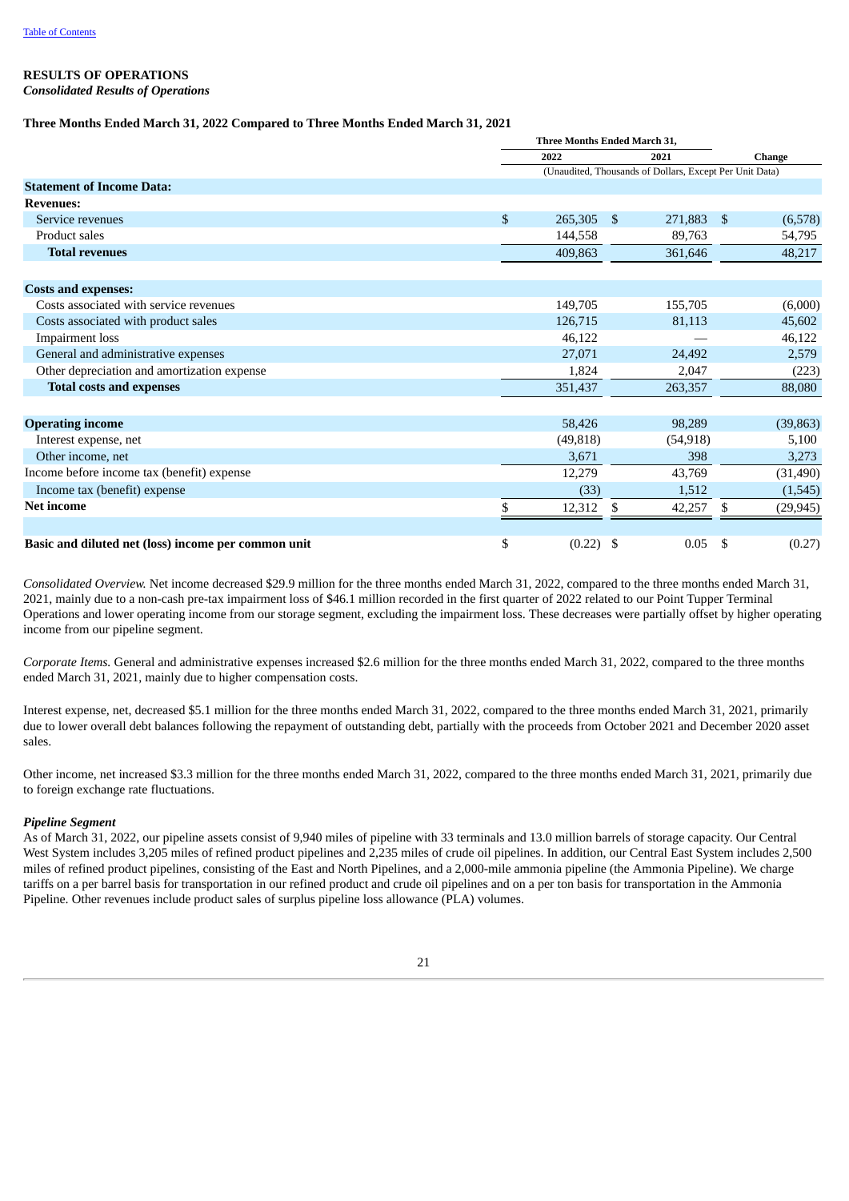## RESULTS OF OPERATIONS

*Consolidated Results of Operations*

**Three Months Ended March 31, 2022 Compared to Three Months Ended March 31, 2021**

| | Three Months Ended March 31, | | |
|---|---|---|---|
| | 2022 | 2021 | Change |
| | (Unaudited, Thousands of Dollars, Except Per Unit Data) | | |
| **Statement of Income Data:** | | | |
| **Revenues:** | | | |
| Service revenues | $ 265,305 | $ 271,883 | $ (6,578) |
| Product sales | 144,558 | 89,763 | 54,795 |
| **Total revenues** | 409,863 | 361,646 | 48,217 |
| | | | |
| **Costs and expenses:** | | | |
| Costs associated with service revenues | 149,705 | 155,705 | (6,000) |
| Costs associated with product sales | 126,715 | 81,113 | 45,602 |
| Impairment loss | 46,122 | — | 46,122 |
| General and administrative expenses | 27,071 | 24,492 | 2,579 |
| Other depreciation and amortization expense | 1,824 | 2,047 | (223) |
| **Total costs and expenses** | 351,437 | 263,357 | 88,080 |
| | | | |
| **Operating income** | 58,426 | 98,289 | (39,863) |
| Interest expense, net | (49,818) | (54,918) | 5,100 |
| Other income, net | 3,671 | 398 | 3,273 |
| Income before income tax (benefit) expense | 12,279 | 43,769 | (31,490) |
| Income tax (benefit) expense | (33) | 1,512 | (1,545) |
| **Net income** | $ 12,312 | $ 42,257 | $ (29,945) |
| | | | |
| **Basic and diluted net (loss) income per common unit** | $ (0.22) | $ 0.05 | $ (0.27) |

*Consolidated Overview.* Net income decreased $29.9 million for the three months ended March 31, 2022, compared to the three months ended March 31, 2021, mainly due to a non-cash pre-tax impairment loss of $46.1 million recorded in the first quarter of 2022 related to our Point Tupper Terminal Operations and lower operating income from our storage segment, excluding the impairment loss. These decreases were partially offset by higher operating income from our pipeline segment.

*Corporate Items.* General and administrative expenses increased $2.6 million for the three months ended March 31, 2022, compared to the three months ended March 31, 2021, mainly due to higher compensation costs.

Interest expense, net, decreased $5.1 million for the three months ended March 31, 2022, compared to the three months ended March 31, 2021, primarily due to lower overall debt balances following the repayment of outstanding debt, partially with the proceeds from October 2021 and December 2020 asset sales.

Other income, net increased $3.3 million for the three months ended March 31, 2022, compared to the three months ended March 31, 2021, primarily due to foreign exchange rate fluctuations.

***Pipeline Segment***

As of March 31, 2022, our pipeline assets consist of 9,940 miles of pipeline with 33 terminals and 13.0 million barrels of storage capacity. Our Central West System includes 3,205 miles of refined product pipelines and 2,235 miles of crude oil pipelines. In addition, our Central East System includes 2,500 miles of refined product pipelines, consisting of the East and North Pipelines, and a 2,000-mile ammonia pipeline (the Ammonia Pipeline). We charge tariffs on a per barrel basis for transportation in our refined product and crude oil pipelines and on a per ton basis for transportation in the Ammonia Pipeline. Other revenues include product sales of surplus pipeline loss allowance (PLA) volumes.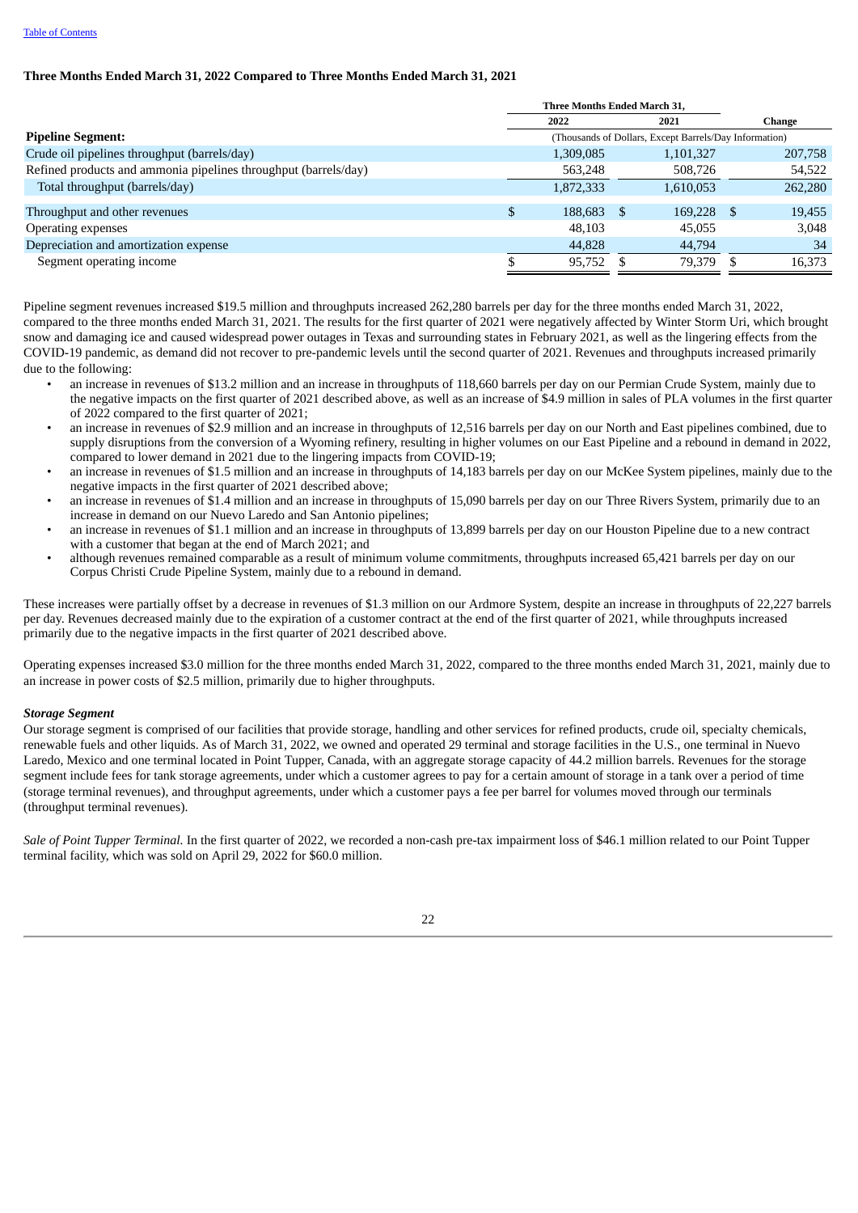### Three Months Ended March 31, 2022 Compared to Three Months Ended March 31, 2021

| | Three Months Ended March 31, | | |
|---|---|---|---|
| | 2022 | 2021 | Change |
| **Pipeline Segment:** | (Thousands of Dollars, Except Barrels/Day Information) | | |
| Crude oil pipelines throughput (barrels/day) | 1,309,085 | 1,101,327 | 207,758 |
| Refined products and ammonia pipelines throughput (barrels/day) | 563,248 | 508,726 | 54,522 |
| Total throughput (barrels/day) | 1,872,333 | 1,610,053 | 262,280 |
| Throughput and other revenues | $ 188,683 | $ 169,228 | $ 19,455 |
| Operating expenses | 48,103 | 45,055 | 3,048 |
| Depreciation and amortization expense | 44,828 | 44,794 | 34 |
| Segment operating income | $ 95,752 | $ 79,379 | $ 16,373 |

Pipeline segment revenues increased $19.5 million and throughputs increased 262,280 barrels per day for the three months ended March 31, 2022, compared to the three months ended March 31, 2021. The results for the first quarter of 2021 were negatively affected by Winter Storm Uri, which brought snow and damaging ice and caused widespread power outages in Texas and surrounding states in February 2021, as well as the lingering effects from the COVID-19 pandemic, as demand did not recover to pre-pandemic levels until the second quarter of 2021. Revenues and throughputs increased primarily due to the following:

- an increase in revenues of $13.2 million and an increase in throughputs of 118,660 barrels per day on our Permian Crude System, mainly due to the negative impacts on the first quarter of 2021 described above, as well as an increase of $4.9 million in sales of PLA volumes in the first quarter of 2022 compared to the first quarter of 2021;
- an increase in revenues of $2.9 million and an increase in throughputs of 12,516 barrels per day on our North and East pipelines combined, due to supply disruptions from the conversion of a Wyoming refinery, resulting in higher volumes on our East Pipeline and a rebound in demand in 2022, compared to lower demand in 2021 due to the lingering impacts from COVID-19;
- an increase in revenues of $1.5 million and an increase in throughputs of 14,183 barrels per day on our McKee System pipelines, mainly due to the negative impacts in the first quarter of 2021 described above;
- an increase in revenues of $1.4 million and an increase in throughputs of 15,090 barrels per day on our Three Rivers System, primarily due to an increase in demand on our Nuevo Laredo and San Antonio pipelines;
- an increase in revenues of $1.1 million and an increase in throughputs of 13,899 barrels per day on our Houston Pipeline due to a new contract with a customer that began at the end of March 2021; and
- although revenues remained comparable as a result of minimum volume commitments, throughputs increased 65,421 barrels per day on our Corpus Christi Crude Pipeline System, mainly due to a rebound in demand.

These increases were partially offset by a decrease in revenues of $1.3 million on our Ardmore System, despite an increase in throughputs of 22,227 barrels per day. Revenues decreased mainly due to the expiration of a customer contract at the end of the first quarter of 2021, while throughputs increased primarily due to the negative impacts in the first quarter of 2021 described above.

Operating expenses increased $3.0 million for the three months ended March 31, 2022, compared to the three months ended March 31, 2021, mainly due to an increase in power costs of $2.5 million, primarily due to higher throughputs.

#### *Storage Segment*

Our storage segment is comprised of our facilities that provide storage, handling and other services for refined products, crude oil, specialty chemicals, renewable fuels and other liquids. As of March 31, 2022, we owned and operated 29 terminal and storage facilities in the U.S., one terminal in Nuevo Laredo, Mexico and one terminal located in Point Tupper, Canada, with an aggregate storage capacity of 44.2 million barrels. Revenues for the storage segment include fees for tank storage agreements, under which a customer agrees to pay for a certain amount of storage in a tank over a period of time (storage terminal revenues), and throughput agreements, under which a customer pays a fee per barrel for volumes moved through our terminals (throughput terminal revenues).

*Sale of Point Tupper Terminal.* In the first quarter of 2022, we recorded a non-cash pre-tax impairment loss of $46.1 million related to our Point Tupper terminal facility, which was sold on April 29, 2022 for $60.0 million.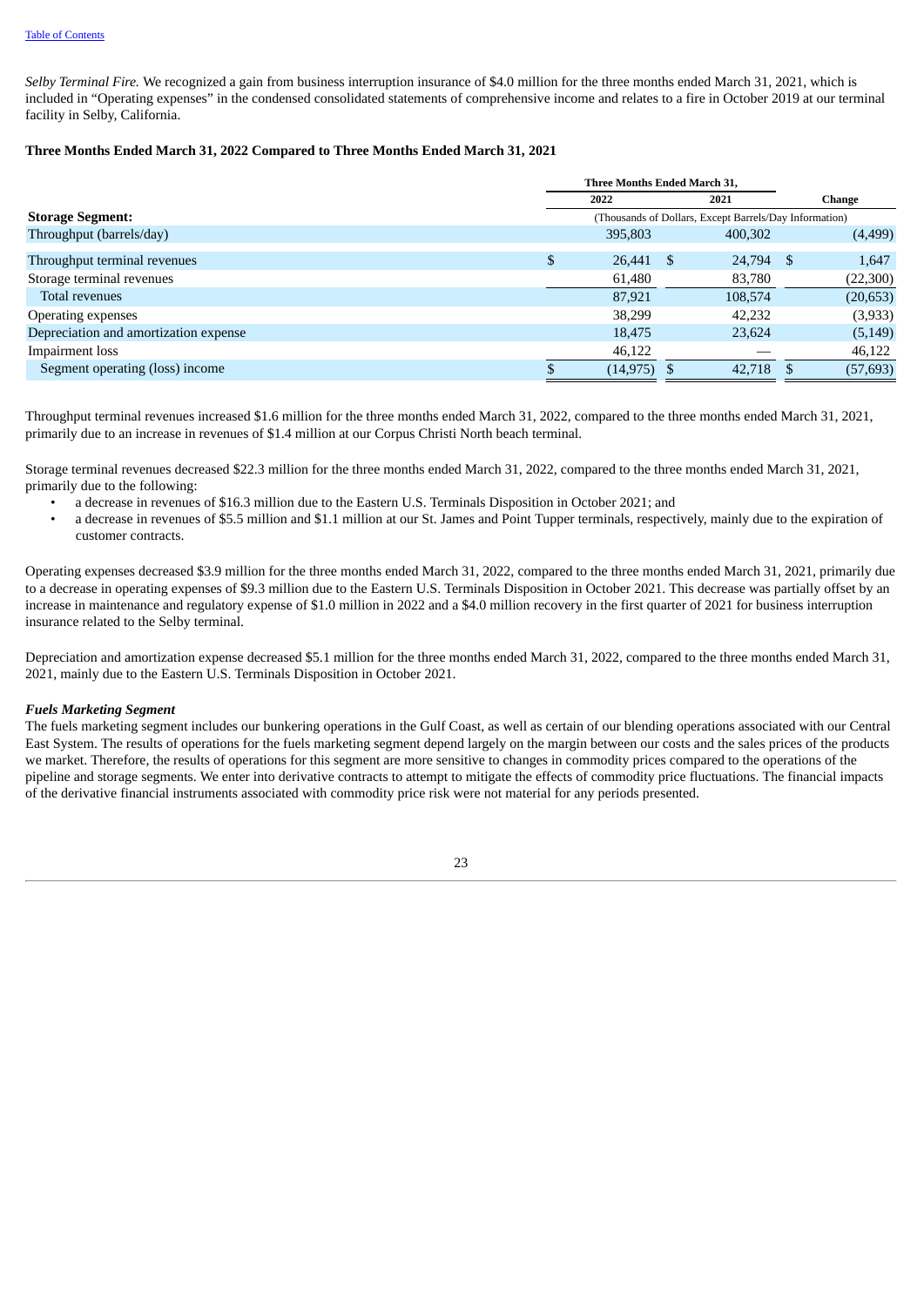*Selby Terminal Fire.* We recognized a gain from business interruption insurance of $4.0 million for the three months ended March 31, 2021, which is included in “Operating expenses” in the condensed consolidated statements of comprehensive income and relates to a fire in October 2019 at our terminal facility in Selby, California.

**Three Months Ended March 31, 2022 Compared to Three Months Ended March 31, 2021**

| | Three Months Ended March 31, | | |
|---|---|---|---|
| | 2022 | 2021 | Change |
| **Storage Segment:** | (Thousands of Dollars, Except Barrels/Day Information) | | |
| Throughput (barrels/day) | 395,803 | 400,302 | (4,499) |
| Throughput terminal revenues | $ 26,441 | $ 24,794 | $ 1,647 |
| Storage terminal revenues | 61,480 | 83,780 | (22,300) |
| Total revenues | 87,921 | 108,574 | (20,653) |
| Operating expenses | 38,299 | 42,232 | (3,933) |
| Depreciation and amortization expense | 18,475 | 23,624 | (5,149) |
| Impairment loss | 46,122 | — | 46,122 |
| Segment operating (loss) income | $ (14,975) | $ 42,718 | $ (57,693) |

Throughput terminal revenues increased $1.6 million for the three months ended March 31, 2022, compared to the three months ended March 31, 2021, primarily due to an increase in revenues of $1.4 million at our Corpus Christi North beach terminal.

Storage terminal revenues decreased $22.3 million for the three months ended March 31, 2022, compared to the three months ended March 31, 2021, primarily due to the following:

- a decrease in revenues of $16.3 million due to the Eastern U.S. Terminals Disposition in October 2021; and
- a decrease in revenues of $5.5 million and $1.1 million at our St. James and Point Tupper terminals, respectively, mainly due to the expiration of customer contracts.

Operating expenses decreased $3.9 million for the three months ended March 31, 2022, compared to the three months ended March 31, 2021, primarily due to a decrease in operating expenses of $9.3 million due to the Eastern U.S. Terminals Disposition in October 2021. This decrease was partially offset by an increase in maintenance and regulatory expense of $1.0 million in 2022 and a $4.0 million recovery in the first quarter of 2021 for business interruption insurance related to the Selby terminal.

Depreciation and amortization expense decreased $5.1 million for the three months ended March 31, 2022, compared to the three months ended March 31, 2021, mainly due to the Eastern U.S. Terminals Disposition in October 2021.

***Fuels Marketing Segment***

The fuels marketing segment includes our bunkering operations in the Gulf Coast, as well as certain of our blending operations associated with our Central East System. The results of operations for the fuels marketing segment depend largely on the margin between our costs and the sales prices of the products we market. Therefore, the results of operations for this segment are more sensitive to changes in commodity prices compared to the operations of the pipeline and storage segments. We enter into derivative contracts to attempt to mitigate the effects of commodity price fluctuations. The financial impacts of the derivative financial instruments associated with commodity price risk were not material for any periods presented.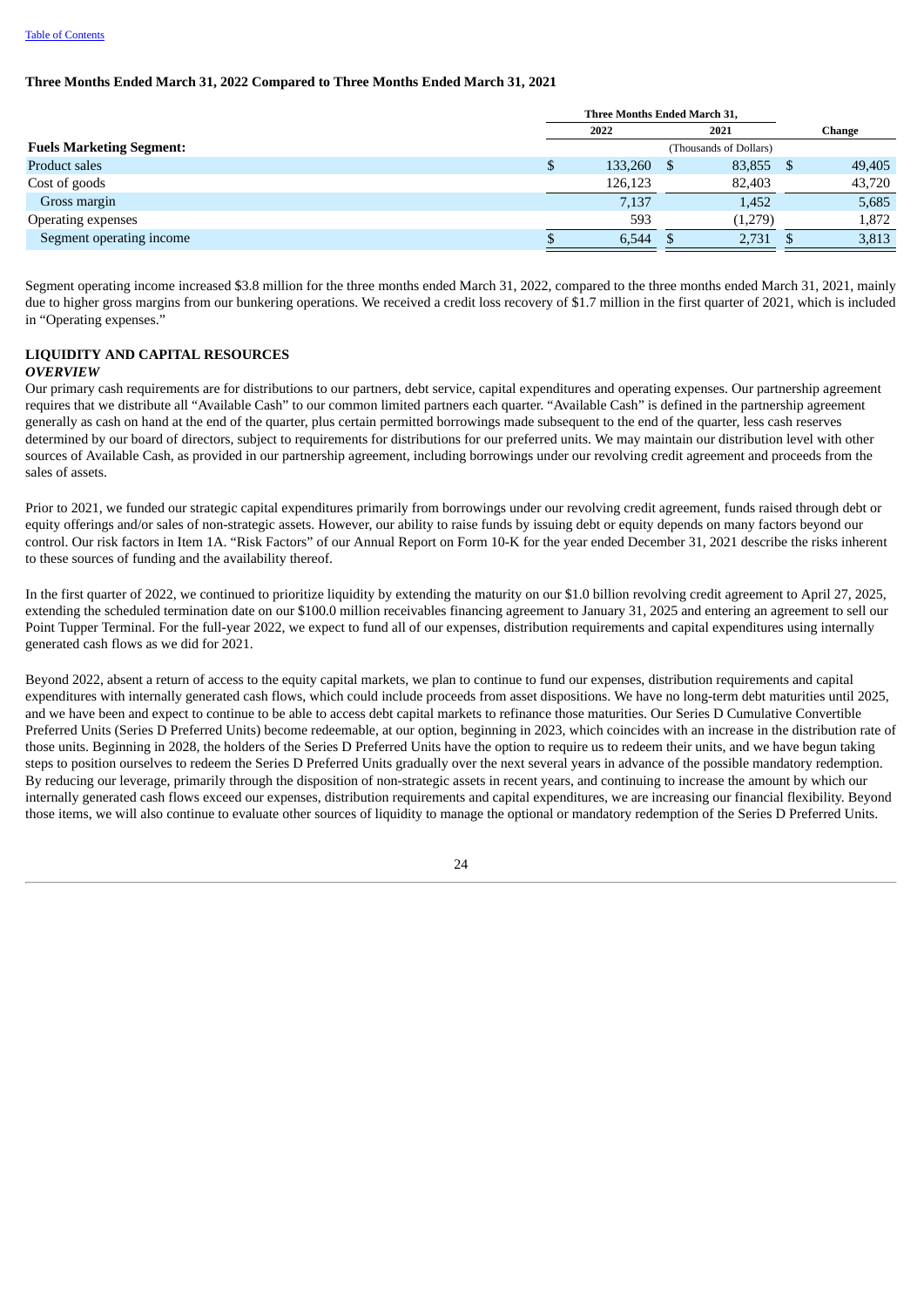### Three Months Ended March 31, 2022 Compared to Three Months Ended March 31, 2021

| | Three Months Ended March 31, | | |
|---|---|---|---|
| | 2022 | 2021 | Change |
| **Fuels Marketing Segment:** | (Thousands of Dollars) | | |
| Product sales | $ 133,260 | $ 83,855 | $ 49,405 |
| Cost of goods | 126,123 | 82,403 | 43,720 |
| Gross margin | 7,137 | 1,452 | 5,685 |
| Operating expenses | 593 | (1,279) | 1,872 |
| Segment operating income | $ 6,544 | $ 2,731 | $ 3,813 |

Segment operating income increased $3.8 million for the three months ended March 31, 2022, compared to the three months ended March 31, 2021, mainly due to higher gross margins from our bunkering operations. We received a credit loss recovery of $1.7 million in the first quarter of 2021, which is included in "Operating expenses."

## LIQUIDITY AND CAPITAL RESOURCES

### *OVERVIEW*

Our primary cash requirements are for distributions to our partners, debt service, capital expenditures and operating expenses. Our partnership agreement requires that we distribute all "Available Cash" to our common limited partners each quarter. "Available Cash" is defined in the partnership agreement generally as cash on hand at the end of the quarter, plus certain permitted borrowings made subsequent to the end of the quarter, less cash reserves determined by our board of directors, subject to requirements for distributions for our preferred units. We may maintain our distribution level with other sources of Available Cash, as provided in our partnership agreement, including borrowings under our revolving credit agreement and proceeds from the sales of assets.

Prior to 2021, we funded our strategic capital expenditures primarily from borrowings under our revolving credit agreement, funds raised through debt or equity offerings and/or sales of non-strategic assets. However, our ability to raise funds by issuing debt or equity depends on many factors beyond our control. Our risk factors in Item 1A. "Risk Factors" of our Annual Report on Form 10-K for the year ended December 31, 2021 describe the risks inherent to these sources of funding and the availability thereof.

In the first quarter of 2022, we continued to prioritize liquidity by extending the maturity on our $1.0 billion revolving credit agreement to April 27, 2025, extending the scheduled termination date on our $100.0 million receivables financing agreement to January 31, 2025 and entering an agreement to sell our Point Tupper Terminal. For the full-year 2022, we expect to fund all of our expenses, distribution requirements and capital expenditures using internally generated cash flows as we did for 2021.

Beyond 2022, absent a return of access to the equity capital markets, we plan to continue to fund our expenses, distribution requirements and capital expenditures with internally generated cash flows, which could include proceeds from asset dispositions. We have no long-term debt maturities until 2025, and we have been and expect to continue to be able to access debt capital markets to refinance those maturities. Our Series D Cumulative Convertible Preferred Units (Series D Preferred Units) become redeemable, at our option, beginning in 2023, which coincides with an increase in the distribution rate of those units. Beginning in 2028, the holders of the Series D Preferred Units have the option to require us to redeem their units, and we have begun taking steps to position ourselves to redeem the Series D Preferred Units gradually over the next several years in advance of the possible mandatory redemption. By reducing our leverage, primarily through the disposition of non-strategic assets in recent years, and continuing to increase the amount by which our internally generated cash flows exceed our expenses, distribution requirements and capital expenditures, we are increasing our financial flexibility. Beyond those items, we will also continue to evaluate other sources of liquidity to manage the optional or mandatory redemption of the Series D Preferred Units.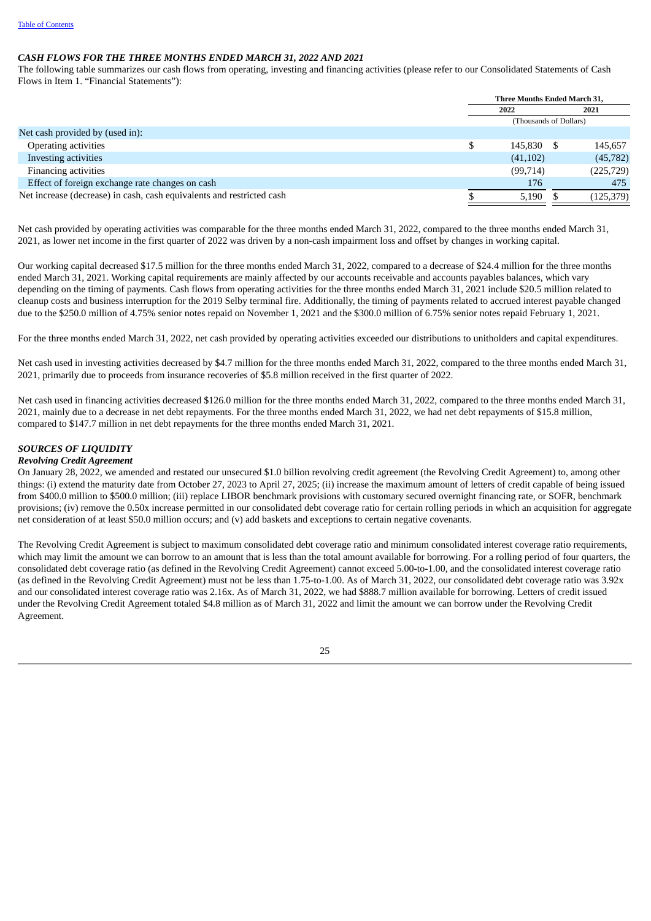### *CASH FLOWS FOR THE THREE MONTHS ENDED MARCH 31, 2022 AND 2021*

The following table summarizes our cash flows from operating, investing and financing activities (please refer to our Consolidated Statements of Cash Flows in Item 1. "Financial Statements"):

| | Three Months Ended March 31, | |
|---|---|---|
| | 2022 | 2021 |
| | (Thousands of Dollars) | |
| Net cash provided by (used in): | | |
| Operating activities | $ 145,830 | $ 145,657 |
| Investing activities | (41,102) | (45,782) |
| Financing activities | (99,714) | (225,729) |
| Effect of foreign exchange rate changes on cash | 176 | 475 |
| Net increase (decrease) in cash, cash equivalents and restricted cash | $ 5,190 | $ (125,379) |

Net cash provided by operating activities was comparable for the three months ended March 31, 2022, compared to the three months ended March 31, 2021, as lower net income in the first quarter of 2022 was driven by a non-cash impairment loss and offset by changes in working capital.

Our working capital decreased $17.5 million for the three months ended March 31, 2022, compared to a decrease of $24.4 million for the three months ended March 31, 2021. Working capital requirements are mainly affected by our accounts receivable and accounts payables balances, which vary depending on the timing of payments. Cash flows from operating activities for the three months ended March 31, 2021 include $20.5 million related to cleanup costs and business interruption for the 2019 Selby terminal fire. Additionally, the timing of payments related to accrued interest payable changed due to the $250.0 million of 4.75% senior notes repaid on November 1, 2021 and the $300.0 million of 6.75% senior notes repaid February 1, 2021.

For the three months ended March 31, 2022, net cash provided by operating activities exceeded our distributions to unitholders and capital expenditures.

Net cash used in investing activities decreased by $4.7 million for the three months ended March 31, 2022, compared to the three months ended March 31, 2021, primarily due to proceeds from insurance recoveries of $5.8 million received in the first quarter of 2022.

Net cash used in financing activities decreased $126.0 million for the three months ended March 31, 2022, compared to the three months ended March 31, 2021, mainly due to a decrease in net debt repayments. For the three months ended March 31, 2022, we had net debt repayments of $15.8 million, compared to $147.7 million in net debt repayments for the three months ended March 31, 2021.

### *SOURCES OF LIQUIDITY*

#### *Revolving Credit Agreement*

On January 28, 2022, we amended and restated our unsecured $1.0 billion revolving credit agreement (the Revolving Credit Agreement) to, among other things: (i) extend the maturity date from October 27, 2023 to April 27, 2025; (ii) increase the maximum amount of letters of credit capable of being issued from $400.0 million to $500.0 million; (iii) replace LIBOR benchmark provisions with customary secured overnight financing rate, or SOFR, benchmark provisions; (iv) remove the 0.50x increase permitted in our consolidated debt coverage ratio for certain rolling periods in which an acquisition for aggregate net consideration of at least $50.0 million occurs; and (v) add baskets and exceptions to certain negative covenants.

The Revolving Credit Agreement is subject to maximum consolidated debt coverage ratio and minimum consolidated interest coverage ratio requirements, which may limit the amount we can borrow to an amount that is less than the total amount available for borrowing. For a rolling period of four quarters, the consolidated debt coverage ratio (as defined in the Revolving Credit Agreement) cannot exceed 5.00-to-1.00, and the consolidated interest coverage ratio (as defined in the Revolving Credit Agreement) must not be less than 1.75-to-1.00. As of March 31, 2022, our consolidated debt coverage ratio was 3.92x and our consolidated interest coverage ratio was 2.16x. As of March 31, 2022, we had $888.7 million available for borrowing. Letters of credit issued under the Revolving Credit Agreement totaled $4.8 million as of March 31, 2022 and limit the amount we can borrow under the Revolving Credit Agreement.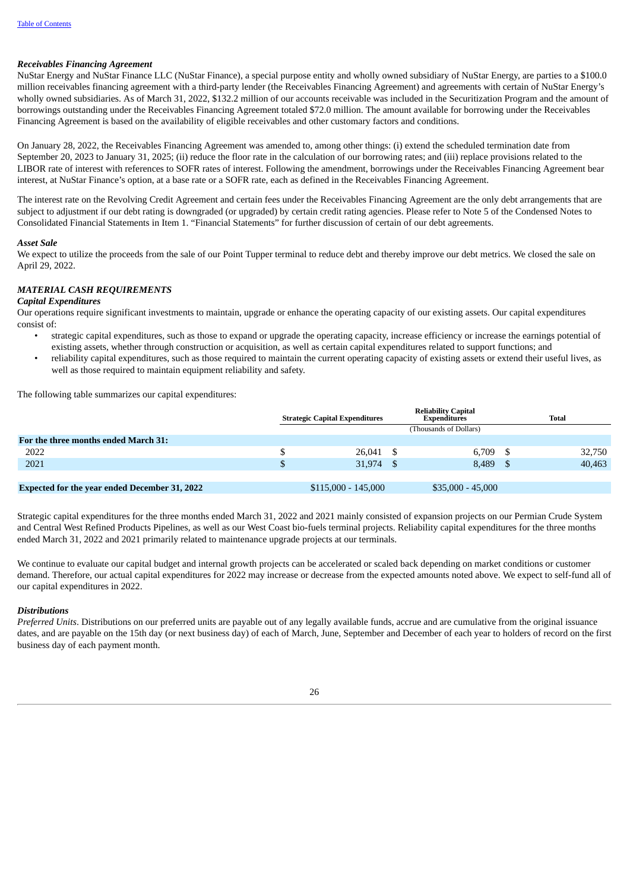*Receivables Financing Agreement*
NuStar Energy and NuStar Finance LLC (NuStar Finance), a special purpose entity and wholly owned subsidiary of NuStar Energy, are parties to a $100.0 million receivables financing agreement with a third-party lender (the Receivables Financing Agreement) and agreements with certain of NuStar Energy's wholly owned subsidiaries. As of March 31, 2022, $132.2 million of our accounts receivable was included in the Securitization Program and the amount of borrowings outstanding under the Receivables Financing Agreement totaled $72.0 million. The amount available for borrowing under the Receivables Financing Agreement is based on the availability of eligible receivables and other customary factors and conditions.

On January 28, 2022, the Receivables Financing Agreement was amended to, among other things: (i) extend the scheduled termination date from September 20, 2023 to January 31, 2025; (ii) reduce the floor rate in the calculation of our borrowing rates; and (iii) replace provisions related to the LIBOR rate of interest with references to SOFR rates of interest. Following the amendment, borrowings under the Receivables Financing Agreement bear interest, at NuStar Finance's option, at a base rate or a SOFR rate, each as defined in the Receivables Financing Agreement.

The interest rate on the Revolving Credit Agreement and certain fees under the Receivables Financing Agreement are the only debt arrangements that are subject to adjustment if our debt rating is downgraded (or upgraded) by certain credit rating agencies. Please refer to Note 5 of the Condensed Notes to Consolidated Financial Statements in Item 1. "Financial Statements" for further discussion of certain of our debt agreements.

*Asset Sale*
We expect to utilize the proceeds from the sale of our Point Tupper terminal to reduce debt and thereby improve our debt metrics. We closed the sale on April 29, 2022.

***MATERIAL CASH REQUIREMENTS***
***Capital Expenditures***
Our operations require significant investments to maintain, upgrade or enhance the operating capacity of our existing assets. Our capital expenditures consist of:

- strategic capital expenditures, such as those to expand or upgrade the operating capacity, increase efficiency or increase the earnings potential of existing assets, whether through construction or acquisition, as well as certain capital expenditures related to support functions; and
- reliability capital expenditures, such as those required to maintain the current operating capacity of existing assets or extend their useful lives, as well as those required to maintain equipment reliability and safety.

The following table summarizes our capital expenditures:

| | Strategic Capital Expenditures | Reliability Capital Expenditures | Total |
|---|---|---|---|
| | | (Thousands of Dollars) | |
| **For the three months ended March 31:** | | | |
| 2022 | $ 26,041 | $ 6,709 | $ 32,750 |
| 2021 | $ 31,974 | $ 8,489 | $ 40,463 |
| | | | |
| **Expected for the year ended December 31, 2022** | $115,000 - 145,000 | $35,000 - 45,000 | |

Strategic capital expenditures for the three months ended March 31, 2022 and 2021 mainly consisted of expansion projects on our Permian Crude System and Central West Refined Products Pipelines, as well as our West Coast bio-fuels terminal projects. Reliability capital expenditures for the three months ended March 31, 2022 and 2021 primarily related to maintenance upgrade projects at our terminals.

We continue to evaluate our capital budget and internal growth projects can be accelerated or scaled back depending on market conditions or customer demand. Therefore, our actual capital expenditures for 2022 may increase or decrease from the expected amounts noted above. We expect to self-fund all of our capital expenditures in 2022.

***Distributions***
*Preferred Units*. Distributions on our preferred units are payable out of any legally available funds, accrue and are cumulative from the original issuance dates, and are payable on the 15th day (or next business day) of each of March, June, September and December of each year to holders of record on the first business day of each payment month.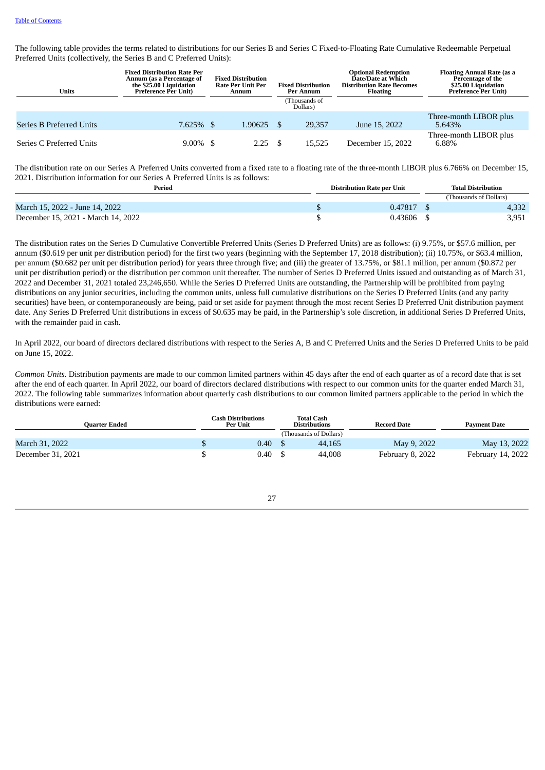[Table of Contents](#)

The following table provides the terms related to distributions for our Series B and Series C Fixed-to-Floating Rate Cumulative Redeemable Perpetual Preferred Units (collectively, the Series B and C Preferred Units):

| Units | Fixed Distribution Rate Per Annum (as a Percentage of the $25.00 Liquidation Preference Per Unit) | Fixed Distribution Rate Per Unit Per Annum | Fixed Distribution Per Annum | Optional Redemption Date/Date at Which Distribution Rate Becomes Floating | Floating Annual Rate (as a Percentage of the $25.00 Liquidation Preference Per Unit) |
|---|---|---|---|---|---|
| | | | (Thousands of Dollars) | | |
| Series B Preferred Units | 7.625% | $ 1.90625 | $ 29,357 | June 15, 2022 | Three-month LIBOR plus 5.643% |
| Series C Preferred Units | 9.00% | $ 2.25 | $ 15,525 | December 15, 2022 | Three-month LIBOR plus 6.88% |

The distribution rate on our Series A Preferred Units converted from a fixed rate to a floating rate of the three-month LIBOR plus 6.766% on December 15, 2021. Distribution information for our Series A Preferred Units is as follows:

| Period | Distribution Rate per Unit | Total Distribution |
|---|---|---|
| | | (Thousands of Dollars) |
| March 15, 2022 - June 14, 2022 | $ 0.47817 | $ 4,332 |
| December 15, 2021 - March 14, 2022 | $ 0.43606 | $ 3,951 |

The distribution rates on the Series D Cumulative Convertible Preferred Units (Series D Preferred Units) are as follows: (i) 9.75%, or $57.6 million, per annum ($0.619 per unit per distribution period) for the first two years (beginning with the September 17, 2018 distribution); (ii) 10.75%, or $63.4 million, per annum ($0.682 per unit per distribution period) for years three through five; and (iii) the greater of 13.75%, or $81.1 million, per annum ($0.872 per unit per distribution period) or the distribution per common unit thereafter. The number of Series D Preferred Units issued and outstanding as of March 31, 2022 and December 31, 2021 totaled 23,246,650. While the Series D Preferred Units are outstanding, the Partnership will be prohibited from paying distributions on any junior securities, including the common units, unless full cumulative distributions on the Series D Preferred Units (and any parity securities) have been, or contemporaneously are being, paid or set aside for payment through the most recent Series D Preferred Unit distribution payment date. Any Series D Preferred Unit distributions in excess of $0.635 may be paid, in the Partnership's sole discretion, in additional Series D Preferred Units, with the remainder paid in cash.

In April 2022, our board of directors declared distributions with respect to the Series A, B and C Preferred Units and the Series D Preferred Units to be paid on June 15, 2022.

*Common Units*. Distribution payments are made to our common limited partners within 45 days after the end of each quarter as of a record date that is set after the end of each quarter. In April 2022, our board of directors declared distributions with respect to our common units for the quarter ended March 31, 2022. The following table summarizes information about quarterly cash distributions to our common limited partners applicable to the period in which the distributions were earned:

| Quarter Ended | Cash Distributions Per Unit | Total Cash Distributions | Record Date | Payment Date |
|---|---|---|---|---|
| | | (Thousands of Dollars) | | |
| March 31, 2022 | $ 0.40 | $ 44,165 | May 9, 2022 | May 13, 2022 |
| December 31, 2021 | $ 0.40 | $ 44,008 | February 8, 2022 | February 14, 2022 |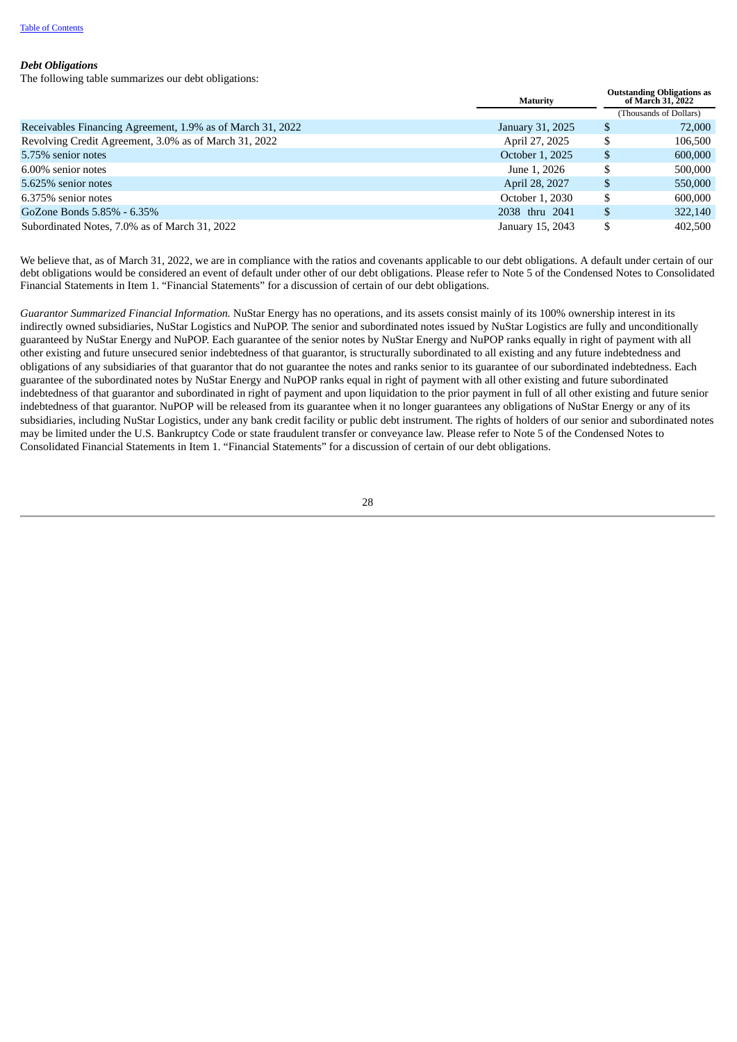*Table of Contents*

***Debt Obligations***

The following table summarizes our debt obligations:

| | Maturity | Outstanding Obligations as of March 31, 2022 |
|---|---|---|
| | | (Thousands of Dollars) |
| Receivables Financing Agreement, 1.9% as of March 31, 2022 | January 31, 2025 | $ 72,000 |
| Revolving Credit Agreement, 3.0% as of March 31, 2022 | April 27, 2025 | $ 106,500 |
| 5.75% senior notes | October 1, 2025 | $ 600,000 |
| 6.00% senior notes | June 1, 2026 | $ 500,000 |
| 5.625% senior notes | April 28, 2027 | $ 550,000 |
| 6.375% senior notes | October 1, 2030 | $ 600,000 |
| GoZone Bonds 5.85% - 6.35% | 2038 thru 2041 | $ 322,140 |
| Subordinated Notes, 7.0% as of March 31, 2022 | January 15, 2043 | $ 402,500 |

We believe that, as of March 31, 2022, we are in compliance with the ratios and covenants applicable to our debt obligations. A default under certain of our debt obligations would be considered an event of default under other of our debt obligations. Please refer to Note 5 of the Condensed Notes to Consolidated Financial Statements in Item 1. "Financial Statements" for a discussion of certain of our debt obligations.

*Guarantor Summarized Financial Information.* NuStar Energy has no operations, and its assets consist mainly of its 100% ownership interest in its indirectly owned subsidiaries, NuStar Logistics and NuPOP. The senior and subordinated notes issued by NuStar Logistics are fully and unconditionally guaranteed by NuStar Energy and NuPOP. Each guarantee of the senior notes by NuStar Energy and NuPOP ranks equally in right of payment with all other existing and future unsecured senior indebtedness of that guarantor, is structurally subordinated to all existing and any future indebtedness and obligations of any subsidiaries of that guarantor that do not guarantee the notes and ranks senior to its guarantee of our subordinated indebtedness. Each guarantee of the subordinated notes by NuStar Energy and NuPOP ranks equal in right of payment with all other existing and future subordinated indebtedness of that guarantor and subordinated in right of payment and upon liquidation to the prior payment in full of all other existing and future senior indebtedness of that guarantor. NuPOP will be released from its guarantee when it no longer guarantees any obligations of NuStar Energy or any of its subsidiaries, including NuStar Logistics, under any bank credit facility or public debt instrument. The rights of holders of our senior and subordinated notes may be limited under the U.S. Bankruptcy Code or state fraudulent transfer or conveyance law. Please refer to Note 5 of the Condensed Notes to Consolidated Financial Statements in Item 1. "Financial Statements" for a discussion of certain of our debt obligations.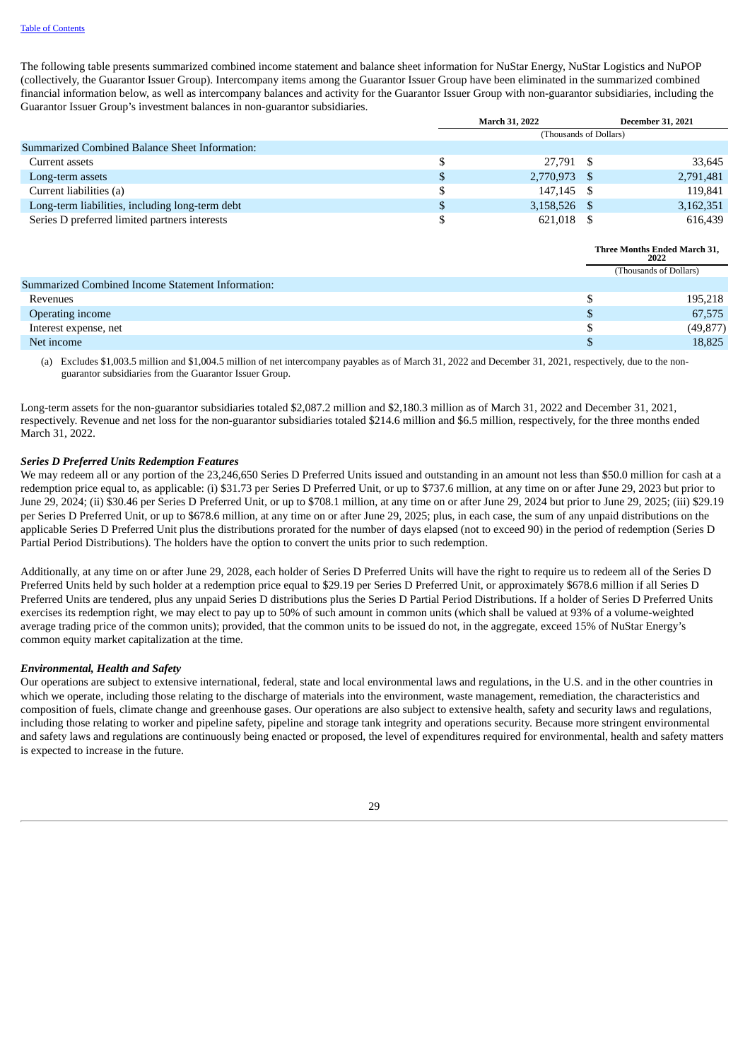The following table presents summarized combined income statement and balance sheet information for NuStar Energy, NuStar Logistics and NuPOP (collectively, the Guarantor Issuer Group). Intercompany items among the Guarantor Issuer Group have been eliminated in the summarized combined financial information below, as well as intercompany balances and activity for the Guarantor Issuer Group with non-guarantor subsidiaries, including the Guarantor Issuer Group's investment balances in non-guarantor subsidiaries.

| | March 31, 2022 | December 31, 2021 |
|---|---|---|
| | (Thousands of Dollars) | |
| Summarized Combined Balance Sheet Information: | | |
| Current assets | $ 27,791 | $ 33,645 |
| Long-term assets | $ 2,770,973 | $ 2,791,481 |
| Current liabilities (a) | $ 147,145 | $ 119,841 |
| Long-term liabilities, including long-term debt | $ 3,158,526 | $ 3,162,351 |
| Series D preferred limited partners interests | $ 621,018 | $ 616,439 |

| | Three Months Ended March 31, 2022 |
|---|---|
| | (Thousands of Dollars) |
| Summarized Combined Income Statement Information: | |
| Revenues | $ 195,218 |
| Operating income | $ 67,575 |
| Interest expense, net | $ (49,877) |
| Net income | $ 18,825 |

(a) Excludes $1,003.5 million and $1,004.5 million of net intercompany payables as of March 31, 2022 and December 31, 2021, respectively, due to the non-guarantor subsidiaries from the Guarantor Issuer Group.

Long-term assets for the non-guarantor subsidiaries totaled $2,087.2 million and $2,180.3 million as of March 31, 2022 and December 31, 2021, respectively. Revenue and net loss for the non-guarantor subsidiaries totaled $214.6 million and $6.5 million, respectively, for the three months ended March 31, 2022.

***Series D Preferred Units Redemption Features***

We may redeem all or any portion of the 23,246,650 Series D Preferred Units issued and outstanding in an amount not less than $50.0 million for cash at a redemption price equal to, as applicable: (i) $31.73 per Series D Preferred Unit, or up to $737.6 million, at any time on or after June 29, 2023 but prior to June 29, 2024; (ii) $30.46 per Series D Preferred Unit, or up to $708.1 million, at any time on or after June 29, 2024 but prior to June 29, 2025; (iii) $29.19 per Series D Preferred Unit, or up to $678.6 million, at any time on or after June 29, 2025; plus, in each case, the sum of any unpaid distributions on the applicable Series D Preferred Unit plus the distributions prorated for the number of days elapsed (not to exceed 90) in the period of redemption (Series D Partial Period Distributions). The holders have the option to convert the units prior to such redemption.

Additionally, at any time on or after June 29, 2028, each holder of Series D Preferred Units will have the right to require us to redeem all of the Series D Preferred Units held by such holder at a redemption price equal to $29.19 per Series D Preferred Unit, or approximately $678.6 million if all Series D Preferred Units are tendered, plus any unpaid Series D distributions plus the Series D Partial Period Distributions. If a holder of Series D Preferred Units exercises its redemption right, we may elect to pay up to 50% of such amount in common units (which shall be valued at 93% of a volume-weighted average trading price of the common units); provided, that the common units to be issued do not, in the aggregate, exceed 15% of NuStar Energy's common equity market capitalization at the time.

***Environmental, Health and Safety***

Our operations are subject to extensive international, federal, state and local environmental laws and regulations, in the U.S. and in the other countries in which we operate, including those relating to the discharge of materials into the environment, waste management, remediation, the characteristics and composition of fuels, climate change and greenhouse gases. Our operations are also subject to extensive health, safety and security laws and regulations, including those relating to worker and pipeline safety, pipeline and storage tank integrity and operations security. Because more stringent environmental and safety laws and regulations are continuously being enacted or proposed, the level of expenditures required for environmental, health and safety matters is expected to increase in the future.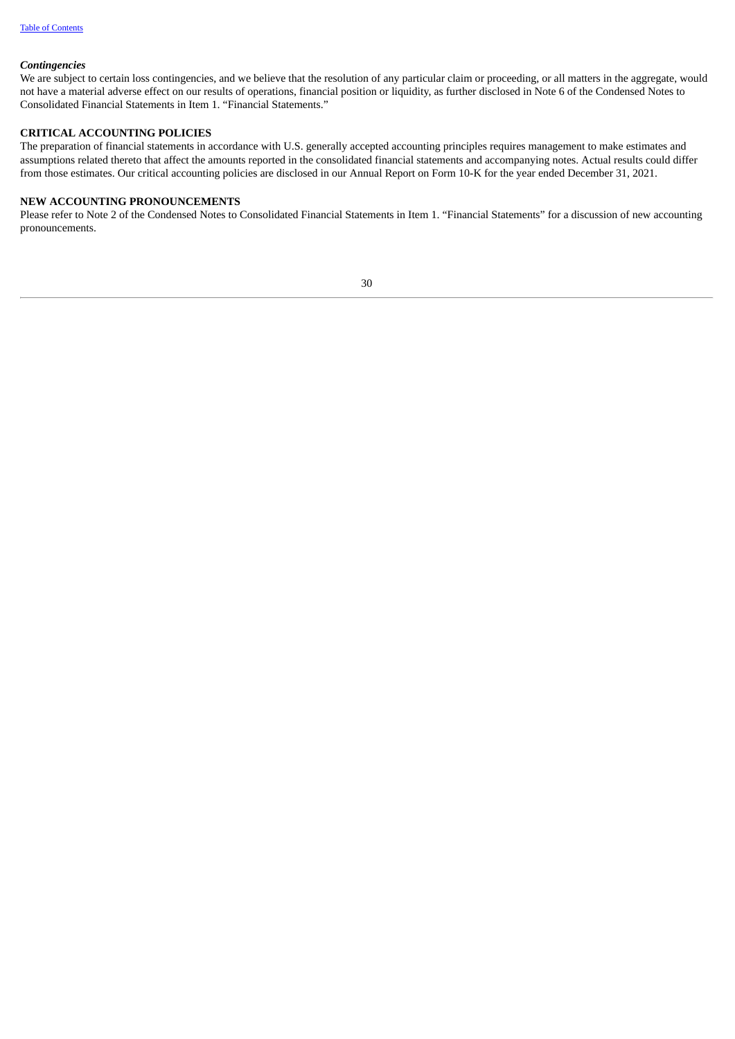### *Contingencies*

We are subject to certain loss contingencies, and we believe that the resolution of any particular claim or proceeding, or all matters in the aggregate, would not have a material adverse effect on our results of operations, financial position or liquidity, as further disclosed in Note 6 of the Condensed Notes to Consolidated Financial Statements in Item 1. "Financial Statements."

## CRITICAL ACCOUNTING POLICIES

The preparation of financial statements in accordance with U.S. generally accepted accounting principles requires management to make estimates and assumptions related thereto that affect the amounts reported in the consolidated financial statements and accompanying notes. Actual results could differ from those estimates. Our critical accounting policies are disclosed in our Annual Report on Form 10-K for the year ended December 31, 2021.

## NEW ACCOUNTING PRONOUNCEMENTS

Please refer to Note 2 of the Condensed Notes to Consolidated Financial Statements in Item 1. "Financial Statements" for a discussion of new accounting pronouncements.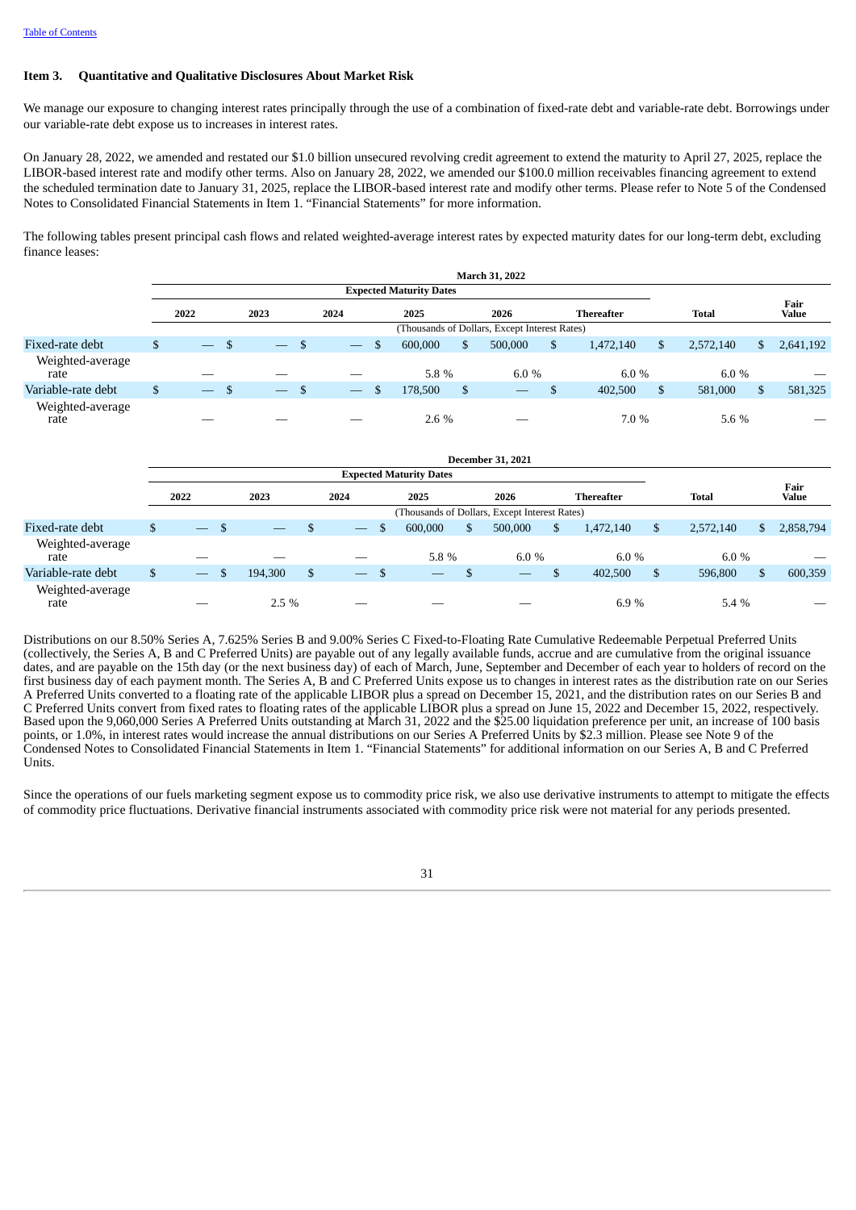**Item 3. Quantitative and Qualitative Disclosures About Market Risk**

We manage our exposure to changing interest rates principally through the use of a combination of fixed-rate debt and variable-rate debt. Borrowings under our variable-rate debt expose us to increases in interest rates.

On January 28, 2022, we amended and restated our $1.0 billion unsecured revolving credit agreement to extend the maturity to April 27, 2025, replace the LIBOR-based interest rate and modify other terms. Also on January 28, 2022, we amended our $100.0 million receivables financing agreement to extend the scheduled termination date to January 31, 2025, replace the LIBOR-based interest rate and modify other terms. Please refer to Note 5 of the Condensed Notes to Consolidated Financial Statements in Item 1. "Financial Statements" for more information.

The following tables present principal cash flows and related weighted-average interest rates by expected maturity dates for our long-term debt, excluding finance leases:

| | March 31, 2022 | | | | | | | |
|---|---|---|---|---|---|---|---|---|
| | Expected Maturity Dates | | | | | | | |
| | 2022 | 2023 | 2024 | 2025 | 2026 | Thereafter | Total | Fair Value |
| | (Thousands of Dollars, Except Interest Rates) | | | | | | | |
| Fixed-rate debt | $ — | $ — | $ — | $ 600,000 | $ 500,000 | $ 1,472,140 | $ 2,572,140 | $ 2,641,192 |
| Weighted-average rate | — | — | — | 5.8 % | 6.0 % | 6.0 % | 6.0 % | — |
| Variable-rate debt | $ — | $ — | $ — | $ 178,500 | $ — | $ 402,500 | $ 581,000 | $ 581,325 |
| Weighted-average rate | — | — | — | 2.6 % | — | 7.0 % | 5.6 % | — |

| | December 31, 2021 | | | | | | | |
|---|---|---|---|---|---|---|---|---|
| | Expected Maturity Dates | | | | | | | |
| | 2022 | 2023 | 2024 | 2025 | 2026 | Thereafter | Total | Fair Value |
| | (Thousands of Dollars, Except Interest Rates) | | | | | | | |
| Fixed-rate debt | $ — | $ — | $ — | $ 600,000 | $ 500,000 | $ 1,472,140 | $ 2,572,140 | $ 2,858,794 |
| Weighted-average rate | — | — | — | 5.8 % | 6.0 % | 6.0 % | 6.0 % | — |
| Variable-rate debt | $ — | $ 194,300 | $ — | $ — | $ — | $ 402,500 | $ 596,800 | $ 600,359 |
| Weighted-average rate | — | 2.5 % | — | — | — | 6.9 % | 5.4 % | — |

Distributions on our 8.50% Series A, 7.625% Series B and 9.00% Series C Fixed-to-Floating Rate Cumulative Redeemable Perpetual Preferred Units (collectively, the Series A, B and C Preferred Units) are payable out of any legally available funds, accrue and are cumulative from the original issuance dates, and are payable on the 15th day (or the next business day) of each of March, June, September and December of each year to holders of record on the first business day of each payment month. The Series A, B and C Preferred Units expose us to changes in interest rates as the distribution rate on our Series A Preferred Units converted to a floating rate of the applicable LIBOR plus a spread on December 15, 2021, and the distribution rates on our Series B and C Preferred Units convert from fixed rates to floating rates of the applicable LIBOR plus a spread on June 15, 2022 and December 15, 2022, respectively. Based upon the 9,060,000 Series A Preferred Units outstanding at March 31, 2022 and the $25.00 liquidation preference per unit, an increase of 100 basis points, or 1.0%, in interest rates would increase the annual distributions on our Series A Preferred Units by $2.3 million. Please see Note 9 of the Condensed Notes to Consolidated Financial Statements in Item 1. "Financial Statements" for additional information on our Series A, B and C Preferred Units.

Since the operations of our fuels marketing segment expose us to commodity price risk, we also use derivative instruments to attempt to mitigate the effects of commodity price fluctuations. Derivative financial instruments associated with commodity price risk were not material for any periods presented.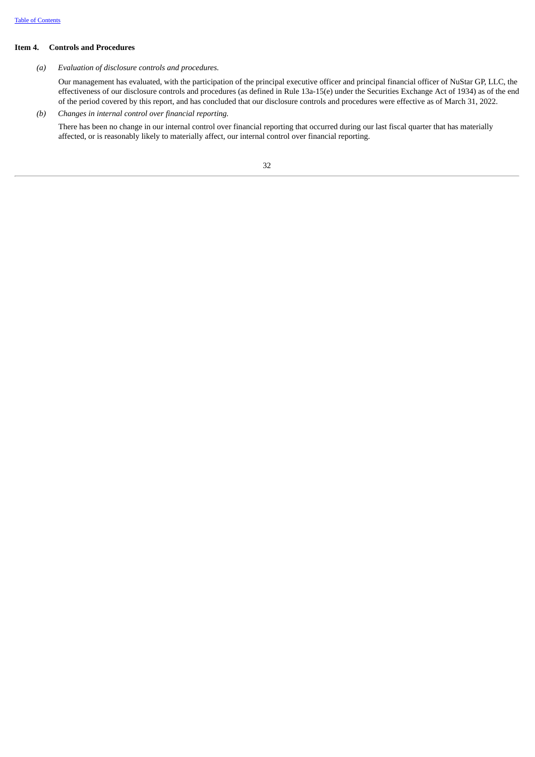## Item 4. Controls and Procedures

*(a) Evaluation of disclosure controls and procedures.*

Our management has evaluated, with the participation of the principal executive officer and principal financial officer of NuStar GP, LLC, the effectiveness of our disclosure controls and procedures (as defined in Rule 13a-15(e) under the Securities Exchange Act of 1934) as of the end of the period covered by this report, and has concluded that our disclosure controls and procedures were effective as of March 31, 2022.

*(b) Changes in internal control over financial reporting.*

There has been no change in our internal control over financial reporting that occurred during our last fiscal quarter that has materially affected, or is reasonably likely to materially affect, our internal control over financial reporting.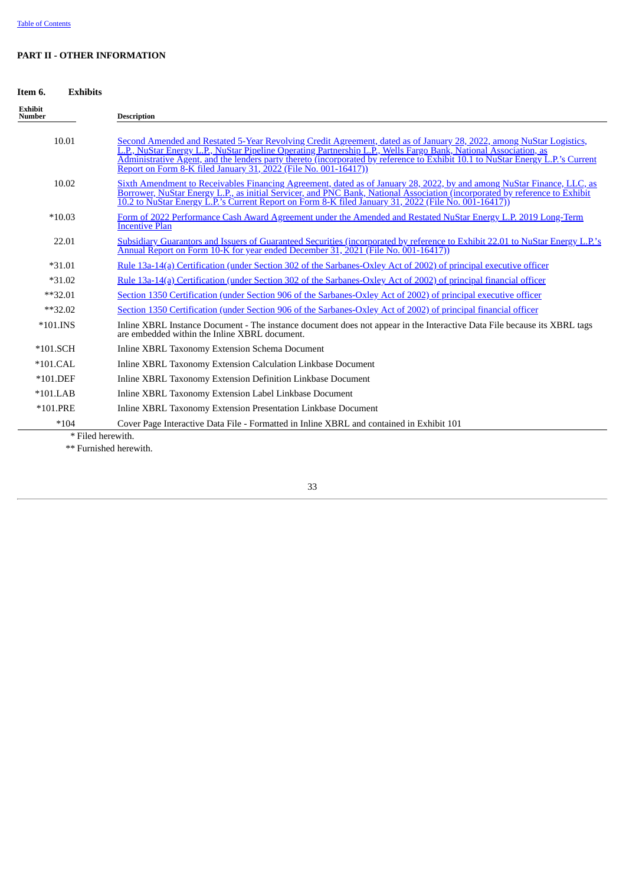**PART II - OTHER INFORMATION**

**Item 6. Exhibits**

| Exhibit Number | Description |
|---|---|
| 10.01 | Second Amended and Restated 5-Year Revolving Credit Agreement, dated as of January 28, 2022, among NuStar Logistics, L.P., NuStar Energy L.P., NuStar Pipeline Operating Partnership L.P., Wells Fargo Bank, National Association, as Administrative Agent, and the lenders party thereto (incorporated by reference to Exhibit 10.1 to NuStar Energy L.P.'s Current Report on Form 8-K filed January 31, 2022 (File No. 001-16417)) |
| 10.02 | Sixth Amendment to Receivables Financing Agreement, dated as of January 28, 2022, by and among NuStar Finance, LLC, as Borrower, NuStar Energy L.P., as initial Servicer, and PNC Bank, National Association (incorporated by reference to Exhibit 10.2 to NuStar Energy L.P.'s Current Report on Form 8-K filed January 31, 2022 (File No. 001-16417)) |
| *10.03 | Form of 2022 Performance Cash Award Agreement under the Amended and Restated NuStar Energy L.P. 2019 Long-Term Incentive Plan |
| 22.01 | Subsidiary Guarantors and Issuers of Guaranteed Securities (incorporated by reference to Exhibit 22.01 to NuStar Energy L.P.'s Annual Report on Form 10-K for year ended December 31, 2021 (File No. 001-16417)) |
| *31.01 | Rule 13a-14(a) Certification (under Section 302 of the Sarbanes-Oxley Act of 2002) of principal executive officer |
| *31.02 | Rule 13a-14(a) Certification (under Section 302 of the Sarbanes-Oxley Act of 2002) of principal financial officer |
| **32.01 | Section 1350 Certification (under Section 906 of the Sarbanes-Oxley Act of 2002) of principal executive officer |
| **32.02 | Section 1350 Certification (under Section 906 of the Sarbanes-Oxley Act of 2002) of principal financial officer |
| *101.INS | Inline XBRL Instance Document - The instance document does not appear in the Interactive Data File because its XBRL tags are embedded within the Inline XBRL document. |
| *101.SCH | Inline XBRL Taxonomy Extension Schema Document |
| *101.CAL | Inline XBRL Taxonomy Extension Calculation Linkbase Document |
| *101.DEF | Inline XBRL Taxonomy Extension Definition Linkbase Document |
| *101.LAB | Inline XBRL Taxonomy Extension Label Linkbase Document |
| *101.PRE | Inline XBRL Taxonomy Extension Presentation Linkbase Document |
| *104 | Cover Page Interactive Data File - Formatted in Inline XBRL and contained in Exhibit 101 |

\* Filed herewith.

** Furnished herewith.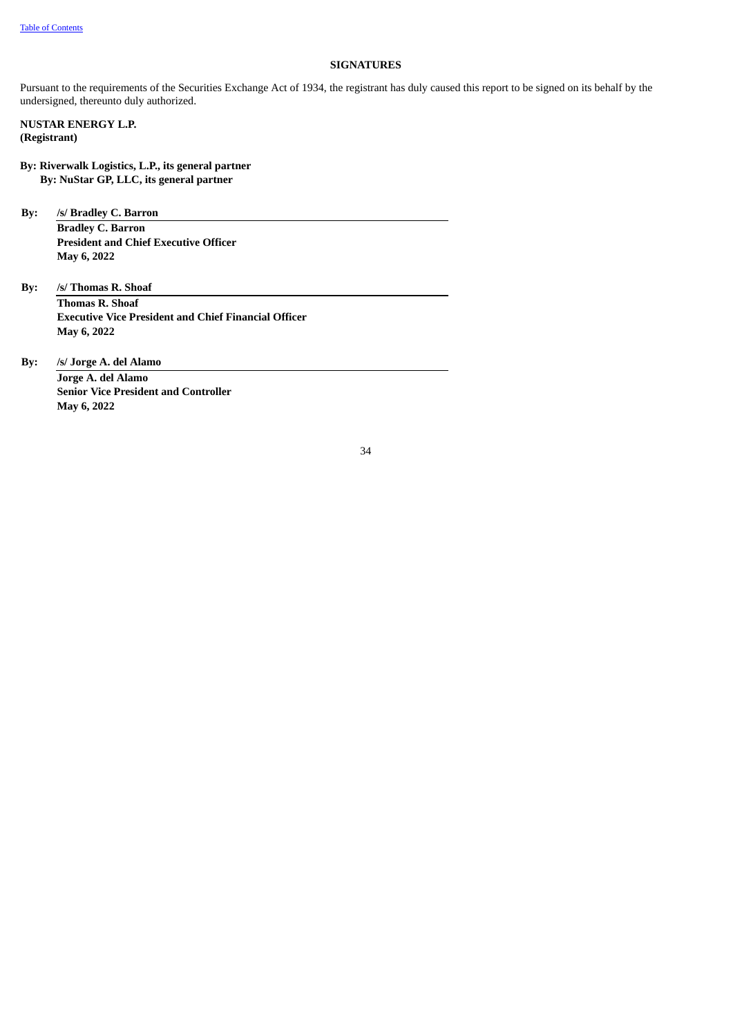## SIGNATURES

Pursuant to the requirements of the Securities Exchange Act of 1934, the registrant has duly caused this report to be signed on its behalf by the undersigned, thereunto duly authorized.

**NUSTAR ENERGY L.P.**
**(Registrant)**

**By: Riverwalk Logistics, L.P., its general partner**
**By: NuStar GP, LLC, its general partner**

**By: /s/ Bradley C. Barron**
**Bradley C. Barron**
**President and Chief Executive Officer**
**May 6, 2022**

**By: /s/ Thomas R. Shoaf**
**Thomas R. Shoaf**
**Executive Vice President and Chief Financial Officer**
**May 6, 2022**

**By: /s/ Jorge A. del Alamo**
**Jorge A. del Alamo**
**Senior Vice President and Controller**
**May 6, 2022**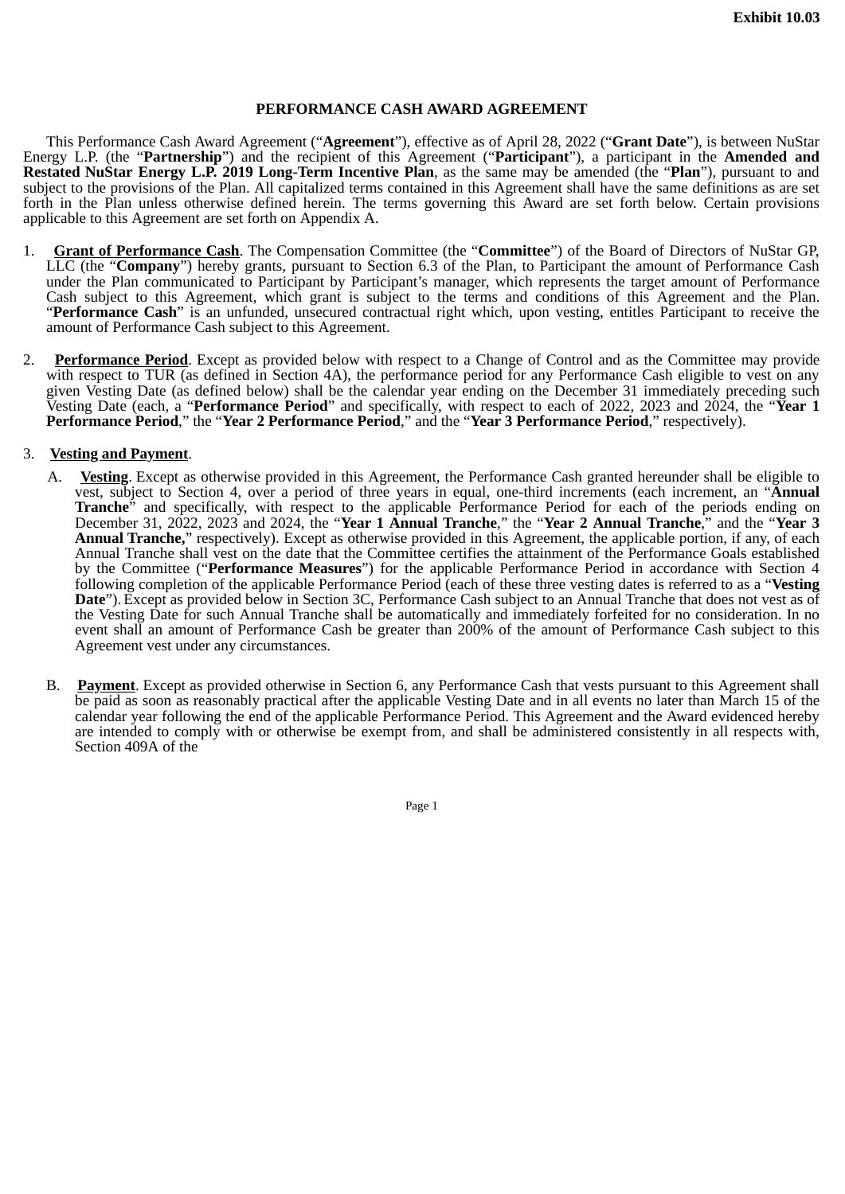Exhibit 10.03

## PERFORMANCE CASH AWARD AGREEMENT

This Performance Cash Award Agreement (“**Agreement**”), effective as of April 28, 2022 (“**Grant Date**”), is between NuStar Energy L.P. (the “**Partnership**”) and the recipient of this Agreement (“**Participant**”), a participant in the **Amended and Restated NuStar Energy L.P. 2019 Long-Term Incentive Plan**, as the same may be amended (the “**Plan**”), pursuant to and subject to the provisions of the Plan. All capitalized terms contained in this Agreement shall have the same definitions as are set forth in the Plan unless otherwise defined herein. The terms governing this Award are set forth below. Certain provisions applicable to this Agreement are set forth on Appendix A.

1. **Grant of Performance Cash**. The Compensation Committee (the “**Committee**”) of the Board of Directors of NuStar GP, LLC (the “**Company**”) hereby grants, pursuant to Section 6.3 of the Plan, to Participant the amount of Performance Cash under the Plan communicated to Participant by Participant’s manager, which represents the target amount of Performance Cash subject to this Agreement, which grant is subject to the terms and conditions of this Agreement and the Plan. “**Performance Cash**” is an unfunded, unsecured contractual right which, upon vesting, entitles Participant to receive the amount of Performance Cash subject to this Agreement.

2. **Performance Period**. Except as provided below with respect to a Change of Control and as the Committee may provide with respect to TUR (as defined in Section 4A), the performance period for any Performance Cash eligible to vest on any given Vesting Date (as defined below) shall be the calendar year ending on the December 31 immediately preceding such Vesting Date (each, a “**Performance Period**” and specifically, with respect to each of 2022, 2023 and 2024, the “**Year 1 Performance Period**,” the “**Year 2 Performance Period**,” and the “**Year 3 Performance Period**,” respectively).

3. **Vesting and Payment**.

   A. **Vesting**. Except as otherwise provided in this Agreement, the Performance Cash granted hereunder shall be eligible to vest, subject to Section 4, over a period of three years in equal, one-third increments (each increment, an “**Annual Tranche**” and specifically, with respect to the applicable Performance Period for each of the periods ending on December 31, 2022, 2023 and 2024, the “**Year 1 Annual Tranche**,” the “**Year 2 Annual Tranche**,” and the “**Year 3 Annual Tranche,**” respectively). Except as otherwise provided in this Agreement, the applicable portion, if any, of each Annual Tranche shall vest on the date that the Committee certifies the attainment of the Performance Goals established by the Committee (“**Performance Measures**”) for the applicable Performance Period in accordance with Section 4 following completion of the applicable Performance Period (each of these three vesting dates is referred to as a “**Vesting Date**”). Except as provided below in Section 3C, Performance Cash subject to an Annual Tranche that does not vest as of the Vesting Date for such Annual Tranche shall be automatically and immediately forfeited for no consideration. In no event shall an amount of Performance Cash be greater than 200% of the amount of Performance Cash subject to this Agreement vest under any circumstances.

   B. **Payment**. Except as provided otherwise in Section 6, any Performance Cash that vests pursuant to this Agreement shall be paid as soon as reasonably practical after the applicable Vesting Date and in all events no later than March 15 of the calendar year following the end of the applicable Performance Period. This Agreement and the Award evidenced hereby are intended to comply with or otherwise be exempt from, and shall be administered consistently in all respects with, Section 409A of the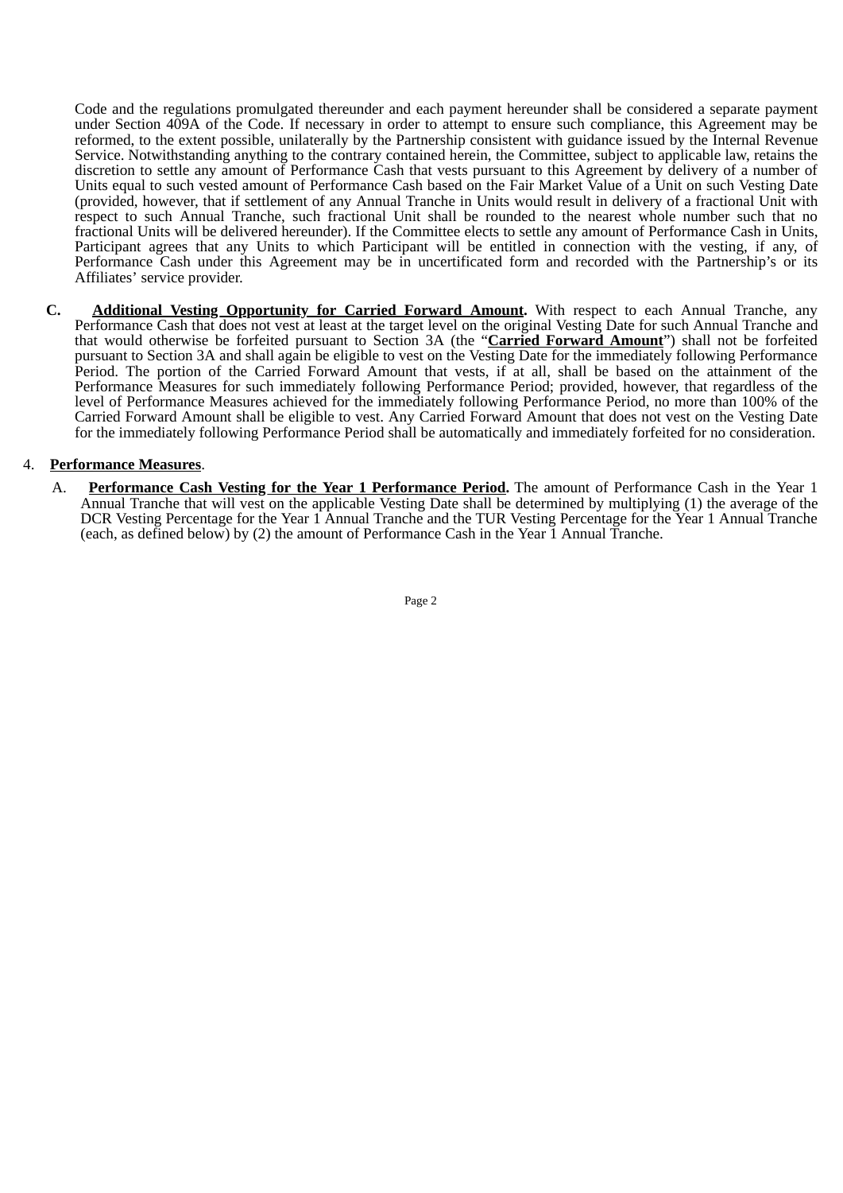Code and the regulations promulgated thereunder and each payment hereunder shall be considered a separate payment under Section 409A of the Code. If necessary in order to attempt to ensure such compliance, this Agreement may be reformed, to the extent possible, unilaterally by the Partnership consistent with guidance issued by the Internal Revenue Service. Notwithstanding anything to the contrary contained herein, the Committee, subject to applicable law, retains the discretion to settle any amount of Performance Cash that vests pursuant to this Agreement by delivery of a number of Units equal to such vested amount of Performance Cash based on the Fair Market Value of a Unit on such Vesting Date (provided, however, that if settlement of any Annual Tranche in Units would result in delivery of a fractional Unit with respect to such Annual Tranche, such fractional Unit shall be rounded to the nearest whole number such that no fractional Units will be delivered hereunder). If the Committee elects to settle any amount of Performance Cash in Units, Participant agrees that any Units to which Participant will be entitled in connection with the vesting, if any, of Performance Cash under this Agreement may be in uncertificated form and recorded with the Partnership's or its Affiliates' service provider.

**C.** **Additional Vesting Opportunity for Carried Forward Amount.** With respect to each Annual Tranche, any Performance Cash that does not vest at least at the target level on the original Vesting Date for such Annual Tranche and that would otherwise be forfeited pursuant to Section 3A (the "**Carried Forward Amount**") shall not be forfeited pursuant to Section 3A and shall again be eligible to vest on the Vesting Date for the immediately following Performance Period. The portion of the Carried Forward Amount that vests, if at all, shall be based on the attainment of the Performance Measures for such immediately following Performance Period; provided, however, that regardless of the level of Performance Measures achieved for the immediately following Performance Period, no more than 100% of the Carried Forward Amount shall be eligible to vest. Any Carried Forward Amount that does not vest on the Vesting Date for the immediately following Performance Period shall be automatically and immediately forfeited for no consideration.

4. **Performance Measures**.

A. **Performance Cash Vesting for the Year 1 Performance Period.** The amount of Performance Cash in the Year 1 Annual Tranche that will vest on the applicable Vesting Date shall be determined by multiplying (1) the average of the DCR Vesting Percentage for the Year 1 Annual Tranche and the TUR Vesting Percentage for the Year 1 Annual Tranche (each, as defined below) by (2) the amount of Performance Cash in the Year 1 Annual Tranche.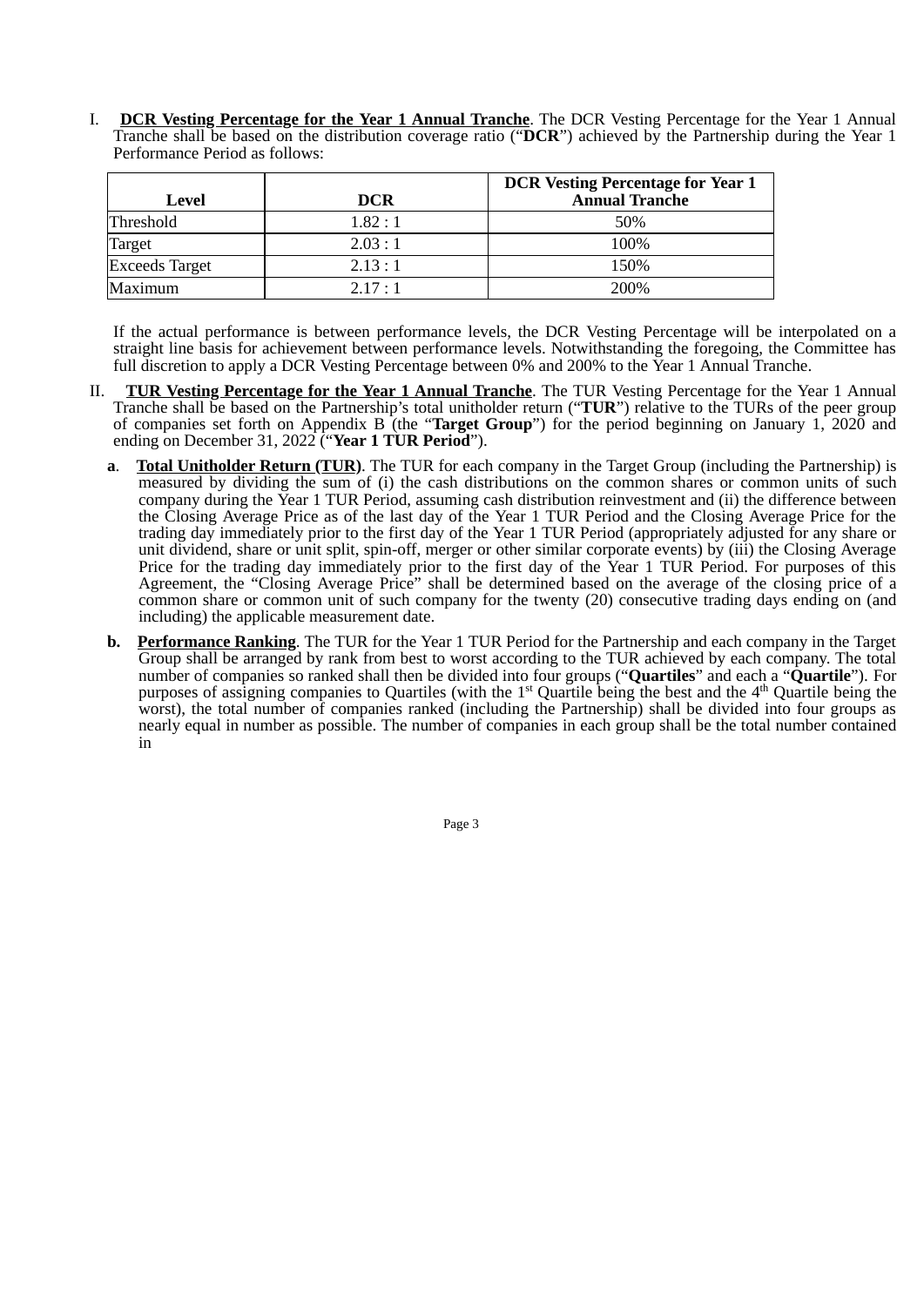I. **<u>DCR Vesting Percentage for the Year 1 Annual Tranche</u>**. The DCR Vesting Percentage for the Year 1 Annual Tranche shall be based on the distribution coverage ratio ("**DCR**") achieved by the Partnership during the Year 1 Performance Period as follows:

| **Level** | **DCR** | **DCR Vesting Percentage for Year 1 Annual Tranche** |
|---|---|---|
| Threshold | 1.82 : 1 | 50% |
| Target | 2.03 : 1 | 100% |
| Exceeds Target | 2.13 : 1 | 150% |
| Maximum | 2.17 : 1 | 200% |

If the actual performance is between performance levels, the DCR Vesting Percentage will be interpolated on a straight line basis for achievement between performance levels. Notwithstanding the foregoing, the Committee has full discretion to apply a DCR Vesting Percentage between 0% and 200% to the Year 1 Annual Tranche.

II. **<u>TUR Vesting Percentage for the Year 1 Annual Tranche</u>**. The TUR Vesting Percentage for the Year 1 Annual Tranche shall be based on the Partnership's total unitholder return ("**TUR**") relative to the TURs of the peer group of companies set forth on Appendix B (the "**Target Group**") for the period beginning on January 1, 2020 and ending on December 31, 2022 ("**Year 1 TUR Period**").

**a**. **<u>Total Unitholder Return (TUR)</u>**. The TUR for each company in the Target Group (including the Partnership) is measured by dividing the sum of (i) the cash distributions on the common shares or common units of such company during the Year 1 TUR Period, assuming cash distribution reinvestment and (ii) the difference between the Closing Average Price as of the last day of the Year 1 TUR Period and the Closing Average Price for the trading day immediately prior to the first day of the Year 1 TUR Period (appropriately adjusted for any share or unit dividend, share or unit split, spin-off, merger or other similar corporate events) by (iii) the Closing Average Price for the trading day immediately prior to the first day of the Year 1 TUR Period. For purposes of this Agreement, the "Closing Average Price" shall be determined based on the average of the closing price of a common share or common unit of such company for the twenty (20) consecutive trading days ending on (and including) the applicable measurement date.

**b.** **<u>Performance Ranking</u>**. The TUR for the Year 1 TUR Period for the Partnership and each company in the Target Group shall be arranged by rank from best to worst according to the TUR achieved by each company. The total number of companies so ranked shall then be divided into four groups ("**Quartiles**" and each a "**Quartile**"). For purposes of assigning companies to Quartiles (with the 1st Quartile being the best and the 4th Quartile being the worst), the total number of companies ranked (including the Partnership) shall be divided into four groups as nearly equal in number as possible. The number of companies in each group shall be the total number contained in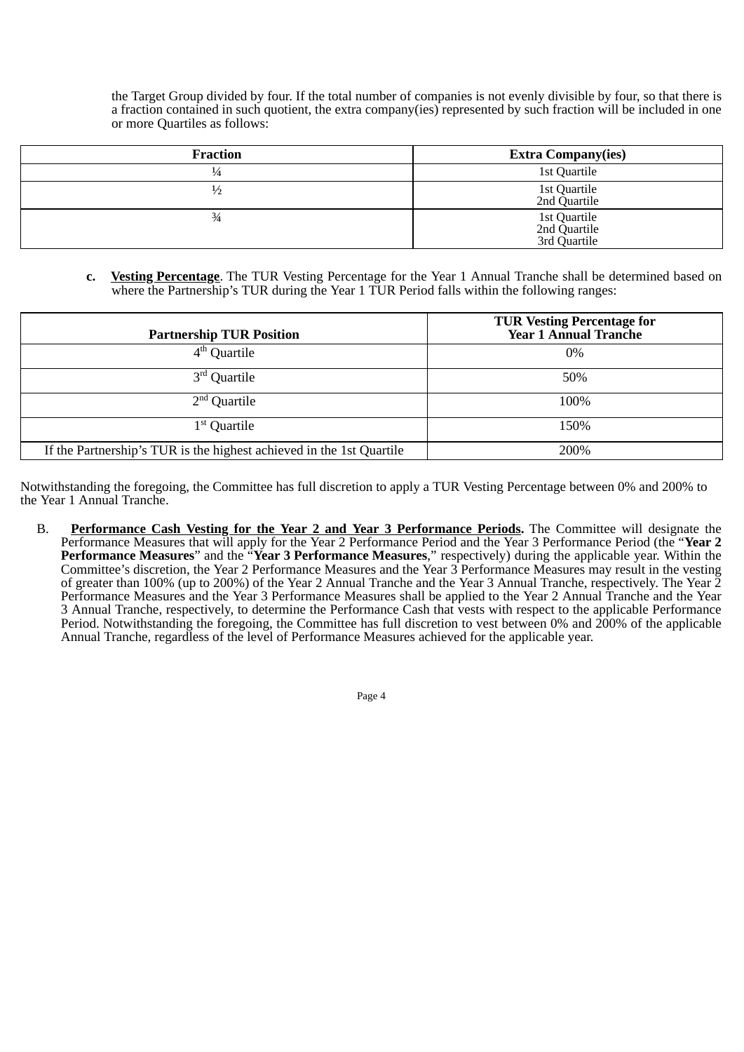the Target Group divided by four. If the total number of companies is not evenly divisible by four, so that there is a fraction contained in such quotient, the extra company(ies) represented by such fraction will be included in one or more Quartiles as follows:

| Fraction | Extra Company(ies) |
|---|---|
| ¼ | 1st Quartile |
| ½ | 1st Quartile<br>2nd Quartile |
| ¾ | 1st Quartile<br>2nd Quartile<br>3rd Quartile |

c. **Vesting Percentage**. The TUR Vesting Percentage for the Year 1 Annual Tranche shall be determined based on where the Partnership's TUR during the Year 1 TUR Period falls within the following ranges:

| Partnership TUR Position | TUR Vesting Percentage for Year 1 Annual Tranche |
|---|---|
| 4th Quartile | 0% |
| 3rd Quartile | 50% |
| 2nd Quartile | 100% |
| 1st Quartile | 150% |
| If the Partnership's TUR is the highest achieved in the 1st Quartile | 200% |

Notwithstanding the foregoing, the Committee has full discretion to apply a TUR Vesting Percentage between 0% and 200% to the Year 1 Annual Tranche.

B. **Performance Cash Vesting for the Year 2 and Year 3 Performance Periods.** The Committee will designate the Performance Measures that will apply for the Year 2 Performance Period and the Year 3 Performance Period (the "**Year 2 Performance Measures**" and the "**Year 3 Performance Measures**," respectively) during the applicable year. Within the Committee's discretion, the Year 2 Performance Measures and the Year 3 Performance Measures may result in the vesting of greater than 100% (up to 200%) of the Year 2 Annual Tranche and the Year 3 Annual Tranche, respectively. The Year 2 Performance Measures and the Year 3 Performance Measures shall be applied to the Year 2 Annual Tranche and the Year 3 Annual Tranche, respectively, to determine the Performance Cash that vests with respect to the applicable Performance Period. Notwithstanding the foregoing, the Committee has full discretion to vest between 0% and 200% of the applicable Annual Tranche, regardless of the level of Performance Measures achieved for the applicable year.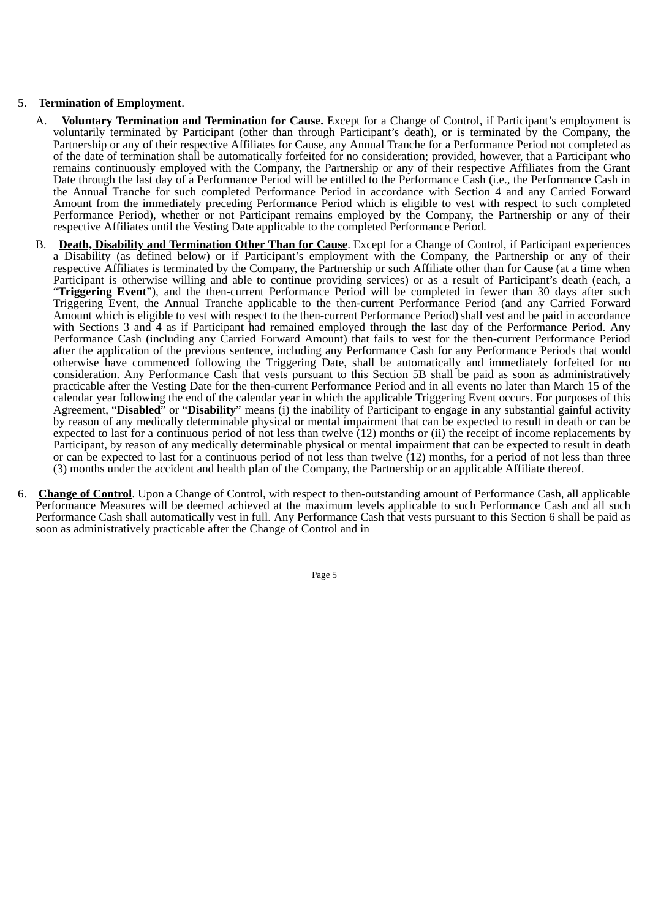5. **Termination of Employment**.

   A. **Voluntary Termination and Termination for Cause.** Except for a Change of Control, if Participant's employment is voluntarily terminated by Participant (other than through Participant's death), or is terminated by the Company, the Partnership or any of their respective Affiliates for Cause, any Annual Tranche for a Performance Period not completed as of the date of termination shall be automatically forfeited for no consideration; provided, however, that a Participant who remains continuously employed with the Company, the Partnership or any of their respective Affiliates from the Grant Date through the last day of a Performance Period will be entitled to the Performance Cash (i.e., the Performance Cash in the Annual Tranche for such completed Performance Period in accordance with Section 4 and any Carried Forward Amount from the immediately preceding Performance Period which is eligible to vest with respect to such completed Performance Period), whether or not Participant remains employed by the Company, the Partnership or any of their respective Affiliates until the Vesting Date applicable to the completed Performance Period.

   B. **Death, Disability and Termination Other Than for Cause**. Except for a Change of Control, if Participant experiences a Disability (as defined below) or if Participant's employment with the Company, the Partnership or any of their respective Affiliates is terminated by the Company, the Partnership or such Affiliate other than for Cause (at a time when Participant is otherwise willing and able to continue providing services) or as a result of Participant's death (each, a "**Triggering Event**"), and the then-current Performance Period will be completed in fewer than 30 days after such Triggering Event, the Annual Tranche applicable to the then-current Performance Period (and any Carried Forward Amount which is eligible to vest with respect to the then-current Performance Period) shall vest and be paid in accordance with Sections 3 and 4 as if Participant had remained employed through the last day of the Performance Period. Any Performance Cash (including any Carried Forward Amount) that fails to vest for the then-current Performance Period after the application of the previous sentence, including any Performance Cash for any Performance Periods that would otherwise have commenced following the Triggering Date, shall be automatically and immediately forfeited for no consideration. Any Performance Cash that vests pursuant to this Section 5B shall be paid as soon as administratively practicable after the Vesting Date for the then-current Performance Period and in all events no later than March 15 of the calendar year following the end of the calendar year in which the applicable Triggering Event occurs. For purposes of this Agreement, "**Disabled**" or "**Disability**" means (i) the inability of Participant to engage in any substantial gainful activity by reason of any medically determinable physical or mental impairment that can be expected to result in death or can be expected to last for a continuous period of not less than twelve (12) months or (ii) the receipt of income replacements by Participant, by reason of any medically determinable physical or mental impairment that can be expected to result in death or can be expected to last for a continuous period of not less than twelve (12) months, for a period of not less than three (3) months under the accident and health plan of the Company, the Partnership or an applicable Affiliate thereof.

6. **Change of Control**. Upon a Change of Control, with respect to then-outstanding amount of Performance Cash, all applicable Performance Measures will be deemed achieved at the maximum levels applicable to such Performance Cash and all such Performance Cash shall automatically vest in full. Any Performance Cash that vests pursuant to this Section 6 shall be paid as soon as administratively practicable after the Change of Control and in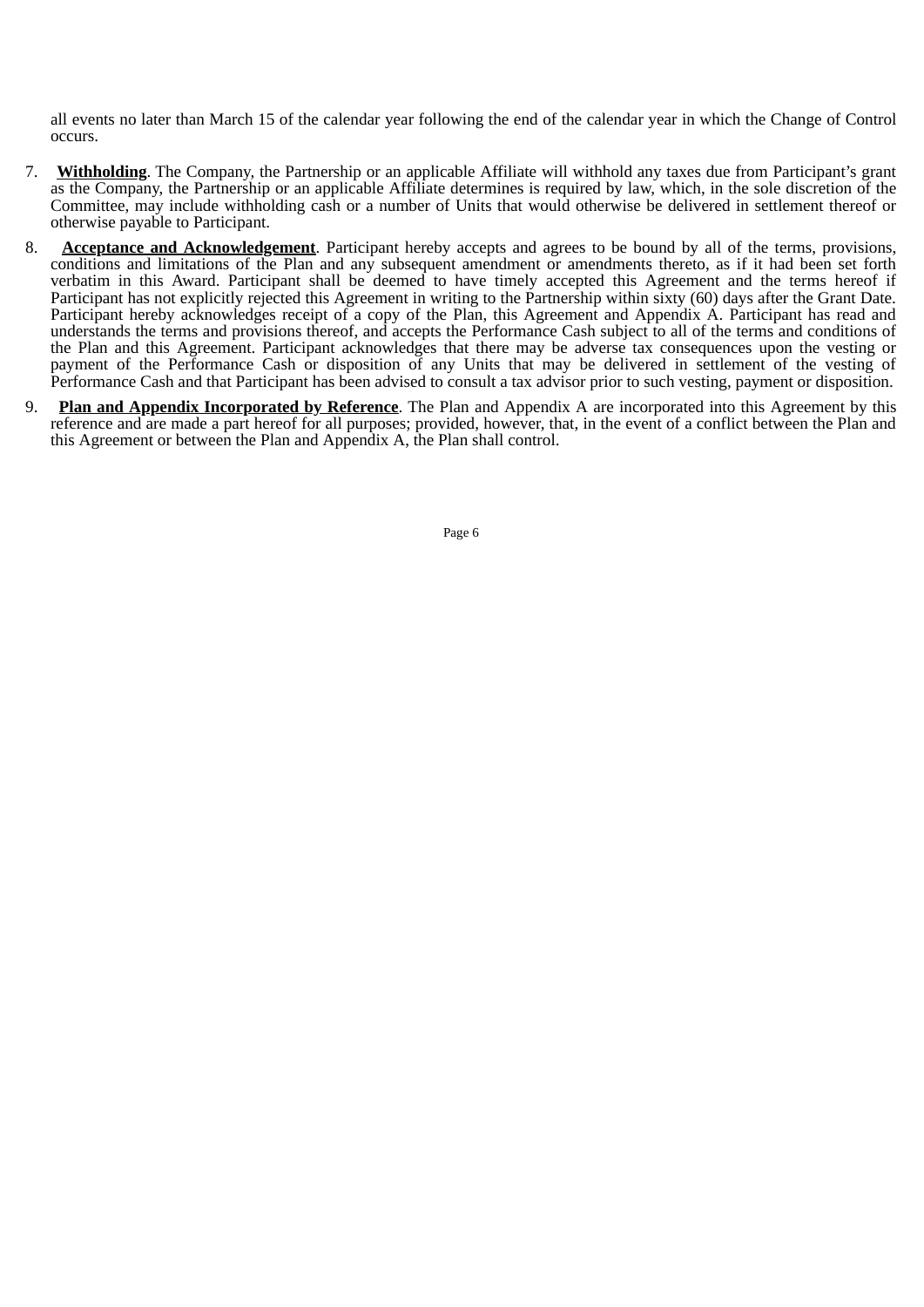all events no later than March 15 of the calendar year following the end of the calendar year in which the Change of Control occurs.

7. **Withholding**. The Company, the Partnership or an applicable Affiliate will withhold any taxes due from Participant's grant as the Company, the Partnership or an applicable Affiliate determines is required by law, which, in the sole discretion of the Committee, may include withholding cash or a number of Units that would otherwise be delivered in settlement thereof or otherwise payable to Participant.

8. **Acceptance and Acknowledgement**. Participant hereby accepts and agrees to be bound by all of the terms, provisions, conditions and limitations of the Plan and any subsequent amendment or amendments thereto, as if it had been set forth verbatim in this Award. Participant shall be deemed to have timely accepted this Agreement and the terms hereof if Participant has not explicitly rejected this Agreement in writing to the Partnership within sixty (60) days after the Grant Date. Participant hereby acknowledges receipt of a copy of the Plan, this Agreement and Appendix A. Participant has read and understands the terms and provisions thereof, and accepts the Performance Cash subject to all of the terms and conditions of the Plan and this Agreement. Participant acknowledges that there may be adverse tax consequences upon the vesting or payment of the Performance Cash or disposition of any Units that may be delivered in settlement of the vesting of Performance Cash and that Participant has been advised to consult a tax advisor prior to such vesting, payment or disposition.

9. **Plan and Appendix Incorporated by Reference**. The Plan and Appendix A are incorporated into this Agreement by this reference and are made a part hereof for all purposes; provided, however, that, in the event of a conflict between the Plan and this Agreement or between the Plan and Appendix A, the Plan shall control.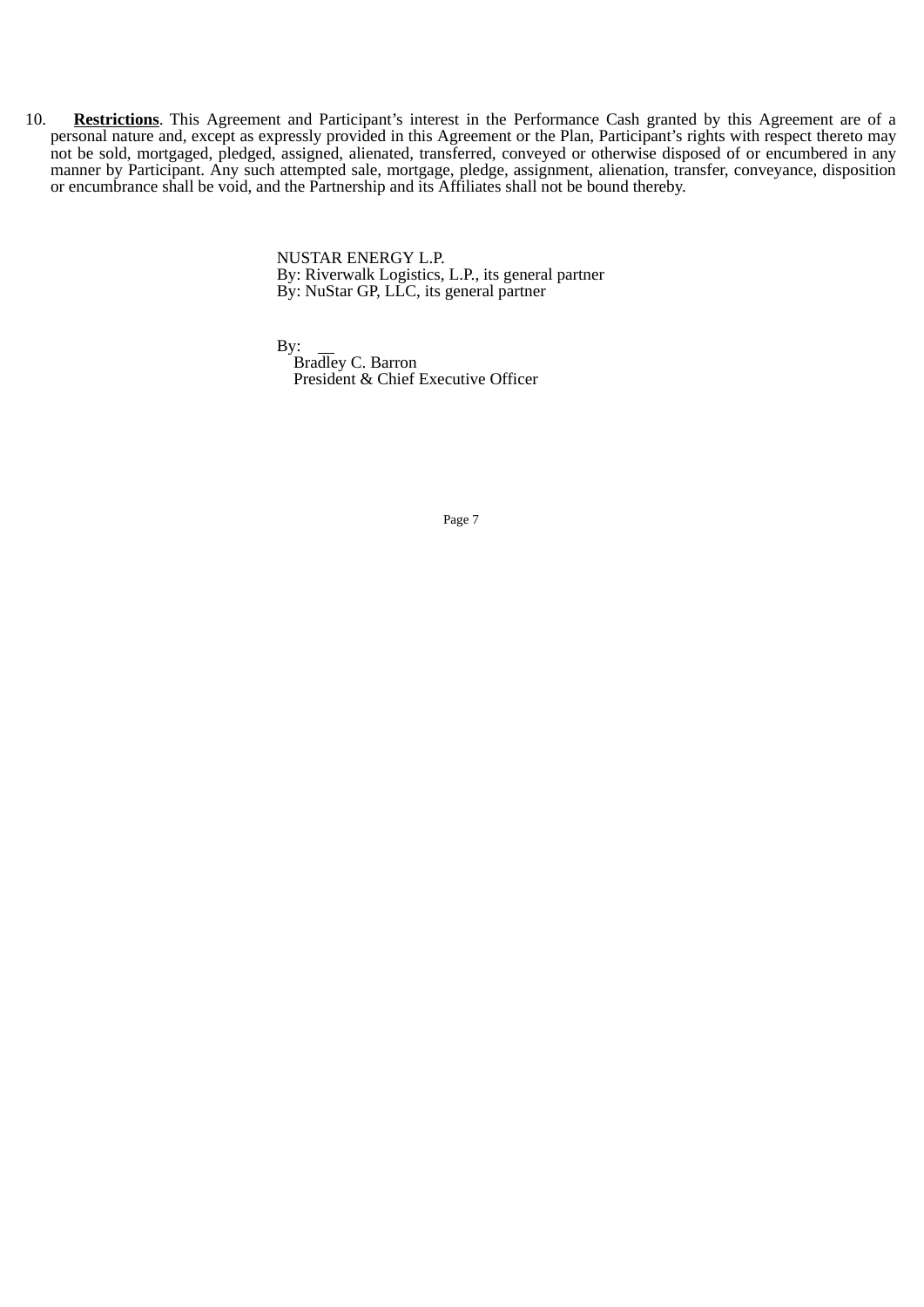10. **Restrictions**. This Agreement and Participant's interest in the Performance Cash granted by this Agreement are of a personal nature and, except as expressly provided in this Agreement or the Plan, Participant's rights with respect thereto may not be sold, mortgaged, pledged, assigned, alienated, transferred, conveyed or otherwise disposed of or encumbered in any manner by Participant. Any such attempted sale, mortgage, pledge, assignment, alienation, transfer, conveyance, disposition or encumbrance shall be void, and the Partnership and its Affiliates shall not be bound thereby.

NUSTAR ENERGY L.P.
By: Riverwalk Logistics, L.P., its general partner
By: NuStar GP, LLC, its general partner

By: \_\_

Bradley C. Barron
President & Chief Executive Officer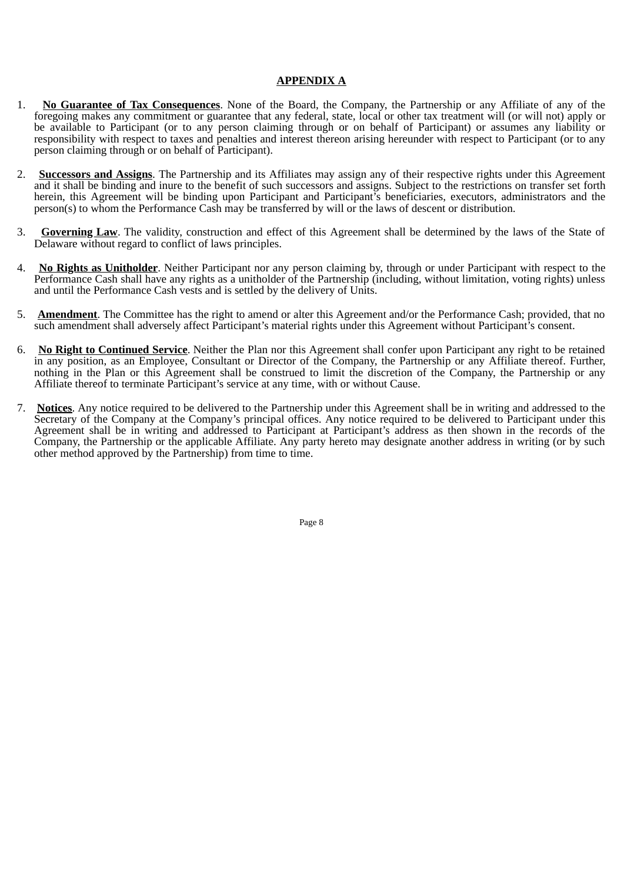## APPENDIX A

1. **No Guarantee of Tax Consequences**. None of the Board, the Company, the Partnership or any Affiliate of any of the foregoing makes any commitment or guarantee that any federal, state, local or other tax treatment will (or will not) apply or be available to Participant (or to any person claiming through or on behalf of Participant) or assumes any liability or responsibility with respect to taxes and penalties and interest thereon arising hereunder with respect to Participant (or to any person claiming through or on behalf of Participant).

2. **Successors and Assigns**. The Partnership and its Affiliates may assign any of their respective rights under this Agreement and it shall be binding and inure to the benefit of such successors and assigns. Subject to the restrictions on transfer set forth herein, this Agreement will be binding upon Participant and Participant's beneficiaries, executors, administrators and the person(s) to whom the Performance Cash may be transferred by will or the laws of descent or distribution.

3. **Governing Law**. The validity, construction and effect of this Agreement shall be determined by the laws of the State of Delaware without regard to conflict of laws principles.

4. **No Rights as Unitholder**. Neither Participant nor any person claiming by, through or under Participant with respect to the Performance Cash shall have any rights as a unitholder of the Partnership (including, without limitation, voting rights) unless and until the Performance Cash vests and is settled by the delivery of Units.

5. **Amendment**. The Committee has the right to amend or alter this Agreement and/or the Performance Cash; provided, that no such amendment shall adversely affect Participant's material rights under this Agreement without Participant's consent.

6. **No Right to Continued Service**. Neither the Plan nor this Agreement shall confer upon Participant any right to be retained in any position, as an Employee, Consultant or Director of the Company, the Partnership or any Affiliate thereof. Further, nothing in the Plan or this Agreement shall be construed to limit the discretion of the Company, the Partnership or any Affiliate thereof to terminate Participant's service at any time, with or without Cause.

7. **Notices**. Any notice required to be delivered to the Partnership under this Agreement shall be in writing and addressed to the Secretary of the Company at the Company's principal offices. Any notice required to be delivered to Participant under this Agreement shall be in writing and addressed to Participant at Participant's address as then shown in the records of the Company, the Partnership or the applicable Affiliate. Any party hereto may designate another address in writing (or by such other method approved by the Partnership) from time to time.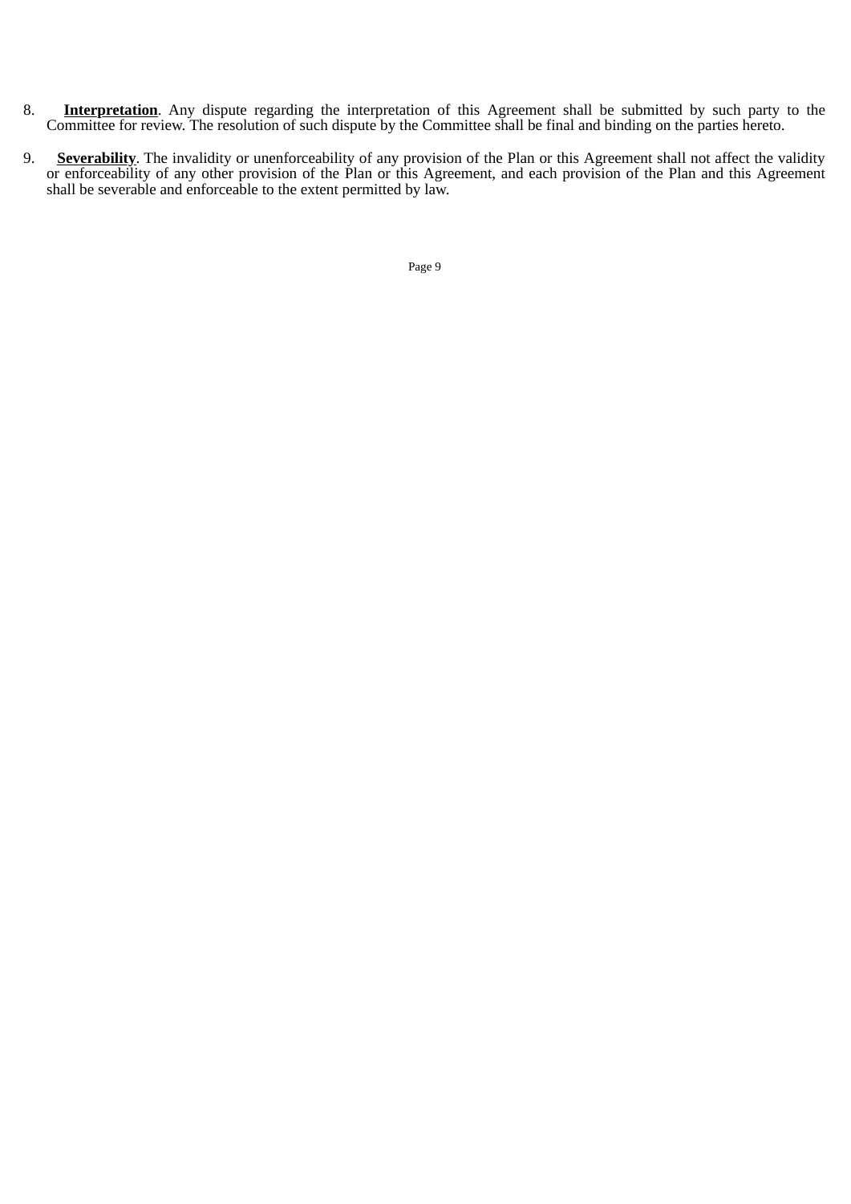8. **Interpretation**. Any dispute regarding the interpretation of this Agreement shall be submitted by such party to the Committee for review. The resolution of such dispute by the Committee shall be final and binding on the parties hereto.

9. **Severability**. The invalidity or unenforceability of any provision of the Plan or this Agreement shall not affect the validity or enforceability of any other provision of the Plan or this Agreement, and each provision of the Plan and this Agreement shall be severable and enforceable to the extent permitted by law.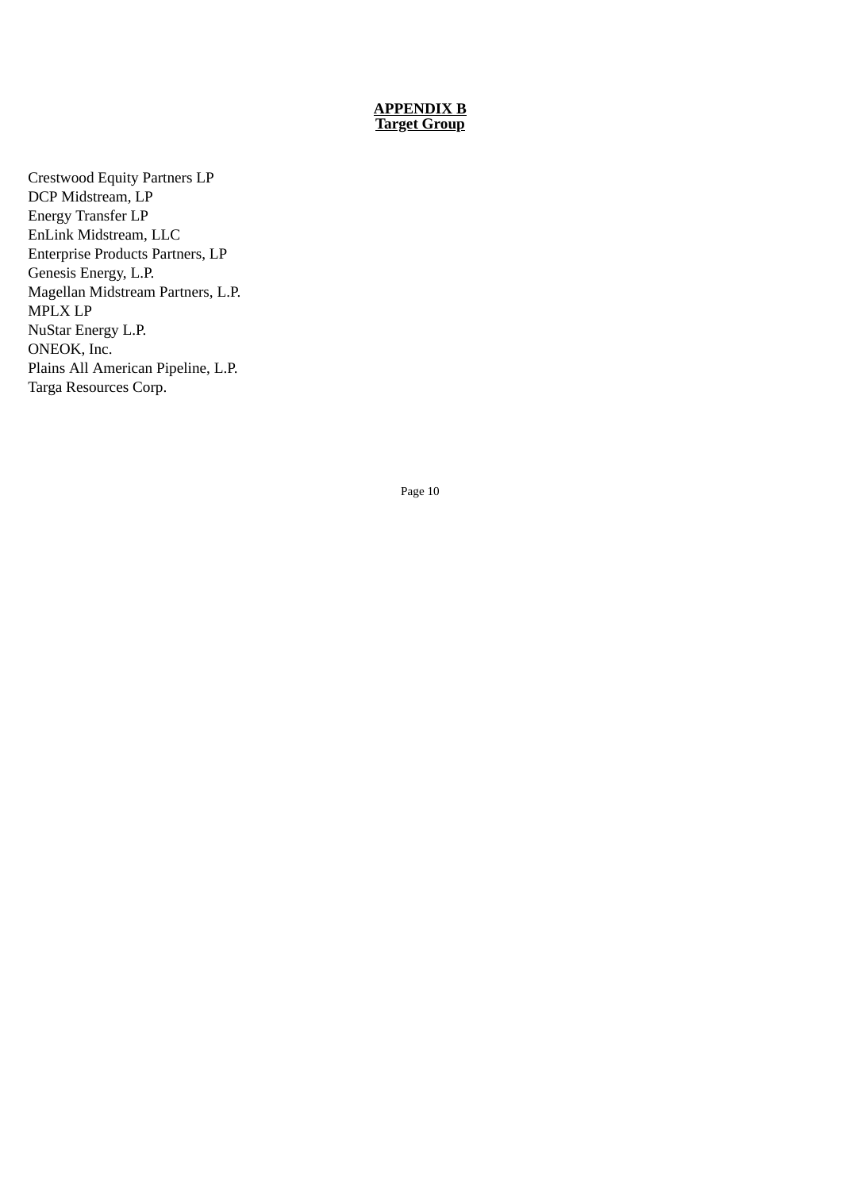**APPENDIX B**
**Target Group**

Crestwood Equity Partners LP
DCP Midstream, LP
Energy Transfer LP
EnLink Midstream, LLC
Enterprise Products Partners, LP
Genesis Energy, L.P.
Magellan Midstream Partners, L.P.
MPLX LP
NuStar Energy L.P.
ONEOK, Inc.
Plains All American Pipeline, L.P.
Targa Resources Corp.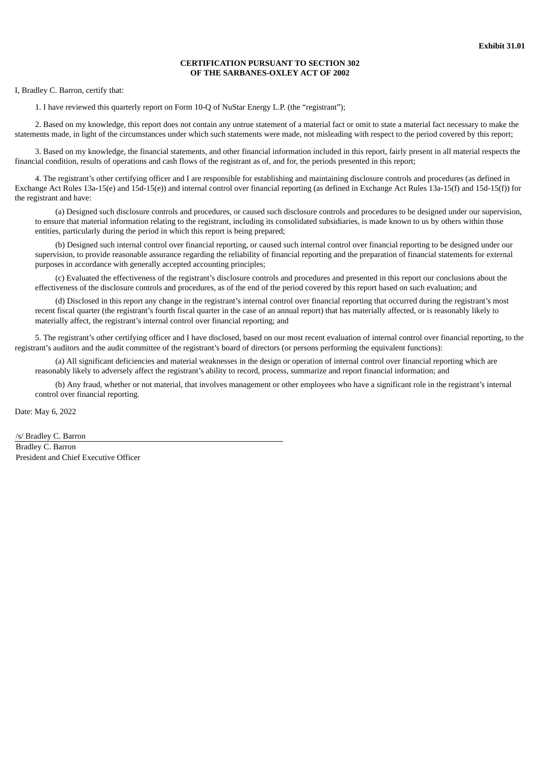**Exhibit 31.01**

**CERTIFICATION PURSUANT TO SECTION 302**
**OF THE SARBANES-OXLEY ACT OF 2002**

I, Bradley C. Barron, certify that:

1. I have reviewed this quarterly report on Form 10-Q of NuStar Energy L.P. (the "registrant");

2. Based on my knowledge, this report does not contain any untrue statement of a material fact or omit to state a material fact necessary to make the statements made, in light of the circumstances under which such statements were made, not misleading with respect to the period covered by this report;

3. Based on my knowledge, the financial statements, and other financial information included in this report, fairly present in all material respects the financial condition, results of operations and cash flows of the registrant as of, and for, the periods presented in this report;

4. The registrant's other certifying officer and I are responsible for establishing and maintaining disclosure controls and procedures (as defined in Exchange Act Rules 13a-15(e) and 15d-15(e)) and internal control over financial reporting (as defined in Exchange Act Rules 13a-15(f) and 15d-15(f)) for the registrant and have:

(a) Designed such disclosure controls and procedures, or caused such disclosure controls and procedures to be designed under our supervision, to ensure that material information relating to the registrant, including its consolidated subsidiaries, is made known to us by others within those entities, particularly during the period in which this report is being prepared;

(b) Designed such internal control over financial reporting, or caused such internal control over financial reporting to be designed under our supervision, to provide reasonable assurance regarding the reliability of financial reporting and the preparation of financial statements for external purposes in accordance with generally accepted accounting principles;

(c) Evaluated the effectiveness of the registrant's disclosure controls and procedures and presented in this report our conclusions about the effectiveness of the disclosure controls and procedures, as of the end of the period covered by this report based on such evaluation; and

(d) Disclosed in this report any change in the registrant's internal control over financial reporting that occurred during the registrant's most recent fiscal quarter (the registrant's fourth fiscal quarter in the case of an annual report) that has materially affected, or is reasonably likely to materially affect, the registrant's internal control over financial reporting; and

5. The registrant's other certifying officer and I have disclosed, based on our most recent evaluation of internal control over financial reporting, to the registrant's auditors and the audit committee of the registrant's board of directors (or persons performing the equivalent functions):

(a) All significant deficiencies and material weaknesses in the design or operation of internal control over financial reporting which are reasonably likely to adversely affect the registrant's ability to record, process, summarize and report financial information; and

(b) Any fraud, whether or not material, that involves management or other employees who have a significant role in the registrant's internal control over financial reporting.

Date: May 6, 2022

/s/ Bradley C. Barron
Bradley C. Barron
President and Chief Executive Officer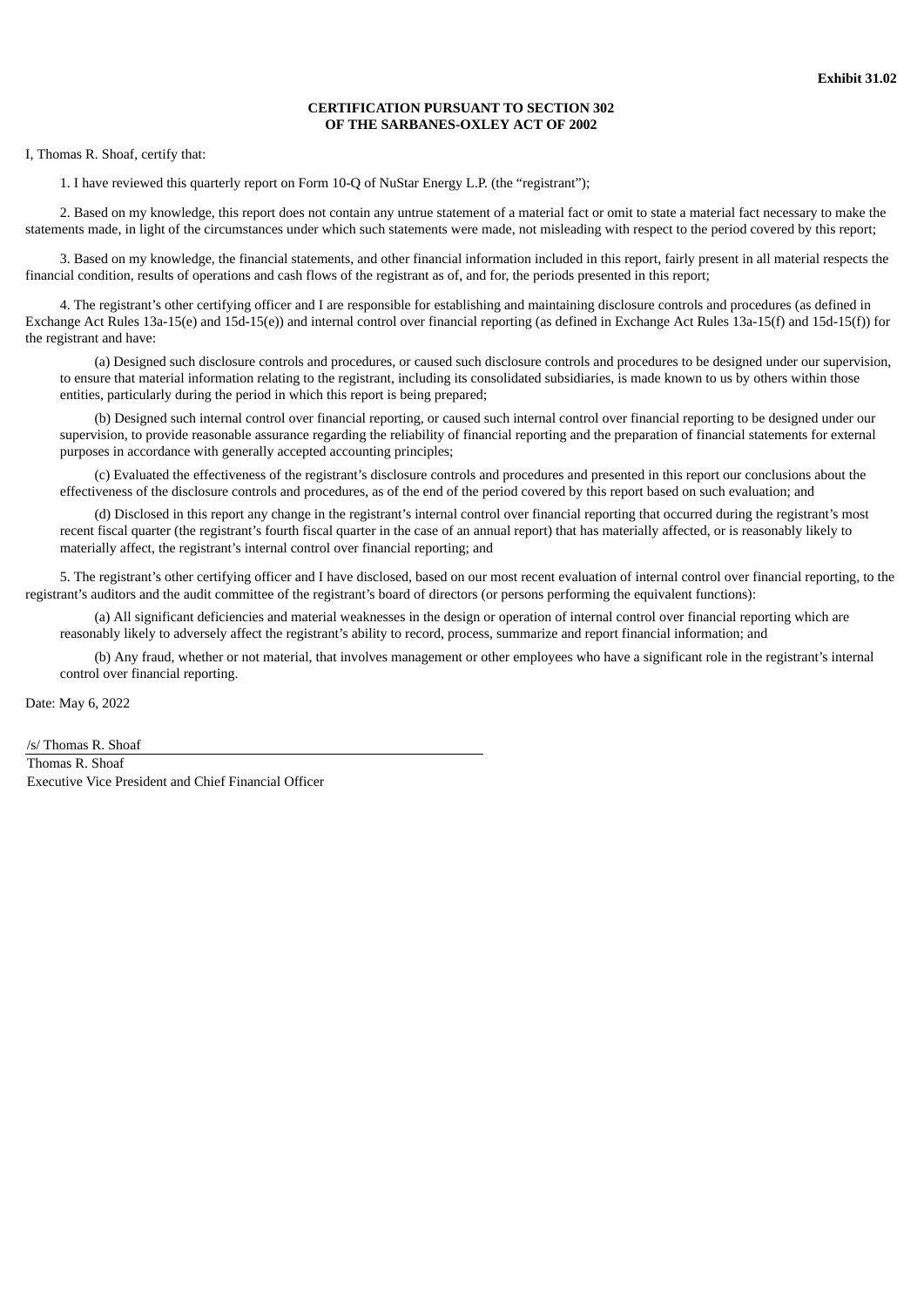**Exhibit 31.02**

**CERTIFICATION PURSUANT TO SECTION 302**
**OF THE SARBANES-OXLEY ACT OF 2002**

I, Thomas R. Shoaf, certify that:

1. I have reviewed this quarterly report on Form 10-Q of NuStar Energy L.P. (the "registrant");

2. Based on my knowledge, this report does not contain any untrue statement of a material fact or omit to state a material fact necessary to make the statements made, in light of the circumstances under which such statements were made, not misleading with respect to the period covered by this report;

3. Based on my knowledge, the financial statements, and other financial information included in this report, fairly present in all material respects the financial condition, results of operations and cash flows of the registrant as of, and for, the periods presented in this report;

4. The registrant's other certifying officer and I are responsible for establishing and maintaining disclosure controls and procedures (as defined in Exchange Act Rules 13a-15(e) and 15d-15(e)) and internal control over financial reporting (as defined in Exchange Act Rules 13a-15(f) and 15d-15(f)) for the registrant and have:

(a) Designed such disclosure controls and procedures, or caused such disclosure controls and procedures to be designed under our supervision, to ensure that material information relating to the registrant, including its consolidated subsidiaries, is made known to us by others within those entities, particularly during the period in which this report is being prepared;

(b) Designed such internal control over financial reporting, or caused such internal control over financial reporting to be designed under our supervision, to provide reasonable assurance regarding the reliability of financial reporting and the preparation of financial statements for external purposes in accordance with generally accepted accounting principles;

(c) Evaluated the effectiveness of the registrant's disclosure controls and procedures and presented in this report our conclusions about the effectiveness of the disclosure controls and procedures, as of the end of the period covered by this report based on such evaluation; and

(d) Disclosed in this report any change in the registrant's internal control over financial reporting that occurred during the registrant's most recent fiscal quarter (the registrant's fourth fiscal quarter in the case of an annual report) that has materially affected, or is reasonably likely to materially affect, the registrant's internal control over financial reporting; and

5. The registrant's other certifying officer and I have disclosed, based on our most recent evaluation of internal control over financial reporting, to the registrant's auditors and the audit committee of the registrant's board of directors (or persons performing the equivalent functions):

(a) All significant deficiencies and material weaknesses in the design or operation of internal control over financial reporting which are reasonably likely to adversely affect the registrant's ability to record, process, summarize and report financial information; and

(b) Any fraud, whether or not material, that involves management or other employees who have a significant role in the registrant's internal control over financial reporting.

Date: May 6, 2022

/s/ Thomas R. Shoaf

Thomas R. Shoaf
Executive Vice President and Chief Financial Officer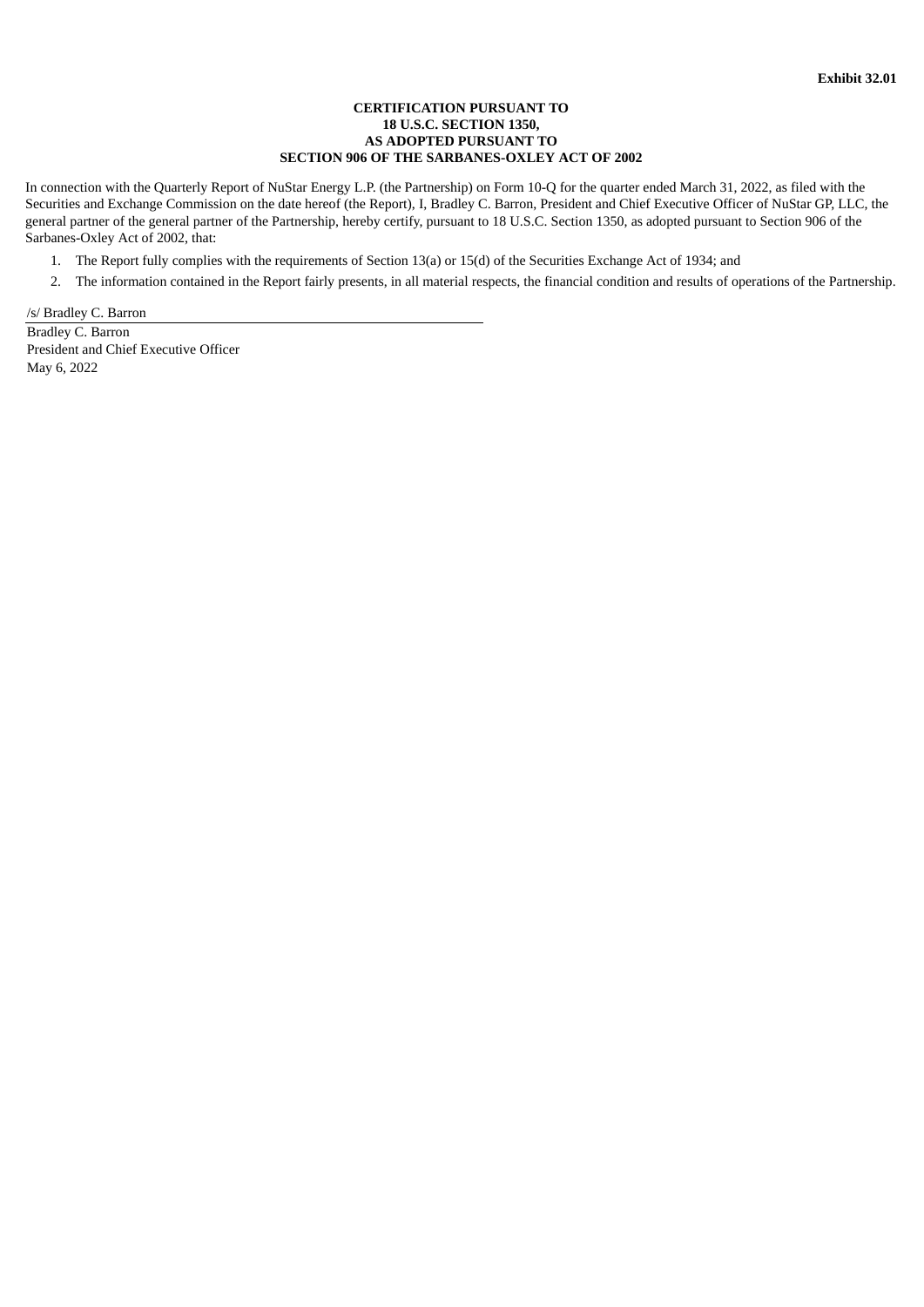**Exhibit 32.01**

**CERTIFICATION PURSUANT TO**
**18 U.S.C. SECTION 1350,**
**AS ADOPTED PURSUANT TO**
**SECTION 906 OF THE SARBANES-OXLEY ACT OF 2002**

In connection with the Quarterly Report of NuStar Energy L.P. (the Partnership) on Form 10-Q for the quarter ended March 31, 2022, as filed with the Securities and Exchange Commission on the date hereof (the Report), I, Bradley C. Barron, President and Chief Executive Officer of NuStar GP, LLC, the general partner of the general partner of the Partnership, hereby certify, pursuant to 18 U.S.C. Section 1350, as adopted pursuant to Section 906 of the Sarbanes-Oxley Act of 2002, that:

1. The Report fully complies with the requirements of Section 13(a) or 15(d) of the Securities Exchange Act of 1934; and
2. The information contained in the Report fairly presents, in all material respects, the financial condition and results of operations of the Partnership.

/s/ Bradley C. Barron

Bradley C. Barron
President and Chief Executive Officer
May 6, 2022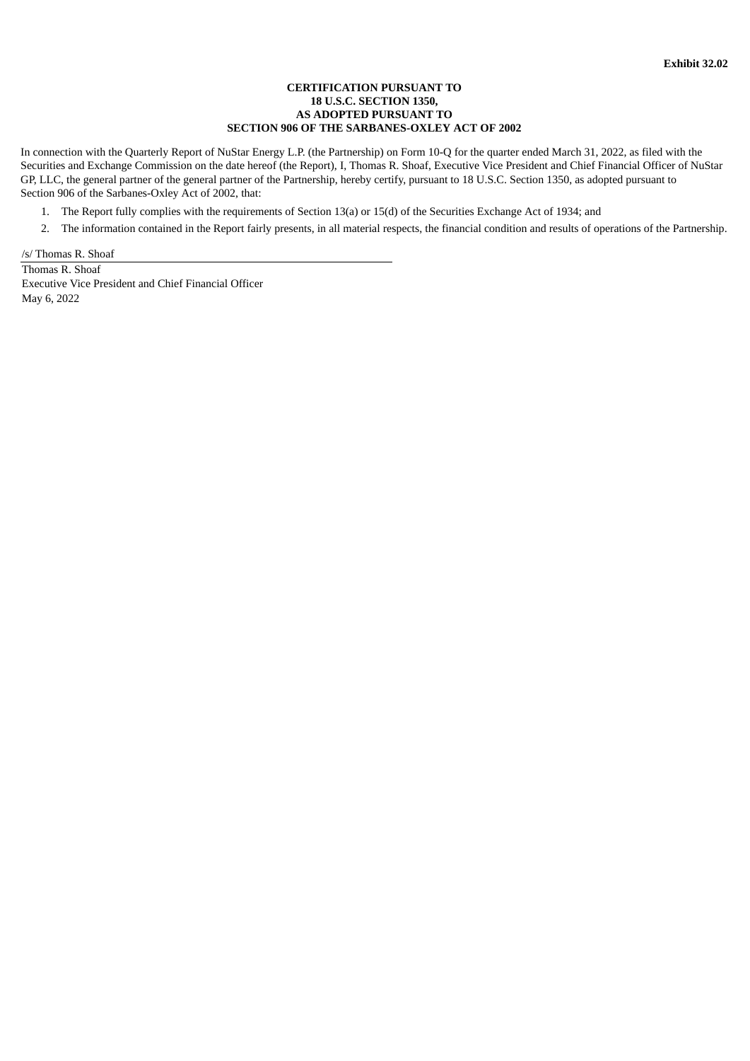**Exhibit 32.02**

**CERTIFICATION PURSUANT TO**
**18 U.S.C. SECTION 1350,**
**AS ADOPTED PURSUANT TO**
**SECTION 906 OF THE SARBANES-OXLEY ACT OF 2002**

In connection with the Quarterly Report of NuStar Energy L.P. (the Partnership) on Form 10-Q for the quarter ended March 31, 2022, as filed with the Securities and Exchange Commission on the date hereof (the Report), I, Thomas R. Shoaf, Executive Vice President and Chief Financial Officer of NuStar GP, LLC, the general partner of the general partner of the Partnership, hereby certify, pursuant to 18 U.S.C. Section 1350, as adopted pursuant to Section 906 of the Sarbanes-Oxley Act of 2002, that:

1. The Report fully complies with the requirements of Section 13(a) or 15(d) of the Securities Exchange Act of 1934; and
2. The information contained in the Report fairly presents, in all material respects, the financial condition and results of operations of the Partnership.

/s/ Thomas R. Shoaf

Thomas R. Shoaf
Executive Vice President and Chief Financial Officer
May 6, 2022